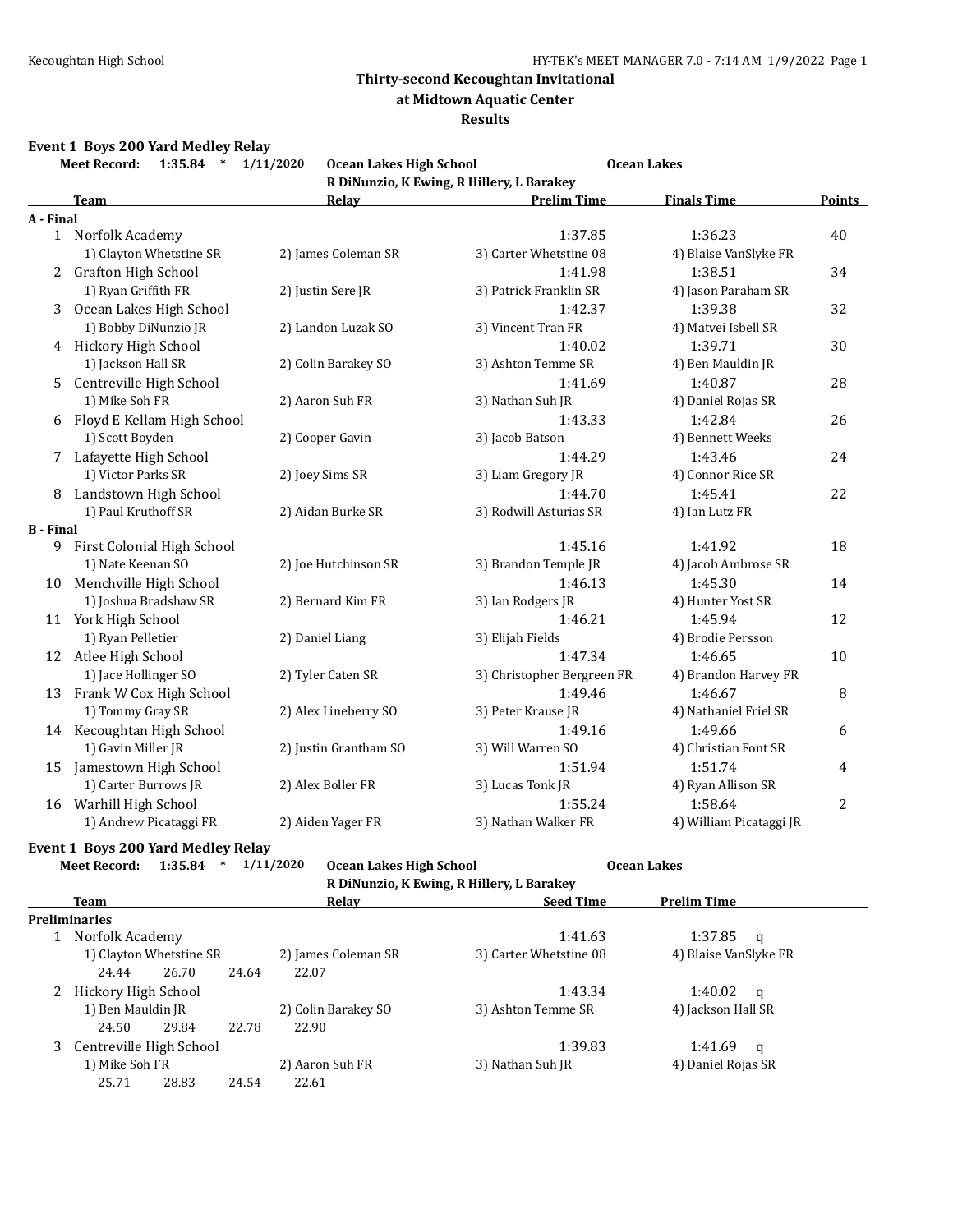**Thirty-second Kecoughtan Invitational**
**at Midtown Aquatic Center**
**Results**

### Event 1 Boys 200 Yard Medley Relay

**Meet Record:** 1:35.84 * 1/11/2020 **Ocean Lakes High School** **Ocean Lakes**
R DiNunzio, K Ewing, R Hillery, L Barakey

| | Team | Relay | Prelim Time | Finals Time | Points |
|---|---|---|---|---|---|
| **A - Final** | | | | | |
| 1 | Norfolk Academy | | 1:37.85 | 1:36.23 | 40 |
| | 1) Clayton Whetstine SR | 2) James Coleman SR | 3) Carter Whetstine 08 | 4) Blaise VanSlyke FR | |
| 2 | Grafton High School | | 1:41.98 | 1:38.51 | 34 |
| | 1) Ryan Griffith FR | 2) Justin Sere JR | 3) Patrick Franklin SR | 4) Jason Paraham SR | |
| 3 | Ocean Lakes High School | | 1:42.37 | 1:39.38 | 32 |
| | 1) Bobby DiNunzio JR | 2) Landon Luzak SO | 3) Vincent Tran FR | 4) Matvei Isbell SR | |
| 4 | Hickory High School | | 1:40.02 | 1:39.71 | 30 |
| | 1) Jackson Hall SR | 2) Colin Barakey SO | 3) Ashton Temme SR | 4) Ben Mauldin JR | |
| 5 | Centreville High School | | 1:41.69 | 1:40.87 | 28 |
| | 1) Mike Soh FR | 2) Aaron Suh FR | 3) Nathan Suh JR | 4) Daniel Rojas SR | |
| 6 | Floyd E Kellam High School | | 1:43.33 | 1:42.84 | 26 |
| | 1) Scott Boyden | 2) Cooper Gavin | 3) Jacob Batson | 4) Bennett Weeks | |
| 7 | Lafayette High School | | 1:44.29 | 1:43.46 | 24 |
| | 1) Victor Parks SR | 2) Joey Sims SR | 3) Liam Gregory JR | 4) Connor Rice SR | |
| 8 | Landstown High School | | 1:44.70 | 1:45.41 | 22 |
| | 1) Paul Kruthoff SR | 2) Aidan Burke SR | 3) Rodwill Asturias SR | 4) Ian Lutz FR | |
| **B - Final** | | | | | |
| 9 | First Colonial High School | | 1:45.16 | 1:41.92 | 18 |
| | 1) Nate Keenan SO | 2) Joe Hutchinson SR | 3) Brandon Temple JR | 4) Jacob Ambrose SR | |
| 10 | Menchville High School | | 1:46.13 | 1:45.30 | 14 |
| | 1) Joshua Bradshaw SR | 2) Bernard Kim FR | 3) Ian Rodgers JR | 4) Hunter Yost SR | |
| 11 | York High School | | 1:46.21 | 1:45.94 | 12 |
| | 1) Ryan Pelletier | 2) Daniel Liang | 3) Elijah Fields | 4) Brodie Persson | |
| 12 | Atlee High School | | 1:47.34 | 1:46.65 | 10 |
| | 1) Jace Hollinger SO | 2) Tyler Caten SR | 3) Christopher Bergreen FR | 4) Brandon Harvey FR | |
| 13 | Frank W Cox High School | | 1:49.46 | 1:46.67 | 8 |
| | 1) Tommy Gray SR | 2) Alex Lineberry SO | 3) Peter Krause JR | 4) Nathaniel Friel SR | |
| 14 | Kecoughtan High School | | 1:49.16 | 1:49.66 | 6 |
| | 1) Gavin Miller JR | 2) Justin Grantham SO | 3) Will Warren SO | 4) Christian Font SR | |
| 15 | Jamestown High School | | 1:51.94 | 1:51.74 | 4 |
| | 1) Carter Burrows JR | 2) Alex Boller FR | 3) Lucas Tonk JR | 4) Ryan Allison SR | |
| 16 | Warhill High School | | 1:55.24 | 1:58.64 | 2 |
| | 1) Andrew Picataggi FR | 2) Aiden Yager FR | 3) Nathan Walker FR | 4) William Picataggi JR | |

### Event 1 Boys 200 Yard Medley Relay

**Meet Record:** 1:35.84 * 1/11/2020 **Ocean Lakes High School** **Ocean Lakes**
R DiNunzio, K Ewing, R Hillery, L Barakey

| | Team | Relay | Seed Time | Prelim Time |
|---|---|---|---|---|
| **Preliminaries** | | | | |
| 1 | Norfolk Academy | | 1:41.63 | 1:37.85 q |
| | 1) Clayton Whetstine SR | 2) James Coleman SR | 3) Carter Whetstine 08 | 4) Blaise VanSlyke FR |
| | 24.44 26.70 24.64 | 22.07 | | |
| 2 | Hickory High School | | 1:43.34 | 1:40.02 q |
| | 1) Ben Mauldin JR | 2) Colin Barakey SO | 3) Ashton Temme SR | 4) Jackson Hall SR |
| | 24.50 29.84 22.78 | 22.90 | | |
| 3 | Centreville High School | | 1:39.83 | 1:41.69 q |
| | 1) Mike Soh FR | 2) Aaron Suh FR | 3) Nathan Suh JR | 4) Daniel Rojas SR |
| | 25.71 28.83 24.54 | 22.61 | | |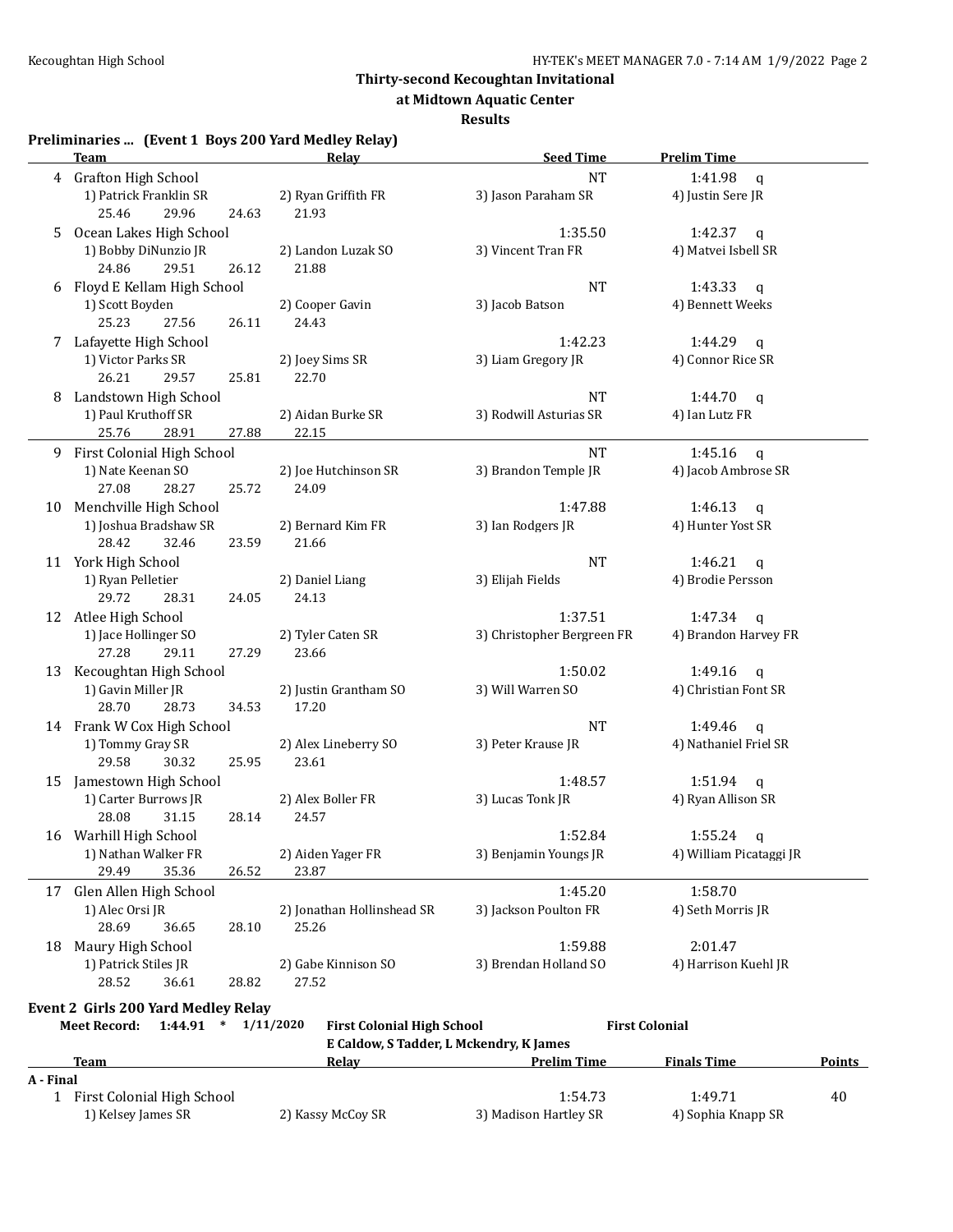## Thirty-second Kecoughtan Invitational
### at Midtown Aquatic Center
### Results

**Preliminaries ... (Event 1 Boys 200 Yard Medley Relay)**

| | Team | Relay | Seed Time | Prelim Time |
|---|---|---|---|---|
| 4 | Grafton High School | | NT | 1:41.98 q |
| | 1) Patrick Franklin SR | 2) Ryan Griffith FR | 3) Jason Paraham SR | 4) Justin Sere JR |
| | 25.46 29.96 24.63 | 21.93 | | |
| 5 | Ocean Lakes High School | | 1:35.50 | 1:42.37 q |
| | 1) Bobby DiNunzio JR | 2) Landon Luzak SO | 3) Vincent Tran FR | 4) Matvei Isbell SR |
| | 24.86 29.51 26.12 | 21.88 | | |
| 6 | Floyd E Kellam High School | | NT | 1:43.33 q |
| | 1) Scott Boyden | 2) Cooper Gavin | 3) Jacob Batson | 4) Bennett Weeks |
| | 25.23 27.56 26.11 | 24.43 | | |
| 7 | Lafayette High School | | 1:42.23 | 1:44.29 q |
| | 1) Victor Parks SR | 2) Joey Sims SR | 3) Liam Gregory JR | 4) Connor Rice SR |
| | 26.21 29.57 25.81 | 22.70 | | |
| 8 | Landstown High School | | NT | 1:44.70 q |
| | 1) Paul Kruthoff SR | 2) Aidan Burke SR | 3) Rodwill Asturias SR | 4) Ian Lutz FR |
| | 25.76 28.91 27.88 | 22.15 | | |
| 9 | First Colonial High School | | NT | 1:45.16 q |
| | 1) Nate Keenan SO | 2) Joe Hutchinson SR | 3) Brandon Temple JR | 4) Jacob Ambrose SR |
| | 27.08 28.27 25.72 | 24.09 | | |
| 10 | Menchville High School | | 1:47.88 | 1:46.13 q |
| | 1) Joshua Bradshaw SR | 2) Bernard Kim FR | 3) Ian Rodgers JR | 4) Hunter Yost SR |
| | 28.42 32.46 23.59 | 21.66 | | |
| 11 | York High School | | NT | 1:46.21 q |
| | 1) Ryan Pelletier | 2) Daniel Liang | 3) Elijah Fields | 4) Brodie Persson |
| | 29.72 28.31 24.05 | 24.13 | | |
| 12 | Atlee High School | | 1:37.51 | 1:47.34 q |
| | 1) Jace Hollinger SO | 2) Tyler Caten SR | 3) Christopher Bergreen FR | 4) Brandon Harvey FR |
| | 27.28 29.11 27.29 | 23.66 | | |
| 13 | Kecoughtan High School | | 1:50.02 | 1:49.16 q |
| | 1) Gavin Miller JR | 2) Justin Grantham SO | 3) Will Warren SO | 4) Christian Font SR |
| | 28.70 28.73 34.53 | 17.20 | | |
| 14 | Frank W Cox High School | | NT | 1:49.46 q |
| | 1) Tommy Gray SR | 2) Alex Lineberry SO | 3) Peter Krause JR | 4) Nathaniel Friel SR |
| | 29.58 30.32 25.95 | 23.61 | | |
| 15 | Jamestown High School | | 1:48.57 | 1:51.94 q |
| | 1) Carter Burrows JR | 2) Alex Boller FR | 3) Lucas Tonk JR | 4) Ryan Allison SR |
| | 28.08 31.15 28.14 | 24.57 | | |
| 16 | Warhill High School | | 1:52.84 | 1:55.24 q |
| | 1) Nathan Walker FR | 2) Aiden Yager FR | 3) Benjamin Youngs JR | 4) William Picataggi JR |
| | 29.49 35.36 26.52 | 23.87 | | |
| 17 | Glen Allen High School | | 1:45.20 | 1:58.70 |
| | 1) Alec Orsi JR | 2) Jonathan Hollinshead SR | 3) Jackson Poulton FR | 4) Seth Morris JR |
| | 28.69 36.65 28.10 | 25.26 | | |
| 18 | Maury High School | | 1:59.88 | 2:01.47 |
| | 1) Patrick Stiles JR | 2) Gabe Kinnison SO | 3) Brendan Holland SO | 4) Harrison Kuehl JR |
| | 28.52 36.61 28.82 | 27.52 | | |

**Event 2 Girls 200 Yard Medley Relay**

**Meet Record: 1:44.91 * 1/11/2020 First Colonial High School First Colonial**
**E Caldow, S Tadder, L Mckendry, K James**

| | Team | Relay | Prelim Time | Finals Time | Points |
|---|---|---|---|---|---|
| **A - Final** | | | | | |
| 1 | First Colonial High School | | 1:54.73 | 1:49.71 | 40 |
| | 1) Kelsey James SR | 2) Kassy McCoy SR | 3) Madison Hartley SR | 4) Sophia Knapp SR | |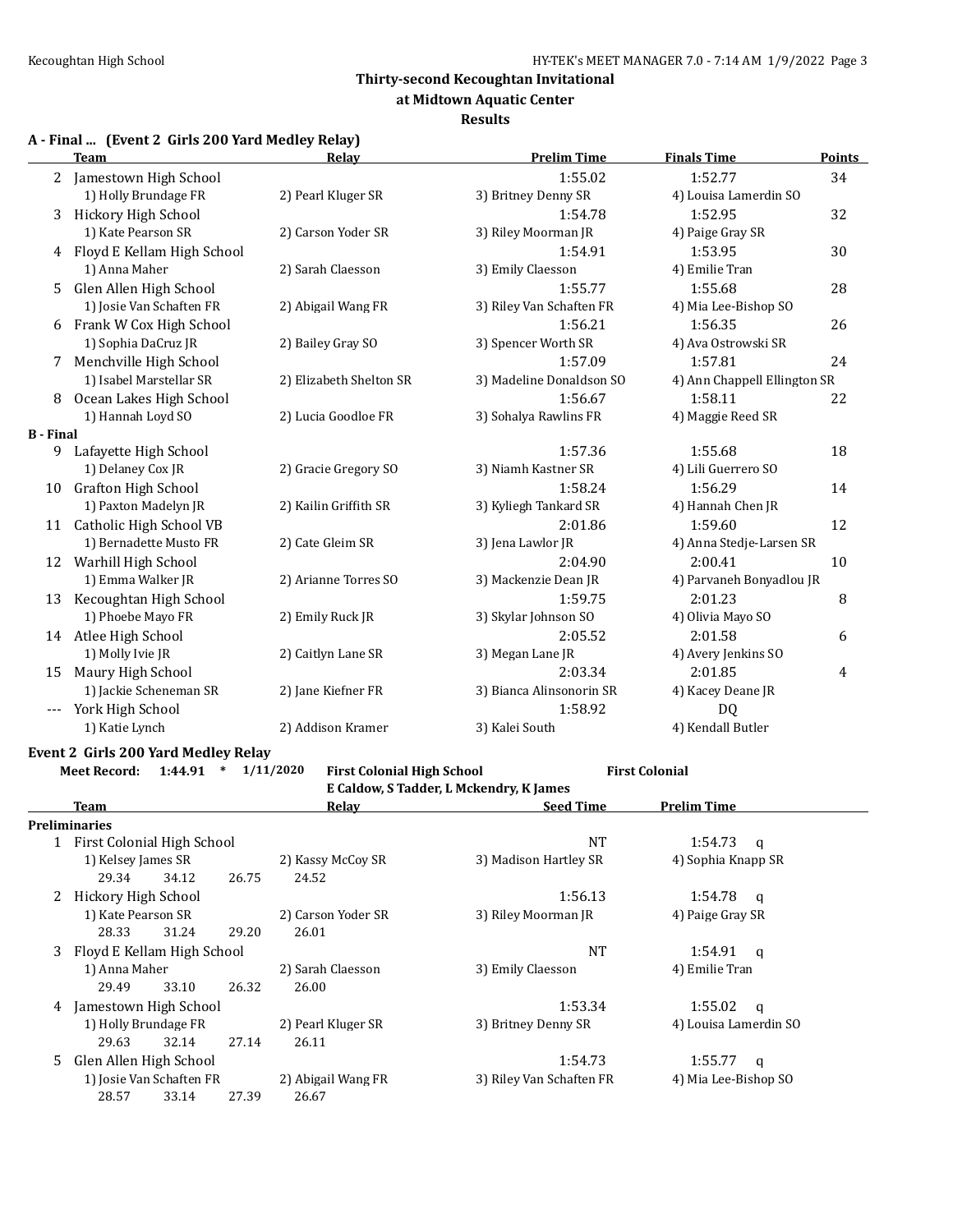# Thirty-second Kecoughtan Invitational

## at Midtown Aquatic Center

### Results

**A - Final ... (Event 2 Girls 200 Yard Medley Relay)**

| | Team | Relay | Prelim Time | Finals Time | Points |
|---|---|---|---|---|---|
| 2 | Jamestown High School | | 1:55.02 | 1:52.77 | 34 |
| | 1) Holly Brundage FR | 2) Pearl Kluger SR | 3) Britney Denny SR | 4) Louisa Lamerdin SO | |
| 3 | Hickory High School | | 1:54.78 | 1:52.95 | 32 |
| | 1) Kate Pearson SR | 2) Carson Yoder SR | 3) Riley Moorman JR | 4) Paige Gray SR | |
| 4 | Floyd E Kellam High School | | 1:54.91 | 1:53.95 | 30 |
| | 1) Anna Maher | 2) Sarah Claesson | 3) Emily Claesson | 4) Emilie Tran | |
| 5 | Glen Allen High School | | 1:55.77 | 1:55.68 | 28 |
| | 1) Josie Van Schaften FR | 2) Abigail Wang FR | 3) Riley Van Schaften FR | 4) Mia Lee-Bishop SO | |
| 6 | Frank W Cox High School | | 1:56.21 | 1:56.35 | 26 |
| | 1) Sophia DaCruz JR | 2) Bailey Gray SO | 3) Spencer Worth SR | 4) Ava Ostrowski SR | |
| 7 | Menchville High School | | 1:57.09 | 1:57.81 | 24 |
| | 1) Isabel Marstellar SR | 2) Elizabeth Shelton SR | 3) Madeline Donaldson SO | 4) Ann Chappell Ellington SR | |
| 8 | Ocean Lakes High School | | 1:56.67 | 1:58.11 | 22 |
| | 1) Hannah Loyd SO | 2) Lucia Goodloe FR | 3) Sohalya Rawlins FR | 4) Maggie Reed SR | |
| **B - Final** | | | | | |
| 9 | Lafayette High School | | 1:57.36 | 1:55.68 | 18 |
| | 1) Delaney Cox JR | 2) Gracie Gregory SO | 3) Niamh Kastner SR | 4) Lili Guerrero SO | |
| 10 | Grafton High School | | 1:58.24 | 1:56.29 | 14 |
| | 1) Paxton Madelyn JR | 2) Kailin Griffith SR | 3) Kyliegh Tankard SR | 4) Hannah Chen JR | |
| 11 | Catholic High School VB | | 2:01.86 | 1:59.60 | 12 |
| | 1) Bernadette Musto FR | 2) Cate Gleim SR | 3) Jena Lawlor JR | 4) Anna Stedje-Larsen SR | |
| 12 | Warhill High School | | 2:04.90 | 2:00.41 | 10 |
| | 1) Emma Walker JR | 2) Arianne Torres SO | 3) Mackenzie Dean JR | 4) Parvaneh Bonyadlou JR | |
| 13 | Kecoughtan High School | | 1:59.75 | 2:01.23 | 8 |
| | 1) Phoebe Mayo FR | 2) Emily Ruck JR | 3) Skylar Johnson SO | 4) Olivia Mayo SO | |
| 14 | Atlee High School | | 2:05.52 | 2:01.58 | 6 |
| | 1) Molly Ivie JR | 2) Caitlyn Lane SR | 3) Megan Lane JR | 4) Avery Jenkins SO | |
| 15 | Maury High School | | 2:03.34 | 2:01.85 | 4 |
| | 1) Jackie Scheneman SR | 2) Jane Kiefner FR | 3) Bianca Alinsonorin SR | 4) Kacey Deane JR | |
| --- | York High School | | 1:58.92 | DQ | |
| | 1) Katie Lynch | 2) Addison Kramer | 3) Kalei South | 4) Kendall Butler | |

**Event 2 Girls 200 Yard Medley Relay**

**Meet Record: 1:44.91 * 1/11/2020 First Colonial High School First Colonial**
**E Caldow, S Tadder, L Mckendry, K James**

| | Team | Relay | Seed Time | Prelim Time |
|---|---|---|---|---|
| **Preliminaries** | | | | |
| 1 | First Colonial High School | | NT | 1:54.73 q |
| | 1) Kelsey James SR | 2) Kassy McCoy SR | 3) Madison Hartley SR | 4) Sophia Knapp SR |
| | 29.34 34.12 26.75 24.52 | | | |
| 2 | Hickory High School | | 1:56.13 | 1:54.78 q |
| | 1) Kate Pearson SR | 2) Carson Yoder SR | 3) Riley Moorman JR | 4) Paige Gray SR |
| | 28.33 31.24 29.20 26.01 | | | |
| 3 | Floyd E Kellam High School | | NT | 1:54.91 q |
| | 1) Anna Maher | 2) Sarah Claesson | 3) Emily Claesson | 4) Emilie Tran |
| | 29.49 33.10 26.32 26.00 | | | |
| 4 | Jamestown High School | | 1:53.34 | 1:55.02 q |
| | 1) Holly Brundage FR | 2) Pearl Kluger SR | 3) Britney Denny SR | 4) Louisa Lamerdin SO |
| | 29.63 32.14 27.14 26.11 | | | |
| 5 | Glen Allen High School | | 1:54.73 | 1:55.77 q |
| | 1) Josie Van Schaften FR | 2) Abigail Wang FR | 3) Riley Van Schaften FR | 4) Mia Lee-Bishop SO |
| | 28.57 33.14 27.39 26.67 | | | |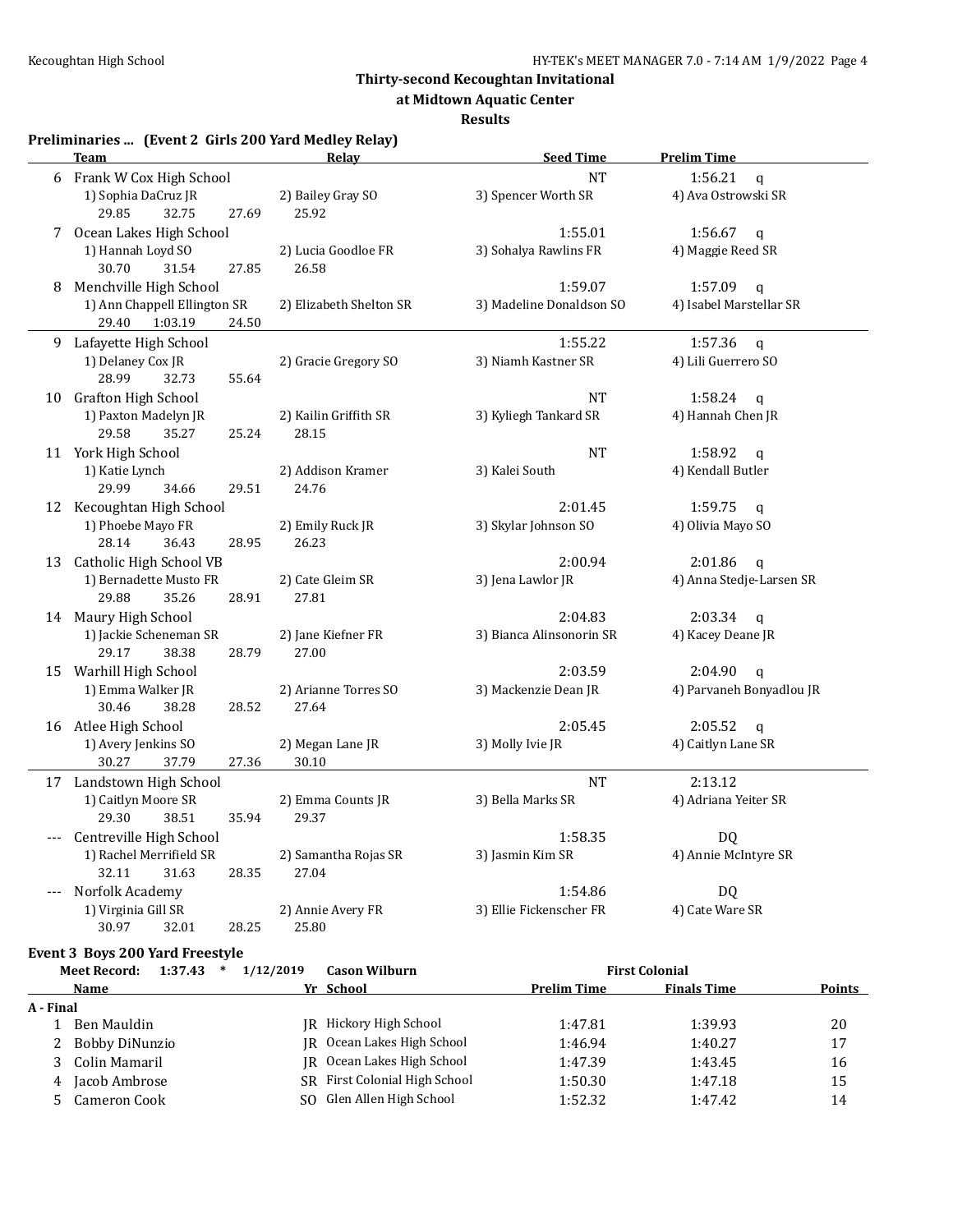## Thirty-second Kecoughtan Invitational

### at Midtown Aquatic Center

### Results

**Preliminaries ... (Event 2 Girls 200 Yard Medley Relay)**

| | Team | Relay | | Seed Time | Prelim Time | |
|---|---|---|---|---|---|---|
| 6 | Frank W Cox High School | | | NT | 1:56.21 | q |
| | 1) Sophia DaCruz JR | 2) Bailey Gray SO | 3) Spencer Worth SR | 4) Ava Ostrowski SR | | |
| | 29.85 32.75 27.69 | 25.92 | | | | |
| 7 | Ocean Lakes High School | | | 1:55.01 | 1:56.67 | q |
| | 1) Hannah Loyd SO | 2) Lucia Goodloe FR | 3) Sohalya Rawlins FR | 4) Maggie Reed SR | | |
| | 30.70 31.54 27.85 | 26.58 | | | | |
| 8 | Menchville High School | | | 1:59.07 | 1:57.09 | q |
| | 1) Ann Chappell Ellington SR | 2) Elizabeth Shelton SR | 3) Madeline Donaldson SO | 4) Isabel Marstellar SR | | |
| | 29.40 1:03.19 24.50 | | | | | |
| 9 | Lafayette High School | | | 1:55.22 | 1:57.36 | q |
| | 1) Delaney Cox JR | 2) Gracie Gregory SO | 3) Niamh Kastner SR | 4) Lili Guerrero SO | | |
| | 28.99 32.73 55.64 | | | | | |
| 10 | Grafton High School | | | NT | 1:58.24 | q |
| | 1) Paxton Madelyn JR | 2) Kailin Griffith SR | 3) Kyliegh Tankard SR | 4) Hannah Chen JR | | |
| | 29.58 35.27 25.24 | 28.15 | | | | |
| 11 | York High School | | | NT | 1:58.92 | q |
| | 1) Katie Lynch | 2) Addison Kramer | 3) Kalei South | 4) Kendall Butler | | |
| | 29.99 34.66 29.51 | 24.76 | | | | |
| 12 | Kecoughtan High School | | | 2:01.45 | 1:59.75 | q |
| | 1) Phoebe Mayo FR | 2) Emily Ruck JR | 3) Skylar Johnson SO | 4) Olivia Mayo SO | | |
| | 28.14 36.43 28.95 | 26.23 | | | | |
| 13 | Catholic High School VB | | | 2:00.94 | 2:01.86 | q |
| | 1) Bernadette Musto FR | 2) Cate Gleim SR | 3) Jena Lawlor JR | 4) Anna Stedje-Larsen SR | | |
| | 29.88 35.26 28.91 | 27.81 | | | | |
| 14 | Maury High School | | | 2:04.83 | 2:03.34 | q |
| | 1) Jackie Scheneman SR | 2) Jane Kiefner FR | 3) Bianca Alinsonorin SR | 4) Kacey Deane JR | | |
| | 29.17 38.38 28.79 | 27.00 | | | | |
| 15 | Warhill High School | | | 2:03.59 | 2:04.90 | q |
| | 1) Emma Walker JR | 2) Arianne Torres SO | 3) Mackenzie Dean JR | 4) Parvaneh Bonyadlou JR | | |
| | 30.46 38.28 28.52 | 27.64 | | | | |
| 16 | Atlee High School | | | 2:05.45 | 2:05.52 | q |
| | 1) Avery Jenkins SO | 2) Megan Lane JR | 3) Molly Ivie JR | 4) Caitlyn Lane SR | | |
| | 30.27 37.79 27.36 | 30.10 | | | | |
| 17 | Landstown High School | | | NT | 2:13.12 | |
| | 1) Caitlyn Moore SR | 2) Emma Counts JR | 3) Bella Marks SR | 4) Adriana Yeiter SR | | |
| | 29.30 38.51 35.94 | 29.37 | | | | |
| --- | Centreville High School | | | 1:58.35 | DQ | |
| | 1) Rachel Merrifield SR | 2) Samantha Rojas SR | 3) Jasmin Kim SR | 4) Annie McIntyre SR | | |
| | 32.11 31.63 28.35 | 27.04 | | | | |
| --- | Norfolk Academy | | | 1:54.86 | DQ | |
| | 1) Virginia Gill SR | 2) Annie Avery FR | 3) Ellie Fickenscher FR | 4) Cate Ware SR | | |
| | 30.97 32.01 28.25 | 25.80 | | | | |

**Event 3 Boys 200 Yard Freestyle**

**Meet Record: 1:37.43 * 1/12/2019 Cason Wilburn First Colonial**

| | Name | Yr | School | Prelim Time | Finals Time | Points |
|---|---|---|---|---|---|---|
| **A - Final** | | | | | | |
| 1 | Ben Mauldin | JR | Hickory High School | 1:47.81 | 1:39.93 | 20 |
| 2 | Bobby DiNunzio | JR | Ocean Lakes High School | 1:46.94 | 1:40.27 | 17 |
| 3 | Colin Mamaril | JR | Ocean Lakes High School | 1:47.39 | 1:43.45 | 16 |
| 4 | Jacob Ambrose | SR | First Colonial High School | 1:50.30 | 1:47.18 | 15 |
| 5 | Cameron Cook | SO | Glen Allen High School | 1:52.32 | 1:47.42 | 14 |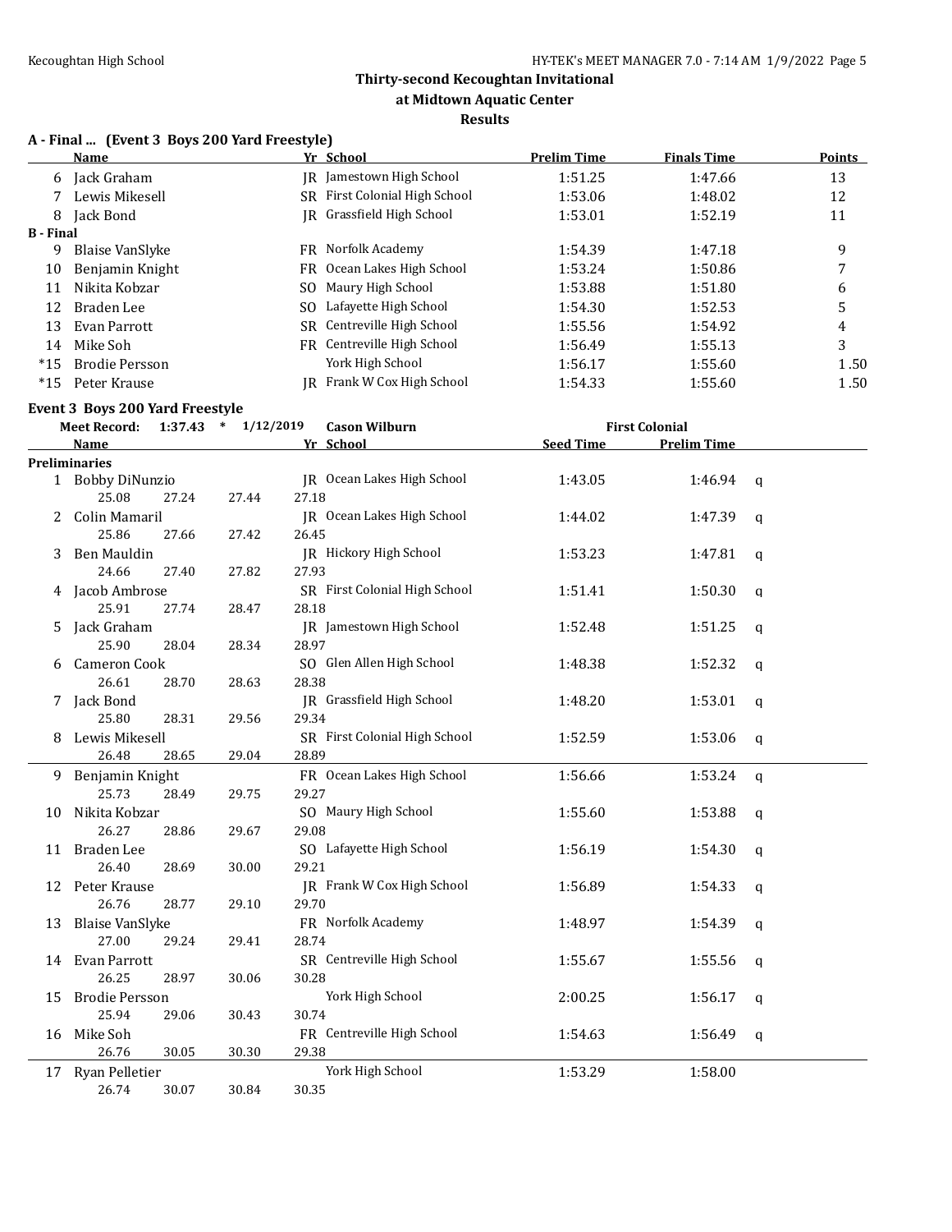# Thirty-second Kecoughtan Invitational
## at Midtown Aquatic Center
### Results

**A - Final ... (Event 3 Boys 200 Yard Freestyle)**

| | Name | Yr | School | Prelim Time | Finals Time | Points |
|---|---|---|---|---|---|---|
| 6 | Jack Graham | JR | Jamestown High School | 1:51.25 | 1:47.66 | 13 |
| 7 | Lewis Mikesell | SR | First Colonial High School | 1:53.06 | 1:48.02 | 12 |
| 8 | Jack Bond | JR | Grassfield High School | 1:53.01 | 1:52.19 | 11 |
| **B - Final** | | | | | | |
| 9 | Blaise VanSlyke | FR | Norfolk Academy | 1:54.39 | 1:47.18 | 9 |
| 10 | Benjamin Knight | FR | Ocean Lakes High School | 1:53.24 | 1:50.86 | 7 |
| 11 | Nikita Kobzar | SO | Maury High School | 1:53.88 | 1:51.80 | 6 |
| 12 | Braden Lee | SO | Lafayette High School | 1:54.30 | 1:52.53 | 5 |
| 13 | Evan Parrott | SR | Centreville High School | 1:55.56 | 1:54.92 | 4 |
| 14 | Mike Soh | FR | Centreville High School | 1:56.49 | 1:55.13 | 3 |
| *15 | Brodie Persson | | York High School | 1:56.17 | 1:55.60 | 1.50 |
| *15 | Peter Krause | JR | Frank W Cox High School | 1:54.33 | 1:55.60 | 1.50 |

**Event 3 Boys 200 Yard Freestyle**

Meet Record: 1:37.43 * 1/12/2019 Cason Wilburn First Colonial

| | Name | Yr | School | Seed Time | Prelim Time | |
|---|---|---|---|---|---|---|
| **Preliminaries** | | | | | | |
| 1 | Bobby DiNunzio | JR | Ocean Lakes High School | 1:43.05 | 1:46.94 | q |
| | 25.08 27.24 27.44 27.18 | | | | | |
| 2 | Colin Mamaril | JR | Ocean Lakes High School | 1:44.02 | 1:47.39 | q |
| | 25.86 27.66 27.42 26.45 | | | | | |
| 3 | Ben Mauldin | JR | Hickory High School | 1:53.23 | 1:47.81 | q |
| | 24.66 27.40 27.82 27.93 | | | | | |
| 4 | Jacob Ambrose | SR | First Colonial High School | 1:51.41 | 1:50.30 | q |
| | 25.91 27.74 28.47 28.18 | | | | | |
| 5 | Jack Graham | JR | Jamestown High School | 1:52.48 | 1:51.25 | q |
| | 25.90 28.04 28.34 28.97 | | | | | |
| 6 | Cameron Cook | SO | Glen Allen High School | 1:48.38 | 1:52.32 | q |
| | 26.61 28.70 28.63 28.38 | | | | | |
| 7 | Jack Bond | JR | Grassfield High School | 1:48.20 | 1:53.01 | q |
| | 25.80 28.31 29.56 29.34 | | | | | |
| 8 | Lewis Mikesell | SR | First Colonial High School | 1:52.59 | 1:53.06 | q |
| | 26.48 28.65 29.04 28.89 | | | | | |
| 9 | Benjamin Knight | FR | Ocean Lakes High School | 1:56.66 | 1:53.24 | q |
| | 25.73 28.49 29.75 29.27 | | | | | |
| 10 | Nikita Kobzar | SO | Maury High School | 1:55.60 | 1:53.88 | q |
| | 26.27 28.86 29.67 29.08 | | | | | |
| 11 | Braden Lee | SO | Lafayette High School | 1:56.19 | 1:54.30 | q |
| | 26.40 28.69 30.00 29.21 | | | | | |
| 12 | Peter Krause | JR | Frank W Cox High School | 1:56.89 | 1:54.33 | q |
| | 26.76 28.77 29.10 29.70 | | | | | |
| 13 | Blaise VanSlyke | FR | Norfolk Academy | 1:48.97 | 1:54.39 | q |
| | 27.00 29.24 29.41 28.74 | | | | | |
| 14 | Evan Parrott | SR | Centreville High School | 1:55.67 | 1:55.56 | q |
| | 26.25 28.97 30.06 30.28 | | | | | |
| 15 | Brodie Persson | | York High School | 2:00.25 | 1:56.17 | q |
| | 25.94 29.06 30.43 30.74 | | | | | |
| 16 | Mike Soh | FR | Centreville High School | 1:54.63 | 1:56.49 | q |
| | 26.76 30.05 30.30 29.38 | | | | | |
| 17 | Ryan Pelletier | | York High School | 1:53.29 | 1:58.00 | |
| | 26.74 30.07 30.84 30.35 | | | | | |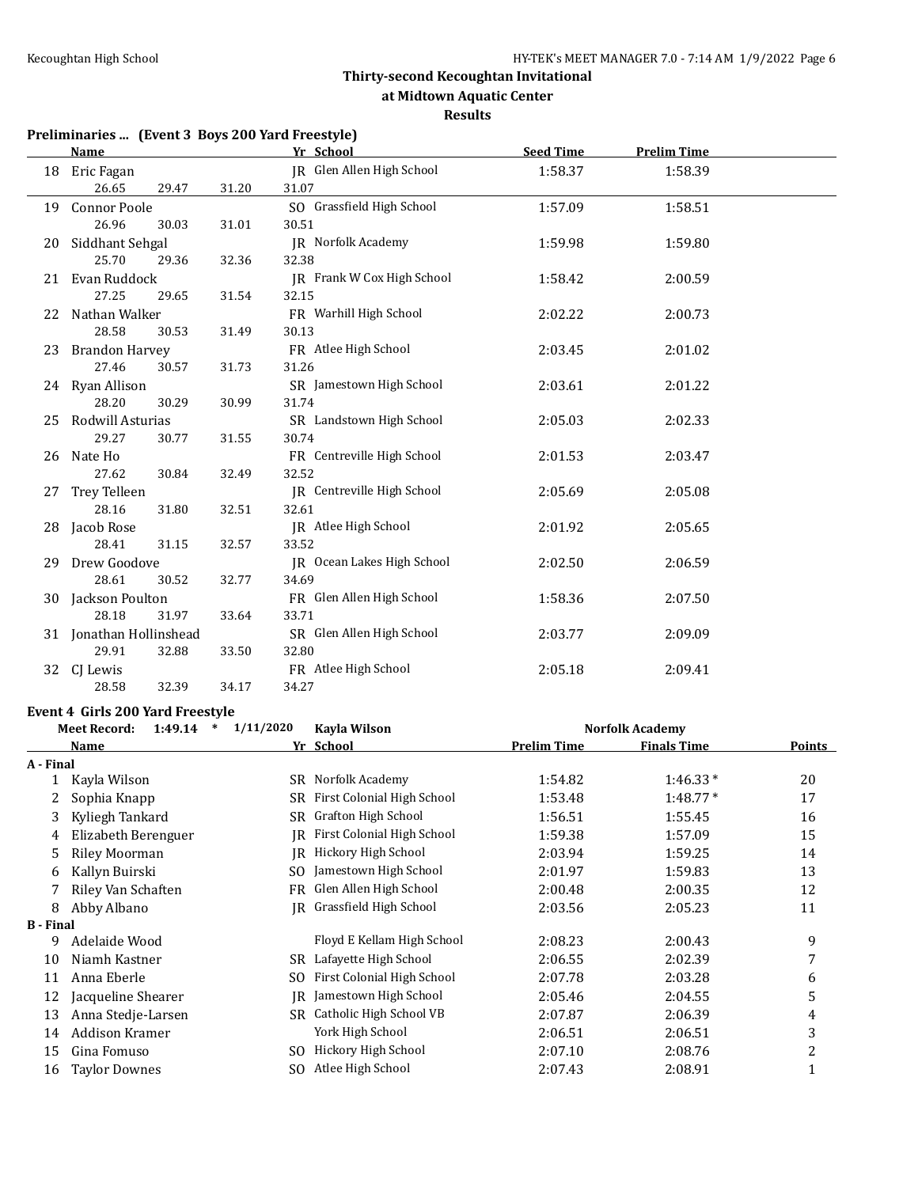## Thirty-second Kecoughtan Invitational
### at Midtown Aquatic Center
### Results

**Preliminaries ... (Event 3 Boys 200 Yard Freestyle)**

| | Name | Yr | School | Seed Time | Prelim Time |
|---|---|---|---|---|---|
| 18 | Eric Fagan | JR | Glen Allen High School | 1:58.37 | 1:58.39 |
| | 26.65 29.47 31.20 31.07 | | | | |
| 19 | Connor Poole | SO | Grassfield High School | 1:57.09 | 1:58.51 |
| | 26.96 30.03 31.01 30.51 | | | | |
| 20 | Siddhant Sehgal | JR | Norfolk Academy | 1:59.98 | 1:59.80 |
| | 25.70 29.36 32.36 32.38 | | | | |
| 21 | Evan Ruddock | JR | Frank W Cox High School | 1:58.42 | 2:00.59 |
| | 27.25 29.65 31.54 32.15 | | | | |
| 22 | Nathan Walker | FR | Warhill High School | 2:02.22 | 2:00.73 |
| | 28.58 30.53 31.49 30.13 | | | | |
| 23 | Brandon Harvey | FR | Atlee High School | 2:03.45 | 2:01.02 |
| | 27.46 30.57 31.73 31.26 | | | | |
| 24 | Ryan Allison | SR | Jamestown High School | 2:03.61 | 2:01.22 |
| | 28.20 30.29 30.99 31.74 | | | | |
| 25 | Rodwill Asturias | SR | Landstown High School | 2:05.03 | 2:02.33 |
| | 29.27 30.77 31.55 30.74 | | | | |
| 26 | Nate Ho | FR | Centreville High School | 2:01.53 | 2:03.47 |
| | 27.62 30.84 32.49 32.52 | | | | |
| 27 | Trey Telleen | JR | Centreville High School | 2:05.69 | 2:05.08 |
| | 28.16 31.80 32.51 32.61 | | | | |
| 28 | Jacob Rose | JR | Atlee High School | 2:01.92 | 2:05.65 |
| | 28.41 31.15 32.57 33.52 | | | | |
| 29 | Drew Goodove | JR | Ocean Lakes High School | 2:02.50 | 2:06.59 |
| | 28.61 30.52 32.77 34.69 | | | | |
| 30 | Jackson Poulton | FR | Glen Allen High School | 1:58.36 | 2:07.50 |
| | 28.18 31.97 33.64 33.71 | | | | |
| 31 | Jonathan Hollinshead | SR | Glen Allen High School | 2:03.77 | 2:09.09 |
| | 29.91 32.88 33.50 32.80 | | | | |
| 32 | CJ Lewis | FR | Atlee High School | 2:05.18 | 2:09.41 |
| | 28.58 32.39 34.17 34.27 | | | | |

**Event 4 Girls 200 Yard Freestyle**

Meet Record: 1:49.14 * 1/11/2020 Kayla Wilson Norfolk Academy

| | Name | Yr | School | Prelim Time | Finals Time | Points |
|---|---|---|---|---|---|---|
| **A - Final** | | | | | | |
| 1 | Kayla Wilson | SR | Norfolk Academy | 1:54.82 | 1:46.33 * | 20 |
| 2 | Sophia Knapp | SR | First Colonial High School | 1:53.48 | 1:48.77 * | 17 |
| 3 | Kyliegh Tankard | SR | Grafton High School | 1:56.51 | 1:55.45 | 16 |
| 4 | Elizabeth Berenguer | JR | First Colonial High School | 1:59.38 | 1:57.09 | 15 |
| 5 | Riley Moorman | JR | Hickory High School | 2:03.94 | 1:59.25 | 14 |
| 6 | Kallyn Buirski | SO | Jamestown High School | 2:01.97 | 1:59.83 | 13 |
| 7 | Riley Van Schaften | FR | Glen Allen High School | 2:00.48 | 2:00.35 | 12 |
| 8 | Abby Albano | JR | Grassfield High School | 2:03.56 | 2:05.23 | 11 |
| **B - Final** | | | | | | |
| 9 | Adelaide Wood | | Floyd E Kellam High School | 2:08.23 | 2:00.43 | 9 |
| 10 | Niamh Kastner | SR | Lafayette High School | 2:06.55 | 2:02.39 | 7 |
| 11 | Anna Eberle | SO | First Colonial High School | 2:07.78 | 2:03.28 | 6 |
| 12 | Jacqueline Shearer | JR | Jamestown High School | 2:05.46 | 2:04.55 | 5 |
| 13 | Anna Stedje-Larsen | SR | Catholic High School VB | 2:07.87 | 2:06.39 | 4 |
| 14 | Addison Kramer | | York High School | 2:06.51 | 2:06.51 | 3 |
| 15 | Gina Fomuso | SO | Hickory High School | 2:07.10 | 2:08.76 | 2 |
| 16 | Taylor Downes | SO | Atlee High School | 2:07.43 | 2:08.91 | 1 |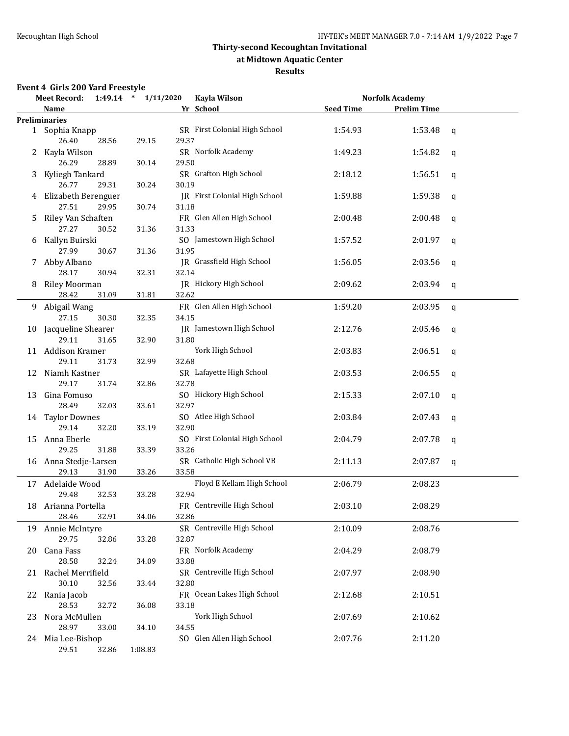## Thirty-second Kecoughtan Invitational
## at Midtown Aquatic Center
## Results

### Event 4 Girls 200 Yard Freestyle

| Meet Record: | 1:49.14 * | 1/11/2020 | Kayla Wilson | Norfolk Academy | | |
|---|---|---|---|---|---|---|
| | **Name** | **Yr** | **School** | **Seed Time** | **Prelim Time** | |
| **Preliminaries** | | | | | | |
| 1 | Sophia Knapp | SR | First Colonial High School | 1:54.93 | 1:53.48 | q |
| | 26.40 28.56 29.15 29.37 | | | | | |
| 2 | Kayla Wilson | SR | Norfolk Academy | 1:49.23 | 1:54.82 | q |
| | 26.29 28.89 30.14 29.50 | | | | | |
| 3 | Kyliegh Tankard | SR | Grafton High School | 2:18.12 | 1:56.51 | q |
| | 26.77 29.31 30.24 30.19 | | | | | |
| 4 | Elizabeth Berenguer | JR | First Colonial High School | 1:59.88 | 1:59.38 | q |
| | 27.51 29.95 30.74 31.18 | | | | | |
| 5 | Riley Van Schaften | FR | Glen Allen High School | 2:00.48 | 2:00.48 | q |
| | 27.27 30.52 31.36 31.33 | | | | | |
| 6 | Kallyn Buirski | SO | Jamestown High School | 1:57.52 | 2:01.97 | q |
| | 27.99 30.67 31.36 31.95 | | | | | |
| 7 | Abby Albano | JR | Grassfield High School | 1:56.05 | 2:03.56 | q |
| | 28.17 30.94 32.31 32.14 | | | | | |
| 8 | Riley Moorman | JR | Hickory High School | 2:09.62 | 2:03.94 | q |
| | 28.42 31.09 31.81 32.62 | | | | | |
| 9 | Abigail Wang | FR | Glen Allen High School | 1:59.20 | 2:03.95 | q |
| | 27.15 30.30 32.35 34.15 | | | | | |
| 10 | Jacqueline Shearer | JR | Jamestown High School | 2:12.76 | 2:05.46 | q |
| | 29.11 31.65 32.90 31.80 | | | | | |
| 11 | Addison Kramer | | York High School | 2:03.83 | 2:06.51 | q |
| | 29.11 31.73 32.99 32.68 | | | | | |
| 12 | Niamh Kastner | SR | Lafayette High School | 2:03.53 | 2:06.55 | q |
| | 29.17 31.74 32.86 32.78 | | | | | |
| 13 | Gina Fomuso | SO | Hickory High School | 2:15.33 | 2:07.10 | q |
| | 28.49 32.03 33.61 32.97 | | | | | |
| 14 | Taylor Downes | SO | Atlee High School | 2:03.84 | 2:07.43 | q |
| | 29.14 32.20 33.19 32.90 | | | | | |
| 15 | Anna Eberle | SO | First Colonial High School | 2:04.79 | 2:07.78 | q |
| | 29.25 31.88 33.39 33.26 | | | | | |
| 16 | Anna Stedje-Larsen | SR | Catholic High School VB | 2:11.13 | 2:07.87 | q |
| | 29.13 31.90 33.26 33.58 | | | | | |
| 17 | Adelaide Wood | | Floyd E Kellam High School | 2:06.79 | 2:08.23 | |
| | 29.48 32.53 33.28 32.94 | | | | | |
| 18 | Arianna Portella | FR | Centreville High School | 2:03.10 | 2:08.29 | |
| | 28.46 32.91 34.06 32.86 | | | | | |
| 19 | Annie McIntyre | SR | Centreville High School | 2:10.09 | 2:08.76 | |
| | 29.75 32.86 33.28 32.87 | | | | | |
| 20 | Cana Fass | FR | Norfolk Academy | 2:04.29 | 2:08.79 | |
| | 28.58 32.24 34.09 33.88 | | | | | |
| 21 | Rachel Merrifield | SR | Centreville High School | 2:07.97 | 2:08.90 | |
| | 30.10 32.56 33.44 32.80 | | | | | |
| 22 | Rania Jacob | FR | Ocean Lakes High School | 2:12.68 | 2:10.51 | |
| | 28.53 32.72 36.08 33.18 | | | | | |
| 23 | Nora McMullen | | York High School | 2:07.69 | 2:10.62 | |
| | 28.97 33.00 34.10 34.55 | | | | | |
| 24 | Mia Lee-Bishop | SO | Glen Allen High School | 2:07.76 | 2:11.20 | |
| | 29.51 32.86 1:08.83 | | | | | |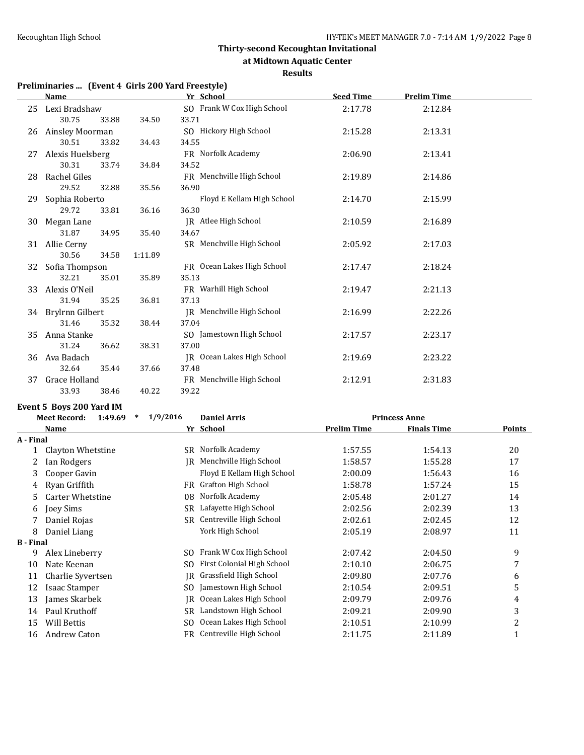### Thirty-second Kecoughtan Invitational
### at Midtown Aquatic Center
### Results

**Preliminaries ... (Event 4 Girls 200 Yard Freestyle)**

| | Name | Yr | School | Seed Time | Prelim Time |
|---|---|---|---|---|---|
| 25 | Lexi Bradshaw | SO | Frank W Cox High School | 2:17.78 | 2:12.84 |
| | 30.75 33.88 34.50 33.71 | | | | |
| 26 | Ainsley Moorman | SO | Hickory High School | 2:15.28 | 2:13.31 |
| | 30.51 33.82 34.43 34.55 | | | | |
| 27 | Alexis Huelsberg | FR | Norfolk Academy | 2:06.90 | 2:13.41 |
| | 30.31 33.74 34.84 34.52 | | | | |
| 28 | Rachel Giles | FR | Menchville High School | 2:19.89 | 2:14.86 |
| | 29.52 32.88 35.56 36.90 | | | | |
| 29 | Sophia Roberto | | Floyd E Kellam High School | 2:14.70 | 2:15.99 |
| | 29.72 33.81 36.16 36.30 | | | | |
| 30 | Megan Lane | JR | Atlee High School | 2:10.59 | 2:16.89 |
| | 31.87 34.95 35.40 34.67 | | | | |
| 31 | Allie Cerny | SR | Menchville High School | 2:05.92 | 2:17.03 |
| | 30.56 34.58 1:11.89 | | | | |
| 32 | Sofia Thompson | FR | Ocean Lakes High School | 2:17.47 | 2:18.24 |
| | 32.21 35.01 35.89 35.13 | | | | |
| 33 | Alexis O'Neil | FR | Warhill High School | 2:19.47 | 2:21.13 |
| | 31.94 35.25 36.81 37.13 | | | | |
| 34 | Brylrnn Gilbert | JR | Menchville High School | 2:16.99 | 2:22.26 |
| | 31.46 35.32 38.44 37.04 | | | | |
| 35 | Anna Stanke | SO | Jamestown High School | 2:17.57 | 2:23.17 |
| | 31.24 36.62 38.31 37.00 | | | | |
| 36 | Ava Badach | JR | Ocean Lakes High School | 2:19.69 | 2:23.22 |
| | 32.64 35.44 37.66 37.48 | | | | |
| 37 | Grace Holland | FR | Menchville High School | 2:12.91 | 2:31.83 |
| | 33.93 38.46 40.22 39.22 | | | | |

**Event 5 Boys 200 Yard IM**

Meet Record: 1:49.69 * 1/9/2016 Daniel Arris Princess Anne

| | Name | Yr | School | Prelim Time | Finals Time | Points |
|---|---|---|---|---|---|---|
| **A - Final** | | | | | | |
| 1 | Clayton Whetstine | SR | Norfolk Academy | 1:57.55 | 1:54.13 | 20 |
| 2 | Ian Rodgers | JR | Menchville High School | 1:58.57 | 1:55.28 | 17 |
| 3 | Cooper Gavin | | Floyd E Kellam High School | 2:00.09 | 1:56.43 | 16 |
| 4 | Ryan Griffith | FR | Grafton High School | 1:58.78 | 1:57.24 | 15 |
| 5 | Carter Whetstine | 08 | Norfolk Academy | 2:05.48 | 2:01.27 | 14 |
| 6 | Joey Sims | SR | Lafayette High School | 2:02.56 | 2:02.39 | 13 |
| 7 | Daniel Rojas | SR | Centreville High School | 2:02.61 | 2:02.45 | 12 |
| 8 | Daniel Liang | | York High School | 2:05.19 | 2:08.97 | 11 |
| **B - Final** | | | | | | |
| 9 | Alex Lineberry | SO | Frank W Cox High School | 2:07.42 | 2:04.50 | 9 |
| 10 | Nate Keenan | SO | First Colonial High School | 2:10.10 | 2:06.75 | 7 |
| 11 | Charlie Syvertsen | JR | Grassfield High School | 2:09.80 | 2:07.76 | 6 |
| 12 | Isaac Stamper | SO | Jamestown High School | 2:10.54 | 2:09.51 | 5 |
| 13 | James Skarbek | JR | Ocean Lakes High School | 2:09.79 | 2:09.76 | 4 |
| 14 | Paul Kruthoff | SR | Landstown High School | 2:09.21 | 2:09.90 | 3 |
| 15 | Will Bettis | SO | Ocean Lakes High School | 2:10.51 | 2:10.99 | 2 |
| 16 | Andrew Caton | FR | Centreville High School | 2:11.75 | 2:11.89 | 1 |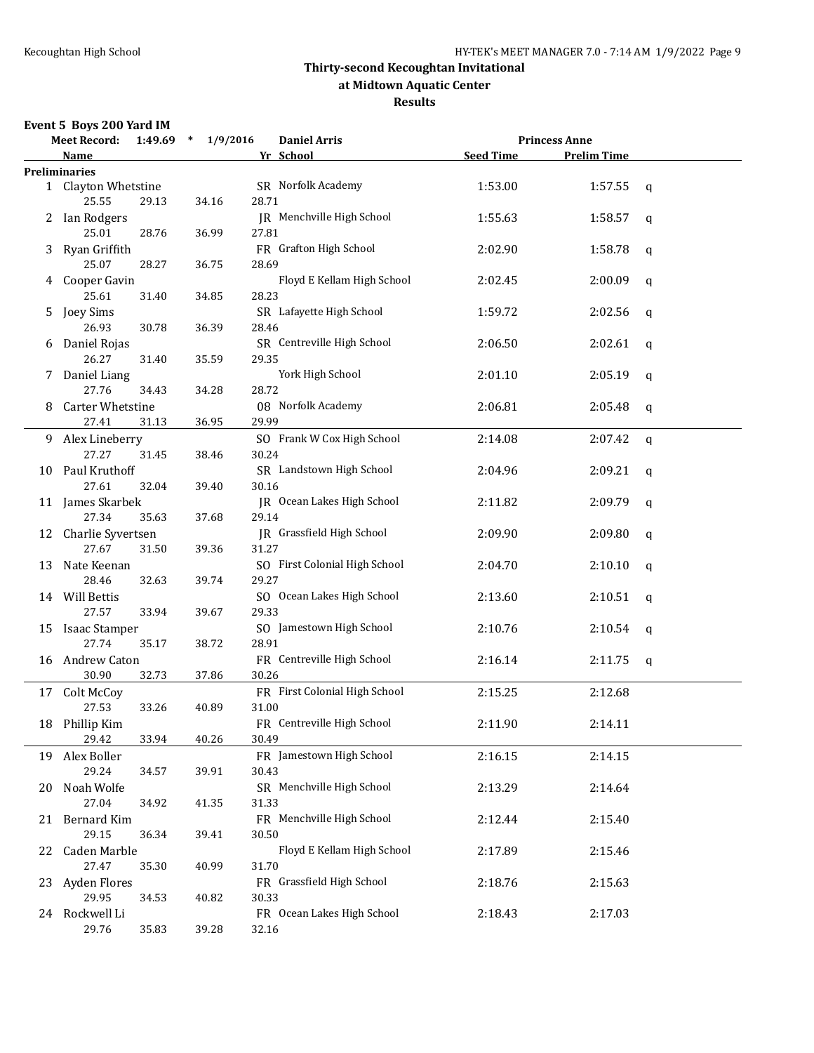# Thirty-second Kecoughtan Invitational
## at Midtown Aquatic Center
### Results

**Event 5 Boys 200 Yard IM**

| Meet Record: | 1:49.69 * | 1/9/2016 | Daniel Arris | Princess Anne | | |
|---|---|---|---|---|---|---|
| **Name** | | **Yr** | **School** | **Seed Time** | **Prelim Time** | |

**Preliminaries**

| Place | Name | Yr | School | Seed Time | Prelim Time | |
|---|---|---|---|---|---|---|
| 1 | Clayton Whetstine | SR | Norfolk Academy | 1:53.00 | 1:57.55 | q |
| | 25.55 / 29.13 / 34.16 / 28.71 | | | | | |
| 2 | Ian Rodgers | JR | Menchville High School | 1:55.63 | 1:58.57 | q |
| | 25.01 / 28.76 / 36.99 / 27.81 | | | | | |
| 3 | Ryan Griffith | FR | Grafton High School | 2:02.90 | 1:58.78 | q |
| | 25.07 / 28.27 / 36.75 / 28.69 | | | | | |
| 4 | Cooper Gavin | | Floyd E Kellam High School | 2:02.45 | 2:00.09 | q |
| | 25.61 / 31.40 / 34.85 / 28.23 | | | | | |
| 5 | Joey Sims | SR | Lafayette High School | 1:59.72 | 2:02.56 | q |
| | 26.93 / 30.78 / 36.39 / 28.46 | | | | | |
| 6 | Daniel Rojas | SR | Centreville High School | 2:06.50 | 2:02.61 | q |
| | 26.27 / 31.40 / 35.59 / 29.35 | | | | | |
| 7 | Daniel Liang | | York High School | 2:01.10 | 2:05.19 | q |
| | 27.76 / 34.43 / 34.28 / 28.72 | | | | | |
| 8 | Carter Whetstine | 08 | Norfolk Academy | 2:06.81 | 2:05.48 | q |
| | 27.41 / 31.13 / 36.95 / 29.99 | | | | | |
| 9 | Alex Lineberry | SO | Frank W Cox High School | 2:14.08 | 2:07.42 | q |
| | 27.27 / 31.45 / 38.46 / 30.24 | | | | | |
| 10 | Paul Kruthoff | SR | Landstown High School | 2:04.96 | 2:09.21 | q |
| | 27.61 / 32.04 / 39.40 / 30.16 | | | | | |
| 11 | James Skarbek | JR | Ocean Lakes High School | 2:11.82 | 2:09.79 | q |
| | 27.34 / 35.63 / 37.68 / 29.14 | | | | | |
| 12 | Charlie Syvertsen | JR | Grassfield High School | 2:09.90 | 2:09.80 | q |
| | 27.67 / 31.50 / 39.36 / 31.27 | | | | | |
| 13 | Nate Keenan | SO | First Colonial High School | 2:04.70 | 2:10.10 | q |
| | 28.46 / 32.63 / 39.74 / 29.27 | | | | | |
| 14 | Will Bettis | SO | Ocean Lakes High School | 2:13.60 | 2:10.51 | q |
| | 27.57 / 33.94 / 39.67 / 29.33 | | | | | |
| 15 | Isaac Stamper | SO | Jamestown High School | 2:10.76 | 2:10.54 | q |
| | 27.74 / 35.17 / 38.72 / 28.91 | | | | | |
| 16 | Andrew Caton | FR | Centreville High School | 2:16.14 | 2:11.75 | q |
| | 30.90 / 32.73 / 37.86 / 30.26 | | | | | |
| 17 | Colt McCoy | FR | First Colonial High School | 2:15.25 | 2:12.68 | |
| | 27.53 / 33.26 / 40.89 / 31.00 | | | | | |
| 18 | Phillip Kim | FR | Centreville High School | 2:11.90 | 2:14.11 | |
| | 29.42 / 33.94 / 40.26 / 30.49 | | | | | |
| 19 | Alex Boller | FR | Jamestown High School | 2:16.15 | 2:14.15 | |
| | 29.24 / 34.57 / 39.91 / 30.43 | | | | | |
| 20 | Noah Wolfe | SR | Menchville High School | 2:13.29 | 2:14.64 | |
| | 27.04 / 34.92 / 41.35 / 31.33 | | | | | |
| 21 | Bernard Kim | FR | Menchville High School | 2:12.44 | 2:15.40 | |
| | 29.15 / 36.34 / 39.41 / 30.50 | | | | | |
| 22 | Caden Marble | | Floyd E Kellam High School | 2:17.89 | 2:15.46 | |
| | 27.47 / 35.30 / 40.99 / 31.70 | | | | | |
| 23 | Ayden Flores | FR | Grassfield High School | 2:18.76 | 2:15.63 | |
| | 29.95 / 34.53 / 40.82 / 30.33 | | | | | |
| 24 | Rockwell Li | FR | Ocean Lakes High School | 2:18.43 | 2:17.03 | |
| | 29.76 / 35.83 / 39.28 / 32.16 | | | | | |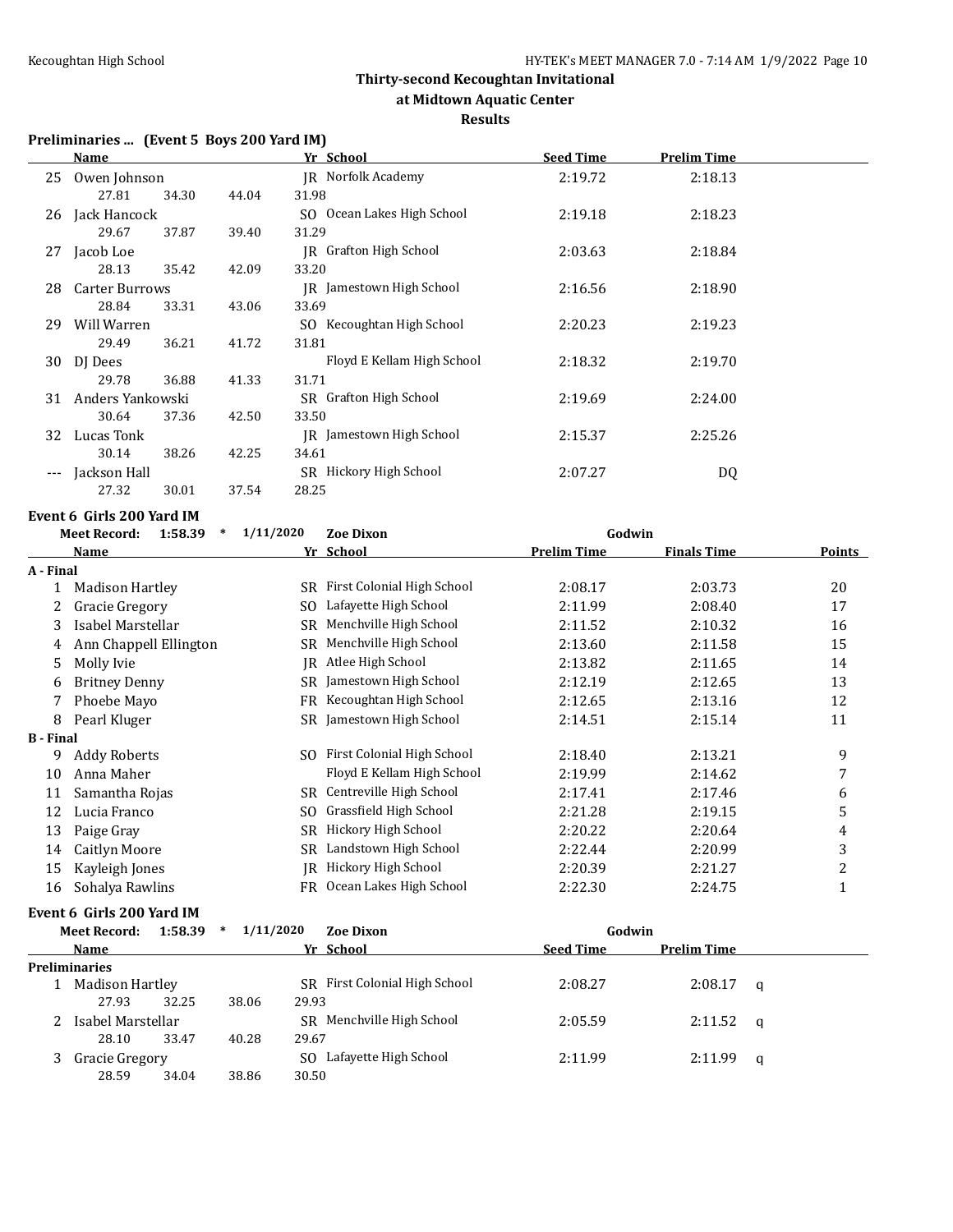## Thirty-second Kecoughtan Invitational
## at Midtown Aquatic Center
## Results

### Preliminaries ... (Event 5 Boys 200 Yard IM)

| | Name | Yr | School | Seed Time | Prelim Time |
|---|---|---|---|---|---|
| 25 | Owen Johnson | JR | Norfolk Academy | 2:19.72 | 2:18.13 |
| | 27.81 34.30 44.04 31.98 | | | | |
| 26 | Jack Hancock | SO | Ocean Lakes High School | 2:19.18 | 2:18.23 |
| | 29.67 37.87 39.40 31.29 | | | | |
| 27 | Jacob Loe | JR | Grafton High School | 2:03.63 | 2:18.84 |
| | 28.13 35.42 42.09 33.20 | | | | |
| 28 | Carter Burrows | JR | Jamestown High School | 2:16.56 | 2:18.90 |
| | 28.84 33.31 43.06 33.69 | | | | |
| 29 | Will Warren | SO | Kecoughtan High School | 2:20.23 | 2:19.23 |
| | 29.49 36.21 41.72 31.81 | | | | |
| 30 | DJ Dees | | Floyd E Kellam High School | 2:18.32 | 2:19.70 |
| | 29.78 36.88 41.33 31.71 | | | | |
| 31 | Anders Yankowski | SR | Grafton High School | 2:19.69 | 2:24.00 |
| | 30.64 37.36 42.50 33.50 | | | | |
| 32 | Lucas Tonk | JR | Jamestown High School | 2:15.37 | 2:25.26 |
| | 30.14 38.26 42.25 34.61 | | | | |
| --- | Jackson Hall | SR | Hickory High School | 2:07.27 | DQ |
| | 27.32 30.01 37.54 28.25 | | | | |

### Event 6 Girls 200 Yard IM

Meet Record: 1:58.39 * 1/11/2020 Zoe Dixon Godwin

| | Name | Yr | School | Prelim Time | Finals Time | Points |
|---|---|---|---|---|---|---|
| **A - Final** | | | | | | |
| 1 | Madison Hartley | SR | First Colonial High School | 2:08.17 | 2:03.73 | 20 |
| 2 | Gracie Gregory | SO | Lafayette High School | 2:11.99 | 2:08.40 | 17 |
| 3 | Isabel Marstellar | SR | Menchville High School | 2:11.52 | 2:10.32 | 16 |
| 4 | Ann Chappell Ellington | SR | Menchville High School | 2:13.60 | 2:11.58 | 15 |
| 5 | Molly Ivie | JR | Atlee High School | 2:13.82 | 2:11.65 | 14 |
| 6 | Britney Denny | SR | Jamestown High School | 2:12.19 | 2:12.65 | 13 |
| 7 | Phoebe Mayo | FR | Kecoughtan High School | 2:12.65 | 2:13.16 | 12 |
| 8 | Pearl Kluger | SR | Jamestown High School | 2:14.51 | 2:15.14 | 11 |
| **B - Final** | | | | | | |
| 9 | Addy Roberts | SO | First Colonial High School | 2:18.40 | 2:13.21 | 9 |
| 10 | Anna Maher | | Floyd E Kellam High School | 2:19.99 | 2:14.62 | 7 |
| 11 | Samantha Rojas | SR | Centreville High School | 2:17.41 | 2:17.46 | 6 |
| 12 | Lucia Franco | SO | Grassfield High School | 2:21.28 | 2:19.15 | 5 |
| 13 | Paige Gray | SR | Hickory High School | 2:20.22 | 2:20.64 | 4 |
| 14 | Caitlyn Moore | SR | Landstown High School | 2:22.44 | 2:20.99 | 3 |
| 15 | Kayleigh Jones | JR | Hickory High School | 2:20.39 | 2:21.27 | 2 |
| 16 | Sohalya Rawlins | FR | Ocean Lakes High School | 2:22.30 | 2:24.75 | 1 |

### Event 6 Girls 200 Yard IM

Meet Record: 1:58.39 * 1/11/2020 Zoe Dixon Godwin

| | Name | Yr | School | Seed Time | Prelim Time | |
|---|---|---|---|---|---|---|
| **Preliminaries** | | | | | | |
| 1 | Madison Hartley | SR | First Colonial High School | 2:08.27 | 2:08.17 | q |
| | 27.93 32.25 38.06 29.93 | | | | | |
| 2 | Isabel Marstellar | SR | Menchville High School | 2:05.59 | 2:11.52 | q |
| | 28.10 33.47 40.28 29.67 | | | | | |
| 3 | Gracie Gregory | SO | Lafayette High School | 2:11.99 | 2:11.99 | q |
| | 28.59 34.04 38.86 30.50 | | | | | |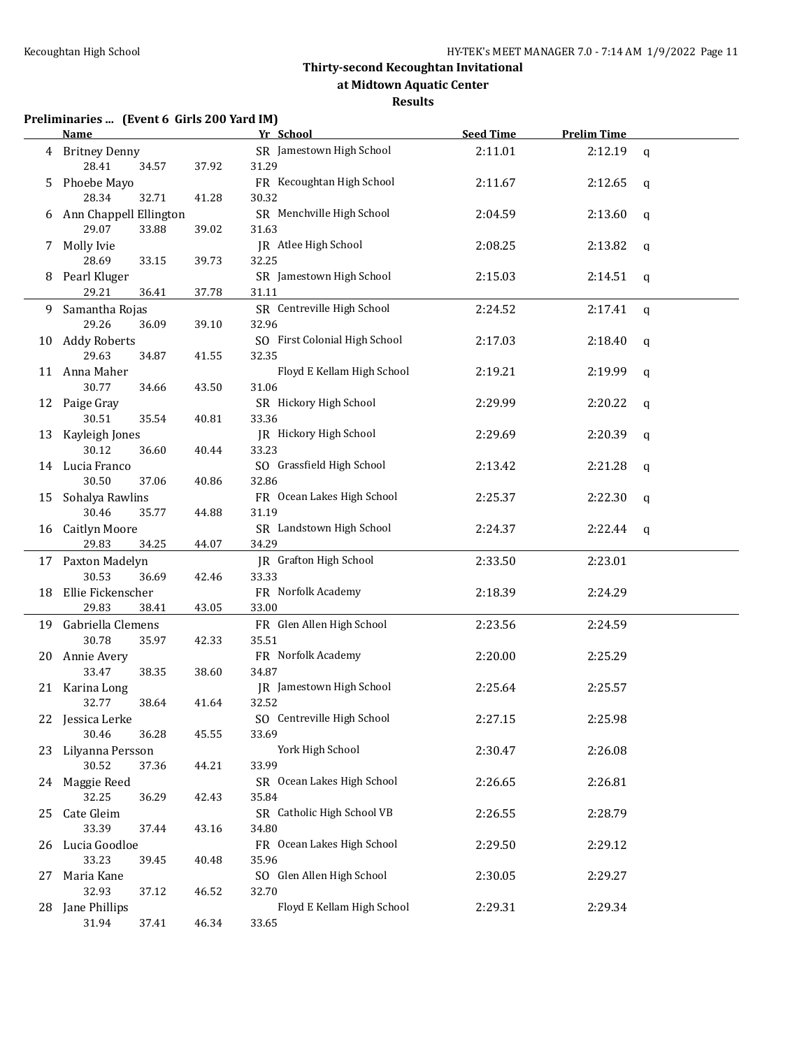# Thirty-second Kecoughtan Invitational

## at Midtown Aquatic Center

## Results

### Preliminaries ... (Event 6 Girls 200 Yard IM)

| | Name | Yr | School | Seed Time | Prelim Time | |
|---|---|---|---|---|---|---|
| 4 | Britney Denny | SR | Jamestown High School | 2:11.01 | 2:12.19 | q |
| | 28.41 34.57 37.92 31.29 | | | | | |
| 5 | Phoebe Mayo | FR | Kecoughtan High School | 2:11.67 | 2:12.65 | q |
| | 28.34 32.71 41.28 30.32 | | | | | |
| 6 | Ann Chappell Ellington | SR | Menchville High School | 2:04.59 | 2:13.60 | q |
| | 29.07 33.88 39.02 31.63 | | | | | |
| 7 | Molly Ivie | JR | Atlee High School | 2:08.25 | 2:13.82 | q |
| | 28.69 33.15 39.73 32.25 | | | | | |
| 8 | Pearl Kluger | SR | Jamestown High School | 2:15.03 | 2:14.51 | q |
| | 29.21 36.41 37.78 31.11 | | | | | |
| 9 | Samantha Rojas | SR | Centreville High School | 2:24.52 | 2:17.41 | q |
| | 29.26 36.09 39.10 32.96 | | | | | |
| 10 | Addy Roberts | SO | First Colonial High School | 2:17.03 | 2:18.40 | q |
| | 29.63 34.87 41.55 32.35 | | | | | |
| 11 | Anna Maher | | Floyd E Kellam High School | 2:19.21 | 2:19.99 | q |
| | 30.77 34.66 43.50 31.06 | | | | | |
| 12 | Paige Gray | SR | Hickory High School | 2:29.99 | 2:20.22 | q |
| | 30.51 35.54 40.81 33.36 | | | | | |
| 13 | Kayleigh Jones | JR | Hickory High School | 2:29.69 | 2:20.39 | q |
| | 30.12 36.60 40.44 33.23 | | | | | |
| 14 | Lucia Franco | SO | Grassfield High School | 2:13.42 | 2:21.28 | q |
| | 30.50 37.06 40.86 32.86 | | | | | |
| 15 | Sohalya Rawlins | FR | Ocean Lakes High School | 2:25.37 | 2:22.30 | q |
| | 30.46 35.77 44.88 31.19 | | | | | |
| 16 | Caitlyn Moore | SR | Landstown High School | 2:24.37 | 2:22.44 | q |
| | 29.83 34.25 44.07 34.29 | | | | | |
| 17 | Paxton Madelyn | JR | Grafton High School | 2:33.50 | 2:23.01 | |
| | 30.53 36.69 42.46 33.33 | | | | | |
| 18 | Ellie Fickenscher | FR | Norfolk Academy | 2:18.39 | 2:24.29 | |
| | 29.83 38.41 43.05 33.00 | | | | | |
| 19 | Gabriella Clemens | FR | Glen Allen High School | 2:23.56 | 2:24.59 | |
| | 30.78 35.97 42.33 35.51 | | | | | |
| 20 | Annie Avery | FR | Norfolk Academy | 2:20.00 | 2:25.29 | |
| | 33.47 38.35 38.60 34.87 | | | | | |
| 21 | Karina Long | JR | Jamestown High School | 2:25.64 | 2:25.57 | |
| | 32.77 38.64 41.64 32.52 | | | | | |
| 22 | Jessica Lerke | SO | Centreville High School | 2:27.15 | 2:25.98 | |
| | 30.46 36.28 45.55 33.69 | | | | | |
| 23 | Lilyanna Persson | | York High School | 2:30.47 | 2:26.08 | |
| | 30.52 37.36 44.21 33.99 | | | | | |
| 24 | Maggie Reed | SR | Ocean Lakes High School | 2:26.65 | 2:26.81 | |
| | 32.25 36.29 42.43 35.84 | | | | | |
| 25 | Cate Gleim | SR | Catholic High School VB | 2:26.55 | 2:28.79 | |
| | 33.39 37.44 43.16 34.80 | | | | | |
| 26 | Lucia Goodloe | FR | Ocean Lakes High School | 2:29.50 | 2:29.12 | |
| | 33.23 39.45 40.48 35.96 | | | | | |
| 27 | Maria Kane | SO | Glen Allen High School | 2:30.05 | 2:29.27 | |
| | 32.93 37.12 46.52 32.70 | | | | | |
| 28 | Jane Phillips | | Floyd E Kellam High School | 2:29.31 | 2:29.34 | |
| | 31.94 37.41 46.34 33.65 | | | | | |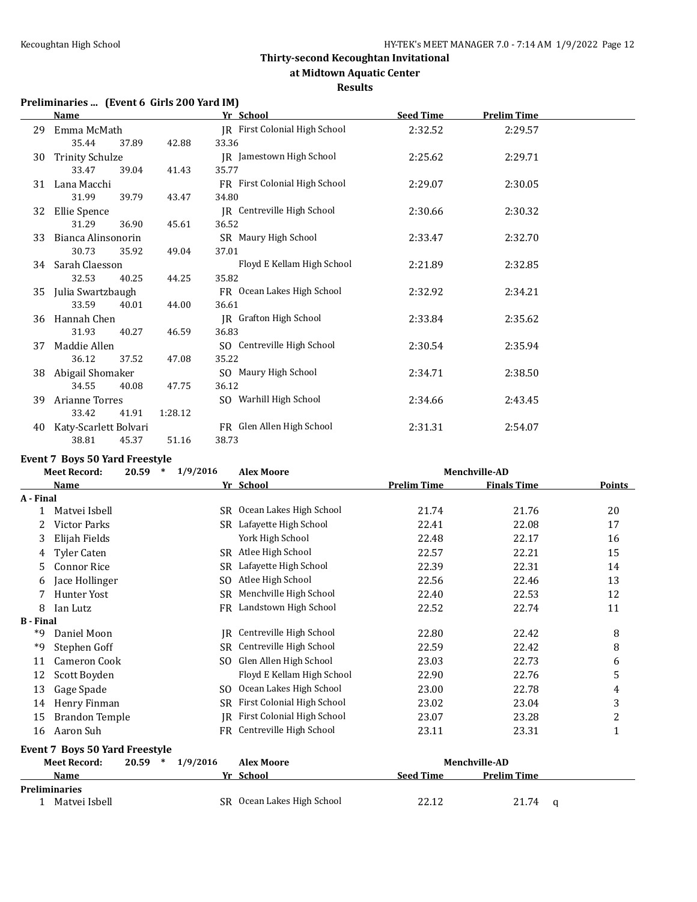## Thirty-second Kecoughtan Invitational
### at Midtown Aquatic Center
### Results

**Preliminaries ... (Event 6 Girls 200 Yard IM)**

| | Name | Yr | School | Seed Time | Prelim Time |
|---|---|---|---|---|---|
| 29 | Emma McMath | JR | First Colonial High School | 2:32.52 | 2:29.57 |
| | 35.44 37.89 42.88 33.36 | | | | |
| 30 | Trinity Schulze | JR | Jamestown High School | 2:25.62 | 2:29.71 |
| | 33.47 39.04 41.43 35.77 | | | | |
| 31 | Lana Macchi | FR | First Colonial High School | 2:29.07 | 2:30.05 |
| | 31.99 39.79 43.47 34.80 | | | | |
| 32 | Ellie Spence | JR | Centreville High School | 2:30.66 | 2:30.32 |
| | 31.29 36.90 45.61 36.52 | | | | |
| 33 | Bianca Alinsonorin | SR | Maury High School | 2:33.47 | 2:32.70 |
| | 30.73 35.92 49.04 37.01 | | | | |
| 34 | Sarah Claesson | | Floyd E Kellam High School | 2:21.89 | 2:32.85 |
| | 32.53 40.25 44.25 35.82 | | | | |
| 35 | Julia Swartzbaugh | FR | Ocean Lakes High School | 2:32.92 | 2:34.21 |
| | 33.59 40.01 44.00 36.61 | | | | |
| 36 | Hannah Chen | JR | Grafton High School | 2:33.84 | 2:35.62 |
| | 31.93 40.27 46.59 36.83 | | | | |
| 37 | Maddie Allen | SO | Centreville High School | 2:30.54 | 2:35.94 |
| | 36.12 37.52 47.08 35.22 | | | | |
| 38 | Abigail Shomaker | SO | Maury High School | 2:34.71 | 2:38.50 |
| | 34.55 40.08 47.75 36.12 | | | | |
| 39 | Arianne Torres | SO | Warhill High School | 2:34.66 | 2:43.45 |
| | 33.42 41.91 1:28.12 | | | | |
| 40 | Katy-Scarlett Bolvari | FR | Glen Allen High School | 2:31.31 | 2:54.07 |
| | 38.81 45.37 51.16 38.73 | | | | |

**Event 7 Boys 50 Yard Freestyle**

Meet Record: 20.59 * 1/9/2016 Alex Moore Menchville-AD

| | Name | Yr | School | Prelim Time | Finals Time | Points |
|---|---|---|---|---|---|---|
| **A - Final** | | | | | | |
| 1 | Matvei Isbell | SR | Ocean Lakes High School | 21.74 | 21.76 | 20 |
| 2 | Victor Parks | SR | Lafayette High School | 22.41 | 22.08 | 17 |
| 3 | Elijah Fields | | York High School | 22.48 | 22.17 | 16 |
| 4 | Tyler Caten | SR | Atlee High School | 22.57 | 22.21 | 15 |
| 5 | Connor Rice | SR | Lafayette High School | 22.39 | 22.31 | 14 |
| 6 | Jace Hollinger | SO | Atlee High School | 22.56 | 22.46 | 13 |
| 7 | Hunter Yost | SR | Menchville High School | 22.40 | 22.53 | 12 |
| 8 | Ian Lutz | FR | Landstown High School | 22.52 | 22.74 | 11 |
| **B - Final** | | | | | | |
| *9 | Daniel Moon | JR | Centreville High School | 22.80 | 22.42 | 8 |
| *9 | Stephen Goff | SR | Centreville High School | 22.59 | 22.42 | 8 |
| 11 | Cameron Cook | SO | Glen Allen High School | 23.03 | 22.73 | 6 |
| 12 | Scott Boyden | | Floyd E Kellam High School | 22.90 | 22.76 | 5 |
| 13 | Gage Spade | SO | Ocean Lakes High School | 23.00 | 22.78 | 4 |
| 14 | Henry Finman | SR | First Colonial High School | 23.02 | 23.04 | 3 |
| 15 | Brandon Temple | JR | First Colonial High School | 23.07 | 23.28 | 2 |
| 16 | Aaron Suh | FR | Centreville High School | 23.11 | 23.31 | 1 |

**Event 7 Boys 50 Yard Freestyle**

Meet Record: 20.59 * 1/9/2016 Alex Moore Menchville-AD

| | Name | Yr | School | Seed Time | Prelim Time | |
|---|---|---|---|---|---|---|
| **Preliminaries** | | | | | | |
| 1 | Matvei Isbell | SR | Ocean Lakes High School | 22.12 | 21.74 | q |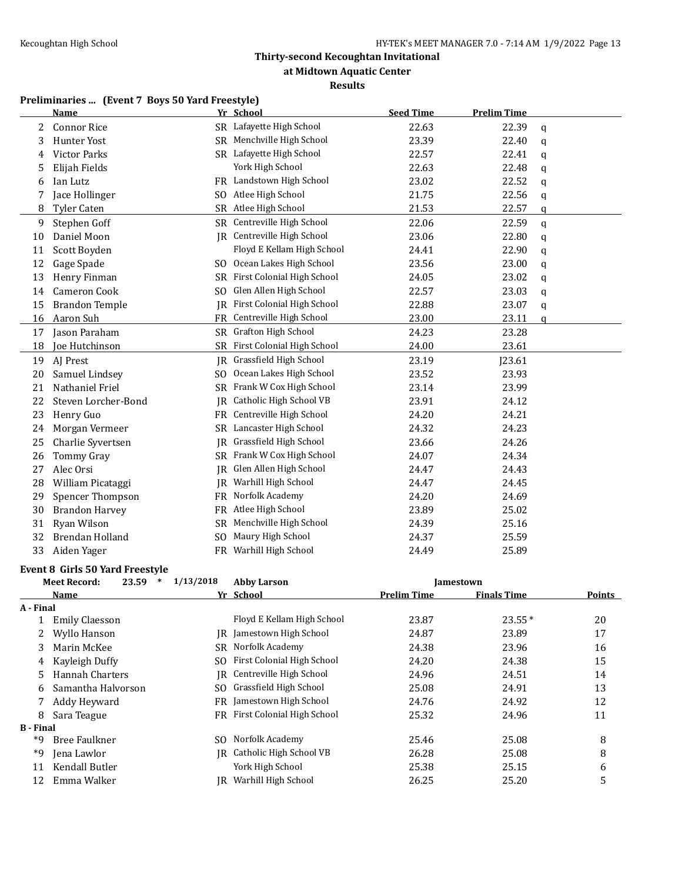## Thirty-second Kecoughtan Invitational
## at Midtown Aquatic Center
## Results

### Preliminaries ... (Event 7 Boys 50 Yard Freestyle)

| | Name | Yr | School | Seed Time | Prelim Time | |
|---|---|---|---|---|---|---|
| 2 | Connor Rice | SR | Lafayette High School | 22.63 | 22.39 | q |
| 3 | Hunter Yost | SR | Menchville High School | 23.39 | 22.40 | q |
| 4 | Victor Parks | SR | Lafayette High School | 22.57 | 22.41 | q |
| 5 | Elijah Fields | | York High School | 22.63 | 22.48 | q |
| 6 | Ian Lutz | FR | Landstown High School | 23.02 | 22.52 | q |
| 7 | Jace Hollinger | SO | Atlee High School | 21.75 | 22.56 | q |
| 8 | Tyler Caten | SR | Atlee High School | 21.53 | 22.57 | q |
| 9 | Stephen Goff | SR | Centreville High School | 22.06 | 22.59 | q |
| 10 | Daniel Moon | JR | Centreville High School | 23.06 | 22.80 | q |
| 11 | Scott Boyden | | Floyd E Kellam High School | 24.41 | 22.90 | q |
| 12 | Gage Spade | SO | Ocean Lakes High School | 23.56 | 23.00 | q |
| 13 | Henry Finman | SR | First Colonial High School | 24.05 | 23.02 | q |
| 14 | Cameron Cook | SO | Glen Allen High School | 22.57 | 23.03 | q |
| 15 | Brandon Temple | JR | First Colonial High School | 22.88 | 23.07 | q |
| 16 | Aaron Suh | FR | Centreville High School | 23.00 | 23.11 | q |
| 17 | Jason Paraham | SR | Grafton High School | 24.23 | 23.28 | |
| 18 | Joe Hutchinson | SR | First Colonial High School | 24.00 | 23.61 | |
| 19 | AJ Prest | JR | Grassfield High School | 23.19 | J23.61 | |
| 20 | Samuel Lindsey | SO | Ocean Lakes High School | 23.52 | 23.93 | |
| 21 | Nathaniel Friel | SR | Frank W Cox High School | 23.14 | 23.99 | |
| 22 | Steven Lorcher-Bond | JR | Catholic High School VB | 23.91 | 24.12 | |
| 23 | Henry Guo | FR | Centreville High School | 24.20 | 24.21 | |
| 24 | Morgan Vermeer | SR | Lancaster High School | 24.32 | 24.23 | |
| 25 | Charlie Syvertsen | JR | Grassfield High School | 23.66 | 24.26 | |
| 26 | Tommy Gray | SR | Frank W Cox High School | 24.07 | 24.34 | |
| 27 | Alec Orsi | JR | Glen Allen High School | 24.47 | 24.43 | |
| 28 | William Picataggi | JR | Warhill High School | 24.47 | 24.45 | |
| 29 | Spencer Thompson | FR | Norfolk Academy | 24.20 | 24.69 | |
| 30 | Brandon Harvey | FR | Atlee High School | 23.89 | 25.02 | |
| 31 | Ryan Wilson | SR | Menchville High School | 24.39 | 25.16 | |
| 32 | Brendan Holland | SO | Maury High School | 24.37 | 25.59 | |
| 33 | Aiden Yager | FR | Warhill High School | 24.49 | 25.89 | |

### Event 8 Girls 50 Yard Freestyle

**Meet Record:** 23.59 * 1/13/2018 Abby Larson Jamestown

| | Name | Yr | School | Prelim Time | Finals Time | Points |
|---|---|---|---|---|---|---|
| **A - Final** | | | | | | |
| 1 | Emily Claesson | | Floyd E Kellam High School | 23.87 | 23.55 * | 20 |
| 2 | Wyllo Hanson | JR | Jamestown High School | 24.87 | 23.89 | 17 |
| 3 | Marin McKee | SR | Norfolk Academy | 24.38 | 23.96 | 16 |
| 4 | Kayleigh Duffy | SO | First Colonial High School | 24.20 | 24.38 | 15 |
| 5 | Hannah Charters | JR | Centreville High School | 24.96 | 24.51 | 14 |
| 6 | Samantha Halvorson | SO | Grassfield High School | 25.08 | 24.91 | 13 |
| 7 | Addy Heyward | FR | Jamestown High School | 24.76 | 24.92 | 12 |
| 8 | Sara Teague | FR | First Colonial High School | 25.32 | 24.96 | 11 |
| **B - Final** | | | | | | |
| *9 | Bree Faulkner | SO | Norfolk Academy | 25.46 | 25.08 | 8 |
| *9 | Jena Lawlor | JR | Catholic High School VB | 26.28 | 25.08 | 8 |
| 11 | Kendall Butler | | York High School | 25.38 | 25.15 | 6 |
| 12 | Emma Walker | JR | Warhill High School | 26.25 | 25.20 | 5 |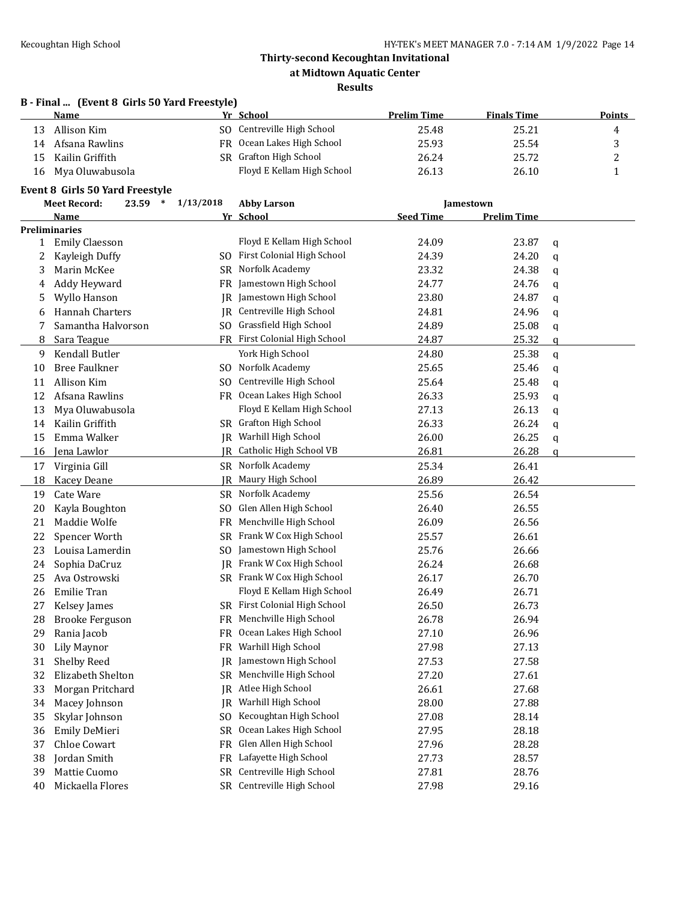### Thirty-second Kecoughtan Invitational
### at Midtown Aquatic Center
### Results

**B - Final ... (Event 8 Girls 50 Yard Freestyle)**

| | Name | Yr | School | Prelim Time | Finals Time | Points |
|---|---|---|---|---|---|---|
| 13 | Allison Kim | SO | Centreville High School | 25.48 | 25.21 | 4 |
| 14 | Afsana Rawlins | FR | Ocean Lakes High School | 25.93 | 25.54 | 3 |
| 15 | Kailin Griffith | SR | Grafton High School | 26.24 | 25.72 | 2 |
| 16 | Mya Oluwabusola | | Floyd E Kellam High School | 26.13 | 26.10 | 1 |

**Event 8 Girls 50 Yard Freestyle**

**Meet Record:** 23.59 * 1/13/2018 **Abby Larson** **Jamestown**

**Preliminaries**

| | Name | Yr | School | Seed Time | Prelim Time | |
|---|---|---|---|---|---|---|
| 1 | Emily Claesson | | Floyd E Kellam High School | 24.09 | 23.87 | q |
| 2 | Kayleigh Duffy | SO | First Colonial High School | 24.39 | 24.20 | q |
| 3 | Marin McKee | SR | Norfolk Academy | 23.32 | 24.38 | q |
| 4 | Addy Heyward | FR | Jamestown High School | 24.77 | 24.76 | q |
| 5 | Wyllo Hanson | JR | Jamestown High School | 23.80 | 24.87 | q |
| 6 | Hannah Charters | JR | Centreville High School | 24.81 | 24.96 | q |
| 7 | Samantha Halvorson | SO | Grassfield High School | 24.89 | 25.08 | q |
| 8 | Sara Teague | FR | First Colonial High School | 24.87 | 25.32 | q |
| 9 | Kendall Butler | | York High School | 24.80 | 25.38 | q |
| 10 | Bree Faulkner | SO | Norfolk Academy | 25.65 | 25.46 | q |
| 11 | Allison Kim | SO | Centreville High School | 25.64 | 25.48 | q |
| 12 | Afsana Rawlins | FR | Ocean Lakes High School | 26.33 | 25.93 | q |
| 13 | Mya Oluwabusola | | Floyd E Kellam High School | 27.13 | 26.13 | q |
| 14 | Kailin Griffith | SR | Grafton High School | 26.33 | 26.24 | q |
| 15 | Emma Walker | JR | Warhill High School | 26.00 | 26.25 | q |
| 16 | Jena Lawlor | JR | Catholic High School VB | 26.81 | 26.28 | q |
| 17 | Virginia Gill | SR | Norfolk Academy | 25.34 | 26.41 | |
| 18 | Kacey Deane | JR | Maury High School | 26.89 | 26.42 | |
| 19 | Cate Ware | SR | Norfolk Academy | 25.56 | 26.54 | |
| 20 | Kayla Boughton | SO | Glen Allen High School | 26.40 | 26.55 | |
| 21 | Maddie Wolfe | FR | Menchville High School | 26.09 | 26.56 | |
| 22 | Spencer Worth | SR | Frank W Cox High School | 25.57 | 26.61 | |
| 23 | Louisa Lamerdin | SO | Jamestown High School | 25.76 | 26.66 | |
| 24 | Sophia DaCruz | JR | Frank W Cox High School | 26.24 | 26.68 | |
| 25 | Ava Ostrowski | SR | Frank W Cox High School | 26.17 | 26.70 | |
| 26 | Emilie Tran | | Floyd E Kellam High School | 26.49 | 26.71 | |
| 27 | Kelsey James | SR | First Colonial High School | 26.50 | 26.73 | |
| 28 | Brooke Ferguson | FR | Menchville High School | 26.78 | 26.94 | |
| 29 | Rania Jacob | FR | Ocean Lakes High School | 27.10 | 26.96 | |
| 30 | Lily Maynor | FR | Warhill High School | 27.98 | 27.13 | |
| 31 | Shelby Reed | JR | Jamestown High School | 27.53 | 27.58 | |
| 32 | Elizabeth Shelton | SR | Menchville High School | 27.20 | 27.61 | |
| 33 | Morgan Pritchard | JR | Atlee High School | 26.61 | 27.68 | |
| 34 | Macey Johnson | JR | Warhill High School | 28.00 | 27.88 | |
| 35 | Skylar Johnson | SO | Kecoughtan High School | 27.08 | 28.14 | |
| 36 | Emily DeMieri | SR | Ocean Lakes High School | 27.95 | 28.18 | |
| 37 | Chloe Cowart | FR | Glen Allen High School | 27.96 | 28.28 | |
| 38 | Jordan Smith | FR | Lafayette High School | 27.73 | 28.57 | |
| 39 | Mattie Cuomo | SR | Centreville High School | 27.81 | 28.76 | |
| 40 | Mickaella Flores | SR | Centreville High School | 27.98 | 29.16 | |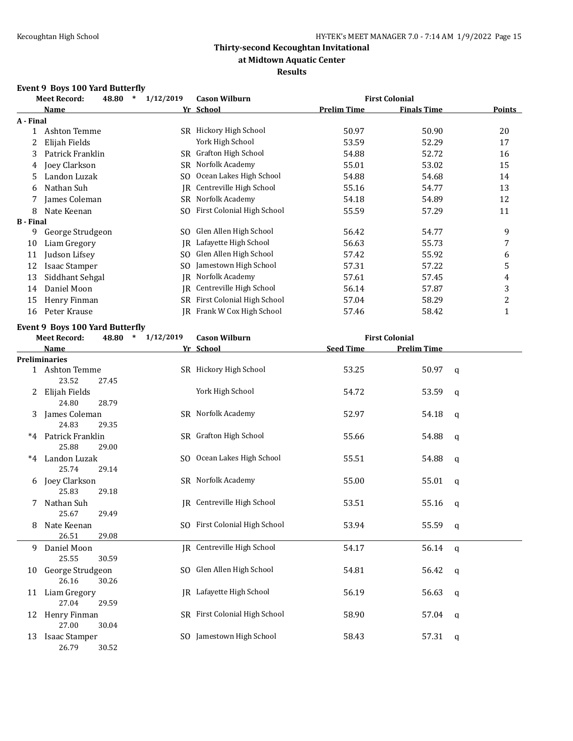# Thirty-second Kecoughtan Invitational
## at Midtown Aquatic Center
### Results

**Event 9 Boys 100 Yard Butterfly**

Meet Record: 48.80 * 1/12/2019 Cason Wilburn First Colonial

| | Name | Yr | School | Prelim Time | Finals Time | Points |
|---|---|---|---|---|---|---|
| **A - Final** | | | | | | |
| 1 | Ashton Temme | SR | Hickory High School | 50.97 | 50.90 | 20 |
| 2 | Elijah Fields | | York High School | 53.59 | 52.29 | 17 |
| 3 | Patrick Franklin | SR | Grafton High School | 54.88 | 52.72 | 16 |
| 4 | Joey Clarkson | SR | Norfolk Academy | 55.01 | 53.02 | 15 |
| 5 | Landon Luzak | SO | Ocean Lakes High School | 54.88 | 54.68 | 14 |
| 6 | Nathan Suh | JR | Centreville High School | 55.16 | 54.77 | 13 |
| 7 | James Coleman | SR | Norfolk Academy | 54.18 | 54.89 | 12 |
| 8 | Nate Keenan | SO | First Colonial High School | 55.59 | 57.29 | 11 |
| **B - Final** | | | | | | |
| 9 | George Strudgeon | SO | Glen Allen High School | 56.42 | 54.77 | 9 |
| 10 | Liam Gregory | JR | Lafayette High School | 56.63 | 55.73 | 7 |
| 11 | Judson Lifsey | SO | Glen Allen High School | 57.42 | 55.92 | 6 |
| 12 | Isaac Stamper | SO | Jamestown High School | 57.31 | 57.22 | 5 |
| 13 | Siddhant Sehgal | JR | Norfolk Academy | 57.61 | 57.45 | 4 |
| 14 | Daniel Moon | JR | Centreville High School | 56.14 | 57.87 | 3 |
| 15 | Henry Finman | SR | First Colonial High School | 57.04 | 58.29 | 2 |
| 16 | Peter Krause | JR | Frank W Cox High School | 57.46 | 58.42 | 1 |

**Event 9 Boys 100 Yard Butterfly**

Meet Record: 48.80 * 1/12/2019 Cason Wilburn First Colonial

| | Name | Yr | School | Seed Time | Prelim Time | |
|---|---|---|---|---|---|---|
| **Preliminaries** | | | | | | |
| 1 | Ashton Temme | SR | Hickory High School | 53.25 | 50.97 | q |
| | 23.52 27.45 | | | | | |
| 2 | Elijah Fields | | York High School | 54.72 | 53.59 | q |
| | 24.80 28.79 | | | | | |
| 3 | James Coleman | SR | Norfolk Academy | 52.97 | 54.18 | q |
| | 24.83 29.35 | | | | | |
| *4 | Patrick Franklin | SR | Grafton High School | 55.66 | 54.88 | q |
| | 25.88 29.00 | | | | | |
| *4 | Landon Luzak | SO | Ocean Lakes High School | 55.51 | 54.88 | q |
| | 25.74 29.14 | | | | | |
| 6 | Joey Clarkson | SR | Norfolk Academy | 55.00 | 55.01 | q |
| | 25.83 29.18 | | | | | |
| 7 | Nathan Suh | JR | Centreville High School | 53.51 | 55.16 | q |
| | 25.67 29.49 | | | | | |
| 8 | Nate Keenan | SO | First Colonial High School | 53.94 | 55.59 | q |
| | 26.51 29.08 | | | | | |
| 9 | Daniel Moon | JR | Centreville High School | 54.17 | 56.14 | q |
| | 25.55 30.59 | | | | | |
| 10 | George Strudgeon | SO | Glen Allen High School | 54.81 | 56.42 | q |
| | 26.16 30.26 | | | | | |
| 11 | Liam Gregory | JR | Lafayette High School | 56.19 | 56.63 | q |
| | 27.04 29.59 | | | | | |
| 12 | Henry Finman | SR | First Colonial High School | 58.90 | 57.04 | q |
| | 27.00 30.04 | | | | | |
| 13 | Isaac Stamper | SO | Jamestown High School | 58.43 | 57.31 | q |
| | 26.79 30.52 | | | | | |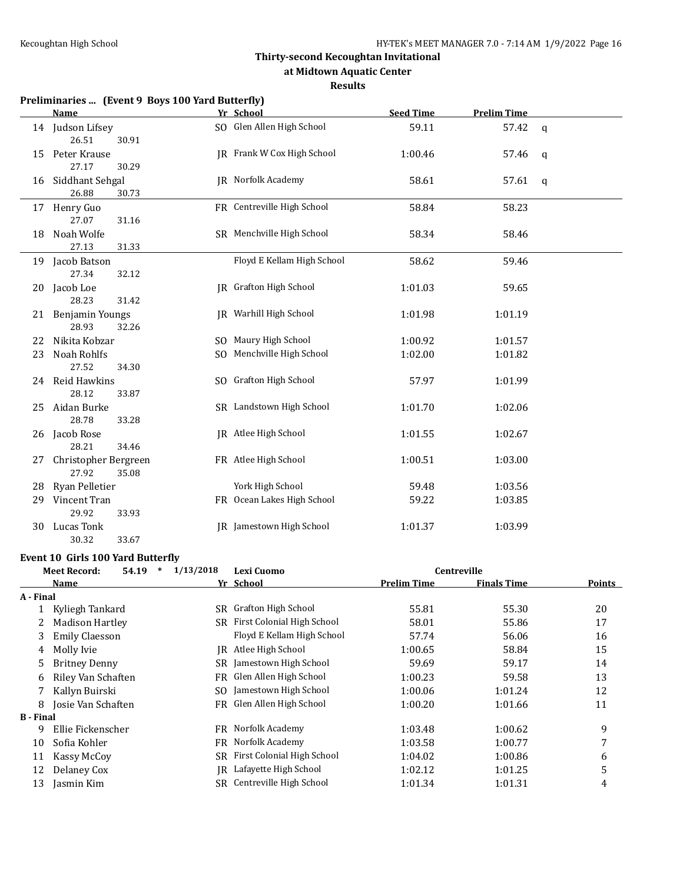# Thirty-second Kecoughtan Invitational

## at Midtown Aquatic Center

### Results

**Preliminaries ... (Event 9 Boys 100 Yard Butterfly)**

| | Name | Yr | School | Seed Time | Prelim Time | |
|---|---|---|---|---|---|---|
| 14 | Judson Lifsey | SO | Glen Allen High School | 59.11 | 57.42 | q |
| | 26.51 30.91 | | | | | |
| 15 | Peter Krause | JR | Frank W Cox High School | 1:00.46 | 57.46 | q |
| | 27.17 30.29 | | | | | |
| 16 | Siddhant Sehgal | JR | Norfolk Academy | 58.61 | 57.61 | q |
| | 26.88 30.73 | | | | | |
| 17 | Henry Guo | FR | Centreville High School | 58.84 | 58.23 | |
| | 27.07 31.16 | | | | | |
| 18 | Noah Wolfe | SR | Menchville High School | 58.34 | 58.46 | |
| | 27.13 31.33 | | | | | |
| 19 | Jacob Batson | | Floyd E Kellam High School | 58.62 | 59.46 | |
| | 27.34 32.12 | | | | | |
| 20 | Jacob Loe | JR | Grafton High School | 1:01.03 | 59.65 | |
| | 28.23 31.42 | | | | | |
| 21 | Benjamin Youngs | JR | Warhill High School | 1:01.98 | 1:01.19 | |
| | 28.93 32.26 | | | | | |
| 22 | Nikita Kobzar | SO | Maury High School | 1:00.92 | 1:01.57 | |
| 23 | Noah Rohlfs | SO | Menchville High School | 1:02.00 | 1:01.82 | |
| | 27.52 34.30 | | | | | |
| 24 | Reid Hawkins | SO | Grafton High School | 57.97 | 1:01.99 | |
| | 28.12 33.87 | | | | | |
| 25 | Aidan Burke | SR | Landstown High School | 1:01.70 | 1:02.06 | |
| | 28.78 33.28 | | | | | |
| 26 | Jacob Rose | JR | Atlee High School | 1:01.55 | 1:02.67 | |
| | 28.21 34.46 | | | | | |
| 27 | Christopher Bergreen | FR | Atlee High School | 1:00.51 | 1:03.00 | |
| | 27.92 35.08 | | | | | |
| 28 | Ryan Pelletier | | York High School | 59.48 | 1:03.56 | |
| 29 | Vincent Tran | FR | Ocean Lakes High School | 59.22 | 1:03.85 | |
| | 29.92 33.93 | | | | | |
| 30 | Lucas Tonk | JR | Jamestown High School | 1:01.37 | 1:03.99 | |
| | 30.32 33.67 | | | | | |

**Event 10 Girls 100 Yard Butterfly**

Meet Record: 54.19 * 1/13/2018 Lexi Cuomo Centreville

| | Name | Yr | School | Prelim Time | Finals Time | Points |
|---|---|---|---|---|---|---|
| **A - Final** | | | | | | |
| 1 | Kyliegh Tankard | SR | Grafton High School | 55.81 | 55.30 | 20 |
| 2 | Madison Hartley | SR | First Colonial High School | 58.01 | 55.86 | 17 |
| 3 | Emily Claesson | | Floyd E Kellam High School | 57.74 | 56.06 | 16 |
| 4 | Molly Ivie | JR | Atlee High School | 1:00.65 | 58.84 | 15 |
| 5 | Britney Denny | SR | Jamestown High School | 59.69 | 59.17 | 14 |
| 6 | Riley Van Schaften | FR | Glen Allen High School | 1:00.23 | 59.58 | 13 |
| 7 | Kallyn Buirski | SO | Jamestown High School | 1:00.06 | 1:01.24 | 12 |
| 8 | Josie Van Schaften | FR | Glen Allen High School | 1:00.20 | 1:01.66 | 11 |
| **B - Final** | | | | | | |
| 9 | Ellie Fickenscher | FR | Norfolk Academy | 1:03.48 | 1:00.62 | 9 |
| 10 | Sofia Kohler | FR | Norfolk Academy | 1:03.58 | 1:00.77 | 7 |
| 11 | Kassy McCoy | SR | First Colonial High School | 1:04.02 | 1:00.86 | 6 |
| 12 | Delaney Cox | JR | Lafayette High School | 1:02.12 | 1:01.25 | 5 |
| 13 | Jasmin Kim | SR | Centreville High School | 1:01.34 | 1:01.31 | 4 |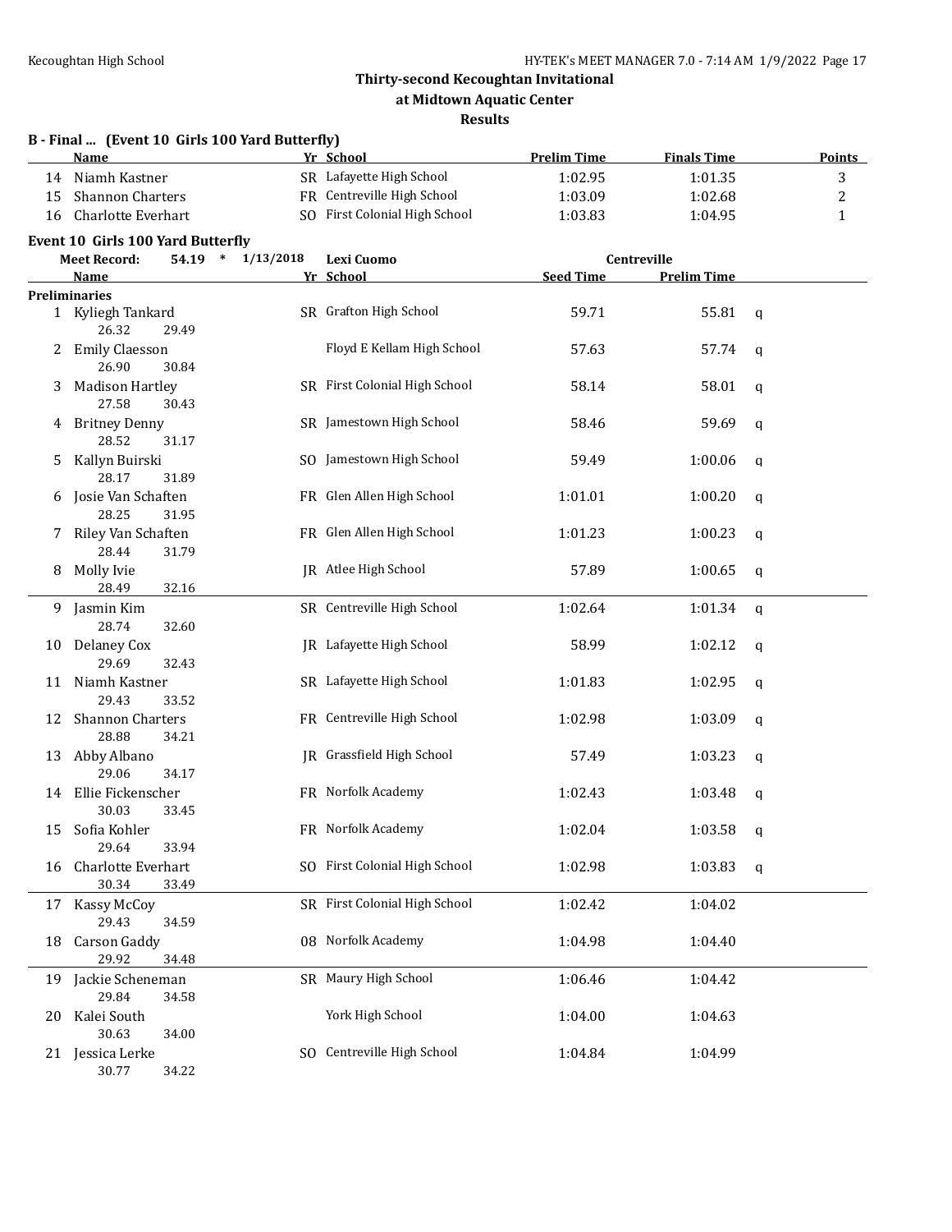### Thirty-second Kecoughtan Invitational
### at Midtown Aquatic Center
### Results

**B - Final ... (Event 10 Girls 100 Yard Butterfly)**

| | Name | Yr | School | Prelim Time | Finals Time | Points |
|---|---|---|---|---|---|---|
| 14 | Niamh Kastner | SR | Lafayette High School | 1:02.95 | 1:01.35 | 3 |
| 15 | Shannon Charters | FR | Centreville High School | 1:03.09 | 1:02.68 | 2 |
| 16 | Charlotte Everhart | SO | First Colonial High School | 1:03.83 | 1:04.95 | 1 |

**Event 10 Girls 100 Yard Butterfly**

Meet Record: 54.19 * 1/13/2018 Lexi Cuomo Centreville

| | Name | Yr | School | Seed Time | Prelim Time | |
|---|---|---|---|---|---|---|
| **Preliminaries** | | | | | | |
| 1 | Kyliegh Tankard | SR | Grafton High School | 59.71 | 55.81 | q |
| | 26.32 29.49 | | | | | |
| 2 | Emily Claesson | | Floyd E Kellam High School | 57.63 | 57.74 | q |
| | 26.90 30.84 | | | | | |
| 3 | Madison Hartley | SR | First Colonial High School | 58.14 | 58.01 | q |
| | 27.58 30.43 | | | | | |
| 4 | Britney Denny | SR | Jamestown High School | 58.46 | 59.69 | q |
| | 28.52 31.17 | | | | | |
| 5 | Kallyn Buirski | SO | Jamestown High School | 59.49 | 1:00.06 | q |
| | 28.17 31.89 | | | | | |
| 6 | Josie Van Schaften | FR | Glen Allen High School | 1:01.01 | 1:00.20 | q |
| | 28.25 31.95 | | | | | |
| 7 | Riley Van Schaften | FR | Glen Allen High School | 1:01.23 | 1:00.23 | q |
| | 28.44 31.79 | | | | | |
| 8 | Molly Ivie | JR | Atlee High School | 57.89 | 1:00.65 | q |
| | 28.49 32.16 | | | | | |
| 9 | Jasmin Kim | SR | Centreville High School | 1:02.64 | 1:01.34 | q |
| | 28.74 32.60 | | | | | |
| 10 | Delaney Cox | JR | Lafayette High School | 58.99 | 1:02.12 | q |
| | 29.69 32.43 | | | | | |
| 11 | Niamh Kastner | SR | Lafayette High School | 1:01.83 | 1:02.95 | q |
| | 29.43 33.52 | | | | | |
| 12 | Shannon Charters | FR | Centreville High School | 1:02.98 | 1:03.09 | q |
| | 28.88 34.21 | | | | | |
| 13 | Abby Albano | JR | Grassfield High School | 57.49 | 1:03.23 | q |
| | 29.06 34.17 | | | | | |
| 14 | Ellie Fickenscher | FR | Norfolk Academy | 1:02.43 | 1:03.48 | q |
| | 30.03 33.45 | | | | | |
| 15 | Sofia Kohler | FR | Norfolk Academy | 1:02.04 | 1:03.58 | q |
| | 29.64 33.94 | | | | | |
| 16 | Charlotte Everhart | SO | First Colonial High School | 1:02.98 | 1:03.83 | q |
| | 30.34 33.49 | | | | | |
| 17 | Kassy McCoy | SR | First Colonial High School | 1:02.42 | 1:04.02 | |
| | 29.43 34.59 | | | | | |
| 18 | Carson Gaddy | 08 | Norfolk Academy | 1:04.98 | 1:04.40 | |
| | 29.92 34.48 | | | | | |
| 19 | Jackie Scheneman | SR | Maury High School | 1:06.46 | 1:04.42 | |
| | 29.84 34.58 | | | | | |
| 20 | Kalei South | | York High School | 1:04.00 | 1:04.63 | |
| | 30.63 34.00 | | | | | |
| 21 | Jessica Lerke | SO | Centreville High School | 1:04.84 | 1:04.99 | |
| | 30.77 34.22 | | | | | |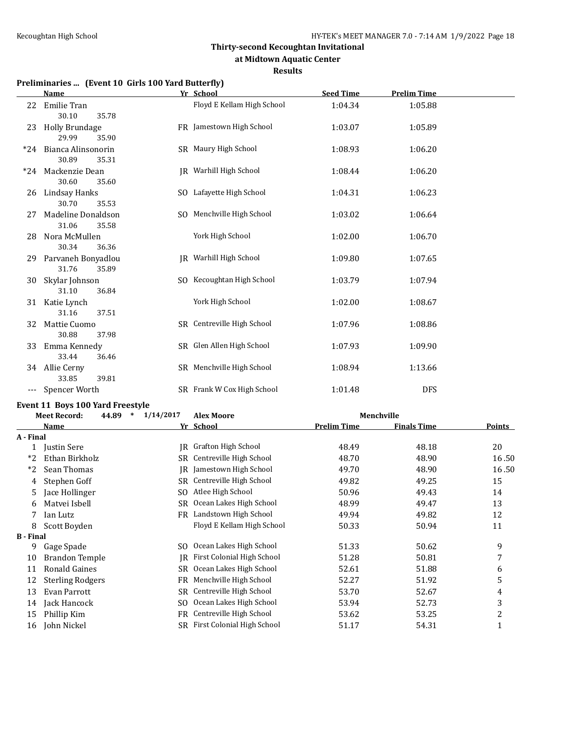### Thirty-second Kecoughtan Invitational
### at Midtown Aquatic Center
### Results

**Preliminaries ... (Event 10 Girls 100 Yard Butterfly)**

| | Name | Yr | School | Seed Time | Prelim Time |
|---|---|---|---|---|---|
| 22 | Emilie Tran | | Floyd E Kellam High School | 1:04.34 | 1:05.88 |
| | 30.10 35.78 | | | | |
| 23 | Holly Brundage | FR | Jamestown High School | 1:03.07 | 1:05.89 |
| | 29.99 35.90 | | | | |
| *24 | Bianca Alinsonorin | SR | Maury High School | 1:08.93 | 1:06.20 |
| | 30.89 35.31 | | | | |
| *24 | Mackenzie Dean | JR | Warhill High School | 1:08.44 | 1:06.20 |
| | 30.60 35.60 | | | | |
| 26 | Lindsay Hanks | SO | Lafayette High School | 1:04.31 | 1:06.23 |
| | 30.70 35.53 | | | | |
| 27 | Madeline Donaldson | SO | Menchville High School | 1:03.02 | 1:06.64 |
| | 31.06 35.58 | | | | |
| 28 | Nora McMullen | | York High School | 1:02.00 | 1:06.70 |
| | 30.34 36.36 | | | | |
| 29 | Parvaneh Bonyadlou | JR | Warhill High School | 1:09.80 | 1:07.65 |
| | 31.76 35.89 | | | | |
| 30 | Skylar Johnson | SO | Kecoughtan High School | 1:03.79 | 1:07.94 |
| | 31.10 36.84 | | | | |
| 31 | Katie Lynch | | York High School | 1:02.00 | 1:08.67 |
| | 31.16 37.51 | | | | |
| 32 | Mattie Cuomo | SR | Centreville High School | 1:07.96 | 1:08.86 |
| | 30.88 37.98 | | | | |
| 33 | Emma Kennedy | SR | Glen Allen High School | 1:07.93 | 1:09.90 |
| | 33.44 36.46 | | | | |
| 34 | Allie Cerny | SR | Menchville High School | 1:08.94 | 1:13.66 |
| | 33.85 39.81 | | | | |
| --- | Spencer Worth | SR | Frank W Cox High School | 1:01.48 | DFS |

**Event 11 Boys 100 Yard Freestyle**

Meet Record: 44.89 * 1/14/2017 Alex Moore Menchville

| | Name | Yr | School | Prelim Time | Finals Time | Points |
|---|---|---|---|---|---|---|
| **A - Final** | | | | | | |
| 1 | Justin Sere | JR | Grafton High School | 48.49 | 48.18 | 20 |
| *2 | Ethan Birkholz | SR | Centreville High School | 48.70 | 48.90 | 16.50 |
| *2 | Sean Thomas | JR | Jamestown High School | 49.70 | 48.90 | 16.50 |
| 4 | Stephen Goff | SR | Centreville High School | 49.82 | 49.25 | 15 |
| 5 | Jace Hollinger | SO | Atlee High School | 50.96 | 49.43 | 14 |
| 6 | Matvei Isbell | SR | Ocean Lakes High School | 48.99 | 49.47 | 13 |
| 7 | Ian Lutz | FR | Landstown High School | 49.94 | 49.82 | 12 |
| 8 | Scott Boyden | | Floyd E Kellam High School | 50.33 | 50.94 | 11 |
| **B - Final** | | | | | | |
| 9 | Gage Spade | SO | Ocean Lakes High School | 51.33 | 50.62 | 9 |
| 10 | Brandon Temple | JR | First Colonial High School | 51.28 | 50.81 | 7 |
| 11 | Ronald Gaines | SR | Ocean Lakes High School | 52.61 | 51.88 | 6 |
| 12 | Sterling Rodgers | FR | Menchville High School | 52.27 | 51.92 | 5 |
| 13 | Evan Parrott | SR | Centreville High School | 53.70 | 52.67 | 4 |
| 14 | Jack Hancock | SO | Ocean Lakes High School | 53.94 | 52.73 | 3 |
| 15 | Phillip Kim | FR | Centreville High School | 53.62 | 53.25 | 2 |
| 16 | John Nickel | SR | First Colonial High School | 51.17 | 54.31 | 1 |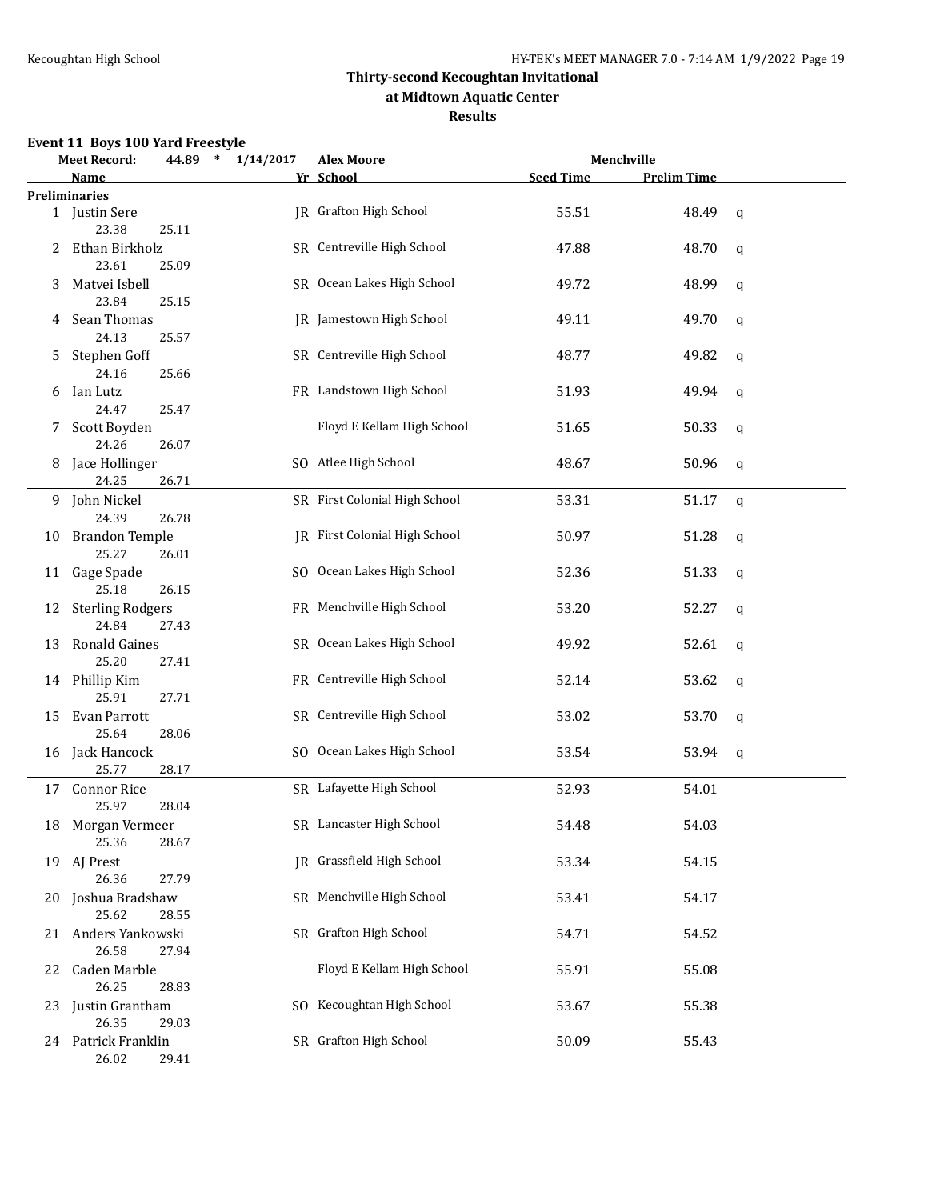# Thirty-second Kecoughtan Invitational

## at Midtown Aquatic Center

## Results

### Event 11 Boys 100 Yard Freestyle

Meet Record: 44.89 * 1/14/2017 Alex Moore Menchville

| | Name | Yr | School | Seed Time | Prelim Time | |
|---|---|---|---|---|---|---|
| **Preliminaries** | | | | | | |
| 1 | Justin Sere | JR | Grafton High School | 55.51 | 48.49 | q |
| | 23.38 25.11 | | | | | |
| 2 | Ethan Birkholz | SR | Centreville High School | 47.88 | 48.70 | q |
| | 23.61 25.09 | | | | | |
| 3 | Matvei Isbell | SR | Ocean Lakes High School | 49.72 | 48.99 | q |
| | 23.84 25.15 | | | | | |
| 4 | Sean Thomas | JR | Jamestown High School | 49.11 | 49.70 | q |
| | 24.13 25.57 | | | | | |
| 5 | Stephen Goff | SR | Centreville High School | 48.77 | 49.82 | q |
| | 24.16 25.66 | | | | | |
| 6 | Ian Lutz | FR | Landstown High School | 51.93 | 49.94 | q |
| | 24.47 25.47 | | | | | |
| 7 | Scott Boyden | | Floyd E Kellam High School | 51.65 | 50.33 | q |
| | 24.26 26.07 | | | | | |
| 8 | Jace Hollinger | SO | Atlee High School | 48.67 | 50.96 | q |
| | 24.25 26.71 | | | | | |
| 9 | John Nickel | SR | First Colonial High School | 53.31 | 51.17 | q |
| | 24.39 26.78 | | | | | |
| 10 | Brandon Temple | JR | First Colonial High School | 50.97 | 51.28 | q |
| | 25.27 26.01 | | | | | |
| 11 | Gage Spade | SO | Ocean Lakes High School | 52.36 | 51.33 | q |
| | 25.18 26.15 | | | | | |
| 12 | Sterling Rodgers | FR | Menchville High School | 53.20 | 52.27 | q |
| | 24.84 27.43 | | | | | |
| 13 | Ronald Gaines | SR | Ocean Lakes High School | 49.92 | 52.61 | q |
| | 25.20 27.41 | | | | | |
| 14 | Phillip Kim | FR | Centreville High School | 52.14 | 53.62 | q |
| | 25.91 27.71 | | | | | |
| 15 | Evan Parrott | SR | Centreville High School | 53.02 | 53.70 | q |
| | 25.64 28.06 | | | | | |
| 16 | Jack Hancock | SO | Ocean Lakes High School | 53.54 | 53.94 | q |
| | 25.77 28.17 | | | | | |
| 17 | Connor Rice | SR | Lafayette High School | 52.93 | 54.01 | |
| | 25.97 28.04 | | | | | |
| 18 | Morgan Vermeer | SR | Lancaster High School | 54.48 | 54.03 | |
| | 25.36 28.67 | | | | | |
| 19 | AJ Prest | JR | Grassfield High School | 53.34 | 54.15 | |
| | 26.36 27.79 | | | | | |
| 20 | Joshua Bradshaw | SR | Menchville High School | 53.41 | 54.17 | |
| | 25.62 28.55 | | | | | |
| 21 | Anders Yankowski | SR | Grafton High School | 54.71 | 54.52 | |
| | 26.58 27.94 | | | | | |
| 22 | Caden Marble | | Floyd E Kellam High School | 55.91 | 55.08 | |
| | 26.25 28.83 | | | | | |
| 23 | Justin Grantham | SO | Kecoughtan High School | 53.67 | 55.38 | |
| | 26.35 29.03 | | | | | |
| 24 | Patrick Franklin | SR | Grafton High School | 50.09 | 55.43 | |
| | 26.02 29.41 | | | | | |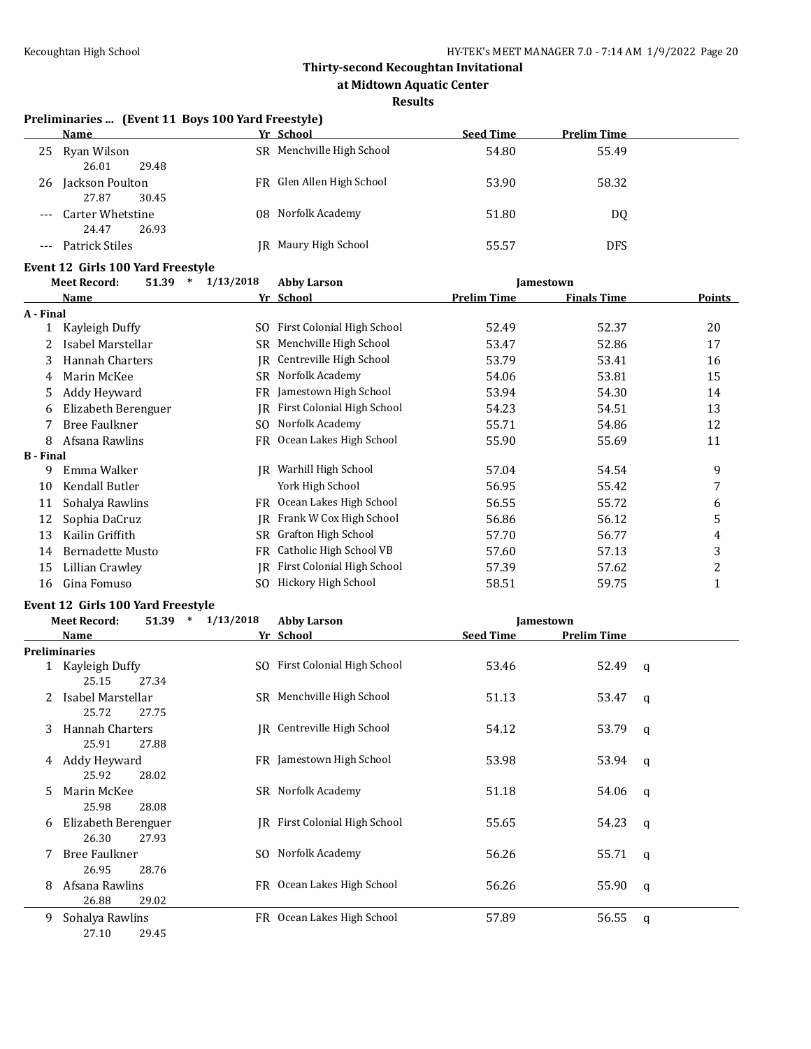## Thirty-second Kecoughtan Invitational

### at Midtown Aquatic Center

### Results

**Preliminaries ... (Event 11 Boys 100 Yard Freestyle)**

| | Name | Yr | School | Seed Time | Prelim Time |
|---|---|---|---|---|---|
| 25 | Ryan Wilson | SR | Menchville High School | 54.80 | 55.49 |
| | 26.01 29.48 | | | | |
| 26 | Jackson Poulton | FR | Glen Allen High School | 53.90 | 58.32 |
| | 27.87 30.45 | | | | |
| --- | Carter Whetstine | 08 | Norfolk Academy | 51.80 | DQ |
| | 24.47 26.93 | | | | |
| --- | Patrick Stiles | JR | Maury High School | 55.57 | DFS |

**Event 12 Girls 100 Yard Freestyle**

Meet Record: 51.39 * 1/13/2018 Abby Larson Jamestown

| | Name | Yr | School | Prelim Time | Finals Time | Points |
|---|---|---|---|---|---|---|
| **A - Final** | | | | | | |
| 1 | Kayleigh Duffy | SO | First Colonial High School | 52.49 | 52.37 | 20 |
| 2 | Isabel Marstellar | SR | Menchville High School | 53.47 | 52.86 | 17 |
| 3 | Hannah Charters | JR | Centreville High School | 53.79 | 53.41 | 16 |
| 4 | Marin McKee | SR | Norfolk Academy | 54.06 | 53.81 | 15 |
| 5 | Addy Heyward | FR | Jamestown High School | 53.94 | 54.30 | 14 |
| 6 | Elizabeth Berenguer | JR | First Colonial High School | 54.23 | 54.51 | 13 |
| 7 | Bree Faulkner | SO | Norfolk Academy | 55.71 | 54.86 | 12 |
| 8 | Afsana Rawlins | FR | Ocean Lakes High School | 55.90 | 55.69 | 11 |
| **B - Final** | | | | | | |
| 9 | Emma Walker | JR | Warhill High School | 57.04 | 54.54 | 9 |
| 10 | Kendall Butler | | York High School | 56.95 | 55.42 | 7 |
| 11 | Sohalya Rawlins | FR | Ocean Lakes High School | 56.55 | 55.72 | 6 |
| 12 | Sophia DaCruz | JR | Frank W Cox High School | 56.86 | 56.12 | 5 |
| 13 | Kailin Griffith | SR | Grafton High School | 57.70 | 56.77 | 4 |
| 14 | Bernadette Musto | FR | Catholic High School VB | 57.60 | 57.13 | 3 |
| 15 | Lillian Crawley | JR | First Colonial High School | 57.39 | 57.62 | 2 |
| 16 | Gina Fomuso | SO | Hickory High School | 58.51 | 59.75 | 1 |

**Event 12 Girls 100 Yard Freestyle**

Meet Record: 51.39 * 1/13/2018 Abby Larson Jamestown

| | Name | Yr | School | Seed Time | Prelim Time | |
|---|---|---|---|---|---|---|
| **Preliminaries** | | | | | | |
| 1 | Kayleigh Duffy | SO | First Colonial High School | 53.46 | 52.49 | q |
| | 25.15 27.34 | | | | | |
| 2 | Isabel Marstellar | SR | Menchville High School | 51.13 | 53.47 | q |
| | 25.72 27.75 | | | | | |
| 3 | Hannah Charters | JR | Centreville High School | 54.12 | 53.79 | q |
| | 25.91 27.88 | | | | | |
| 4 | Addy Heyward | FR | Jamestown High School | 53.98 | 53.94 | q |
| | 25.92 28.02 | | | | | |
| 5 | Marin McKee | SR | Norfolk Academy | 51.18 | 54.06 | q |
| | 25.98 28.08 | | | | | |
| 6 | Elizabeth Berenguer | JR | First Colonial High School | 55.65 | 54.23 | q |
| | 26.30 27.93 | | | | | |
| 7 | Bree Faulkner | SO | Norfolk Academy | 56.26 | 55.71 | q |
| | 26.95 28.76 | | | | | |
| 8 | Afsana Rawlins | FR | Ocean Lakes High School | 56.26 | 55.90 | q |
| | 26.88 29.02 | | | | | |
| 9 | Sohalya Rawlins | FR | Ocean Lakes High School | 57.89 | 56.55 | q |
| | 27.10 29.45 | | | | | |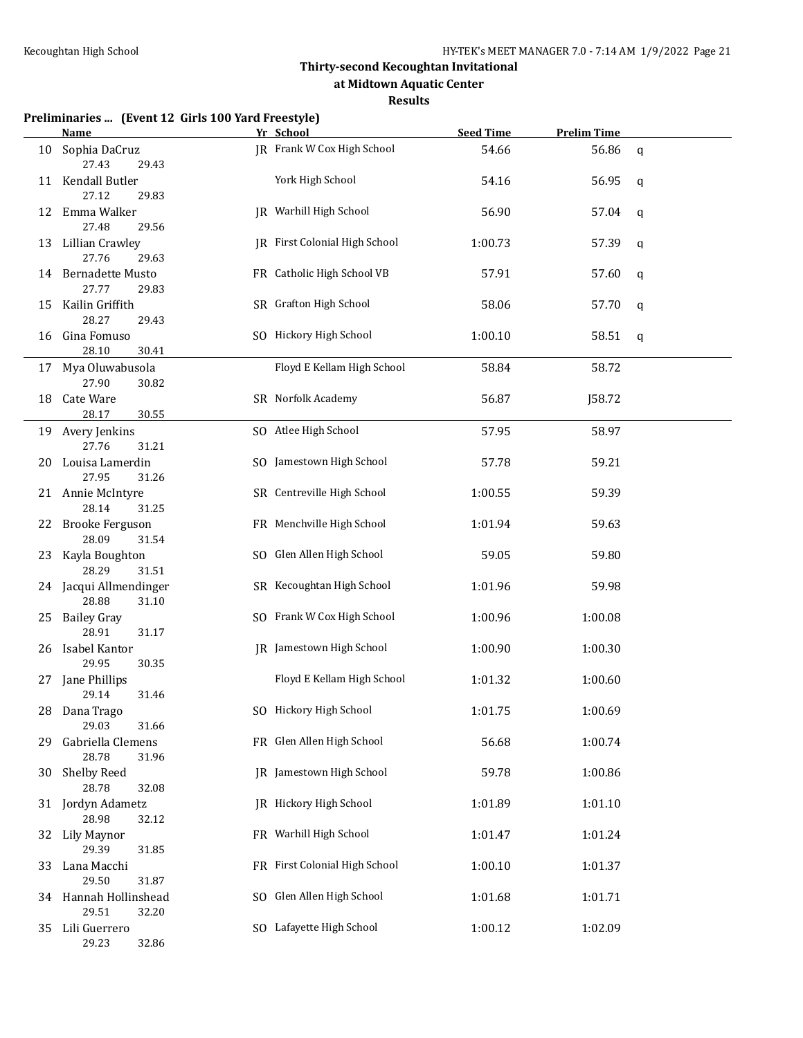# Thirty-second Kecoughtan Invitational

## at Midtown Aquatic Center

### Results

**Preliminaries ... (Event 12 Girls 100 Yard Freestyle)**

| | Name | Yr | School | Seed Time | Prelim Time | |
|---|---|---|---|---|---|---|
| 10 | Sophia DaCruz | JR | Frank W Cox High School | 54.66 | 56.86 | q |
| | 27.43 29.43 | | | | | |
| 11 | Kendall Butler | | York High School | 54.16 | 56.95 | q |
| | 27.12 29.83 | | | | | |
| 12 | Emma Walker | JR | Warhill High School | 56.90 | 57.04 | q |
| | 27.48 29.56 | | | | | |
| 13 | Lillian Crawley | JR | First Colonial High School | 1:00.73 | 57.39 | q |
| | 27.76 29.63 | | | | | |
| 14 | Bernadette Musto | FR | Catholic High School VB | 57.91 | 57.60 | q |
| | 27.77 29.83 | | | | | |
| 15 | Kailin Griffith | SR | Grafton High School | 58.06 | 57.70 | q |
| | 28.27 29.43 | | | | | |
| 16 | Gina Fomuso | SO | Hickory High School | 1:00.10 | 58.51 | q |
| | 28.10 30.41 | | | | | |
| 17 | Mya Oluwabusola | | Floyd E Kellam High School | 58.84 | 58.72 | |
| | 27.90 30.82 | | | | | |
| 18 | Cate Ware | SR | Norfolk Academy | 56.87 | J58.72 | |
| | 28.17 30.55 | | | | | |
| 19 | Avery Jenkins | SO | Atlee High School | 57.95 | 58.97 | |
| | 27.76 31.21 | | | | | |
| 20 | Louisa Lamerdin | SO | Jamestown High School | 57.78 | 59.21 | |
| | 27.95 31.26 | | | | | |
| 21 | Annie McIntyre | SR | Centreville High School | 1:00.55 | 59.39 | |
| | 28.14 31.25 | | | | | |
| 22 | Brooke Ferguson | FR | Menchville High School | 1:01.94 | 59.63 | |
| | 28.09 31.54 | | | | | |
| 23 | Kayla Boughton | SO | Glen Allen High School | 59.05 | 59.80 | |
| | 28.29 31.51 | | | | | |
| 24 | Jacqui Allmendinger | SR | Kecoughtan High School | 1:01.96 | 59.98 | |
| | 28.88 31.10 | | | | | |
| 25 | Bailey Gray | SO | Frank W Cox High School | 1:00.96 | 1:00.08 | |
| | 28.91 31.17 | | | | | |
| 26 | Isabel Kantor | JR | Jamestown High School | 1:00.90 | 1:00.30 | |
| | 29.95 30.35 | | | | | |
| 27 | Jane Phillips | | Floyd E Kellam High School | 1:01.32 | 1:00.60 | |
| | 29.14 31.46 | | | | | |
| 28 | Dana Trago | SO | Hickory High School | 1:01.75 | 1:00.69 | |
| | 29.03 31.66 | | | | | |
| 29 | Gabriella Clemens | FR | Glen Allen High School | 56.68 | 1:00.74 | |
| | 28.78 31.96 | | | | | |
| 30 | Shelby Reed | JR | Jamestown High School | 59.78 | 1:00.86 | |
| | 28.78 32.08 | | | | | |
| 31 | Jordyn Adametz | JR | Hickory High School | 1:01.89 | 1:01.10 | |
| | 28.98 32.12 | | | | | |
| 32 | Lily Maynor | FR | Warhill High School | 1:01.47 | 1:01.24 | |
| | 29.39 31.85 | | | | | |
| 33 | Lana Macchi | FR | First Colonial High School | 1:00.10 | 1:01.37 | |
| | 29.50 31.87 | | | | | |
| 34 | Hannah Hollinshead | SO | Glen Allen High School | 1:01.68 | 1:01.71 | |
| | 29.51 32.20 | | | | | |
| 35 | Lili Guerrero | SO | Lafayette High School | 1:00.12 | 1:02.09 | |
| | 29.23 32.86 | | | | | |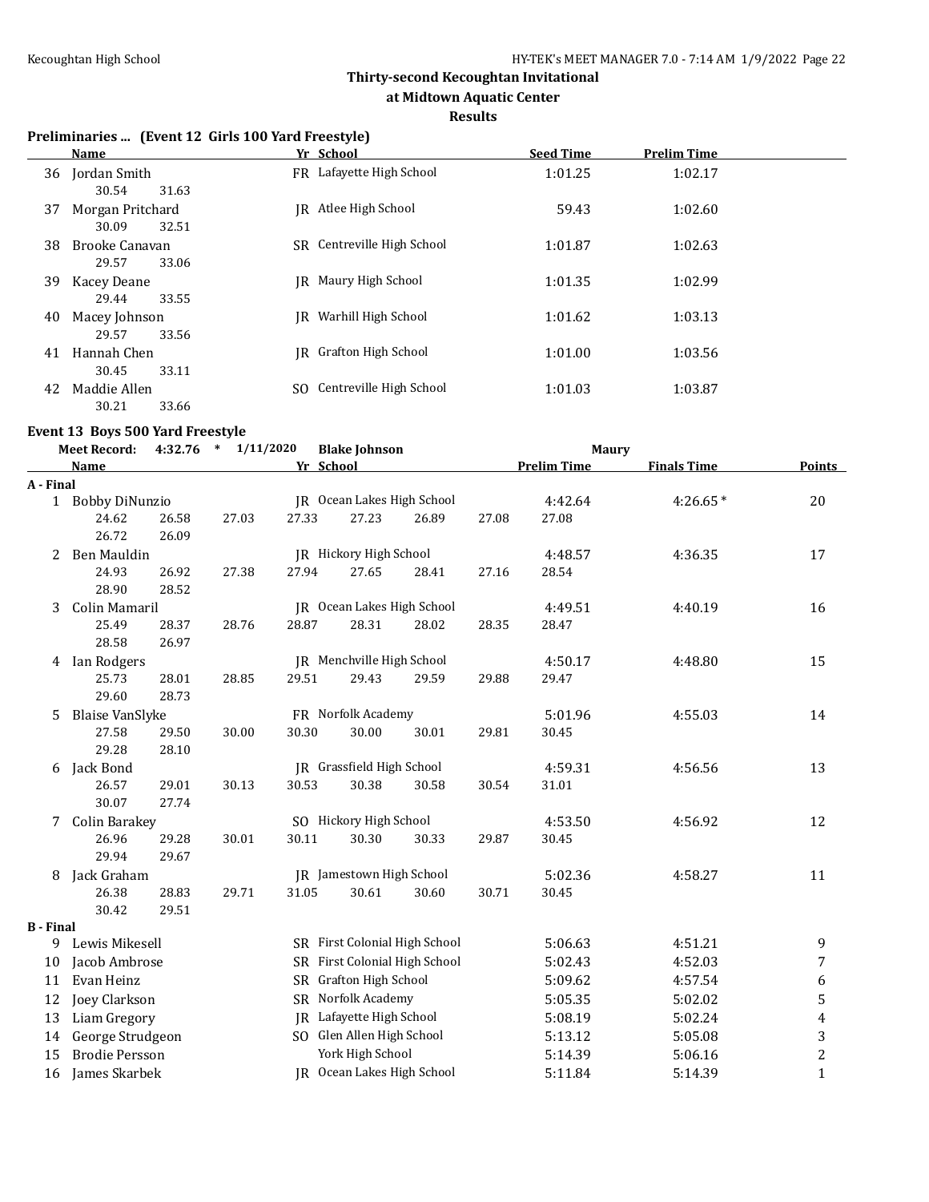## Thirty-second Kecoughtan Invitational

### at Midtown Aquatic Center

### Results

**Preliminaries ... (Event 12 Girls 100 Yard Freestyle)**

| | Name | Yr | School | Seed Time | Prelim Time |
|---|---|---|---|---|---|
| 36 | Jordan Smith | FR | Lafayette High School | 1:01.25 | 1:02.17 |
| | 30.54 31.63 | | | | |
| 37 | Morgan Pritchard | JR | Atlee High School | 59.43 | 1:02.60 |
| | 30.09 32.51 | | | | |
| 38 | Brooke Canavan | SR | Centreville High School | 1:01.87 | 1:02.63 |
| | 29.57 33.06 | | | | |
| 39 | Kacey Deane | JR | Maury High School | 1:01.35 | 1:02.99 |
| | 29.44 33.55 | | | | |
| 40 | Macey Johnson | JR | Warhill High School | 1:01.62 | 1:03.13 |
| | 29.57 33.56 | | | | |
| 41 | Hannah Chen | JR | Grafton High School | 1:01.00 | 1:03.56 |
| | 30.45 33.11 | | | | |
| 42 | Maddie Allen | SO | Centreville High School | 1:01.03 | 1:03.87 |
| | 30.21 33.66 | | | | |

**Event 13 Boys 500 Yard Freestyle**

Meet Record: 4:32.76 * 1/11/2020 Blake Johnson Maury

| | Name | Yr | School | Prelim Time | Finals Time | Points |
|---|---|---|---|---|---|---|
| **A - Final** | | | | | | |
| 1 | Bobby DiNunzio | JR | Ocean Lakes High School | 4:42.64 | 4:26.65 * | 20 |
| | 24.62 26.58 27.03 27.33 27.23 26.89 27.08 27.08 26.72 26.09 | | | | | |
| 2 | Ben Mauldin | JR | Hickory High School | 4:48.57 | 4:36.35 | 17 |
| | 24.93 26.92 27.38 27.94 27.65 28.41 27.16 28.54 28.90 28.52 | | | | | |
| 3 | Colin Mamaril | JR | Ocean Lakes High School | 4:49.51 | 4:40.19 | 16 |
| | 25.49 28.37 28.76 28.87 28.31 28.02 28.35 28.47 28.58 26.97 | | | | | |
| 4 | Ian Rodgers | JR | Menchville High School | 4:50.17 | 4:48.80 | 15 |
| | 25.73 28.01 28.85 29.51 29.43 29.59 29.88 29.47 29.60 28.73 | | | | | |
| 5 | Blaise VanSlyke | FR | Norfolk Academy | 5:01.96 | 4:55.03 | 14 |
| | 27.58 29.50 30.00 30.30 30.00 30.01 29.81 30.45 29.28 28.10 | | | | | |
| 6 | Jack Bond | JR | Grassfield High School | 4:59.31 | 4:56.56 | 13 |
| | 26.57 29.01 30.13 30.53 30.38 30.58 30.54 31.01 30.07 27.74 | | | | | |
| 7 | Colin Barakey | SO | Hickory High School | 4:53.50 | 4:56.92 | 12 |
| | 26.96 29.28 30.01 30.11 30.30 30.33 29.87 30.45 29.94 29.67 | | | | | |
| 8 | Jack Graham | JR | Jamestown High School | 5:02.36 | 4:58.27 | 11 |
| | 26.38 28.83 29.71 31.05 30.61 30.60 30.71 30.45 30.42 29.51 | | | | | |
| **B - Final** | | | | | | |
| 9 | Lewis Mikesell | SR | First Colonial High School | 5:06.63 | 4:51.21 | 9 |
| 10 | Jacob Ambrose | SR | First Colonial High School | 5:02.43 | 4:52.03 | 7 |
| 11 | Evan Heinz | SR | Grafton High School | 5:09.62 | 4:57.54 | 6 |
| 12 | Joey Clarkson | SR | Norfolk Academy | 5:05.35 | 5:02.02 | 5 |
| 13 | Liam Gregory | JR | Lafayette High School | 5:08.19 | 5:02.24 | 4 |
| 14 | George Strudgeon | SO | Glen Allen High School | 5:13.12 | 5:05.08 | 3 |
| 15 | Brodie Persson | | York High School | 5:14.39 | 5:06.16 | 2 |
| 16 | James Skarbek | JR | Ocean Lakes High School | 5:11.84 | 5:14.39 | 1 |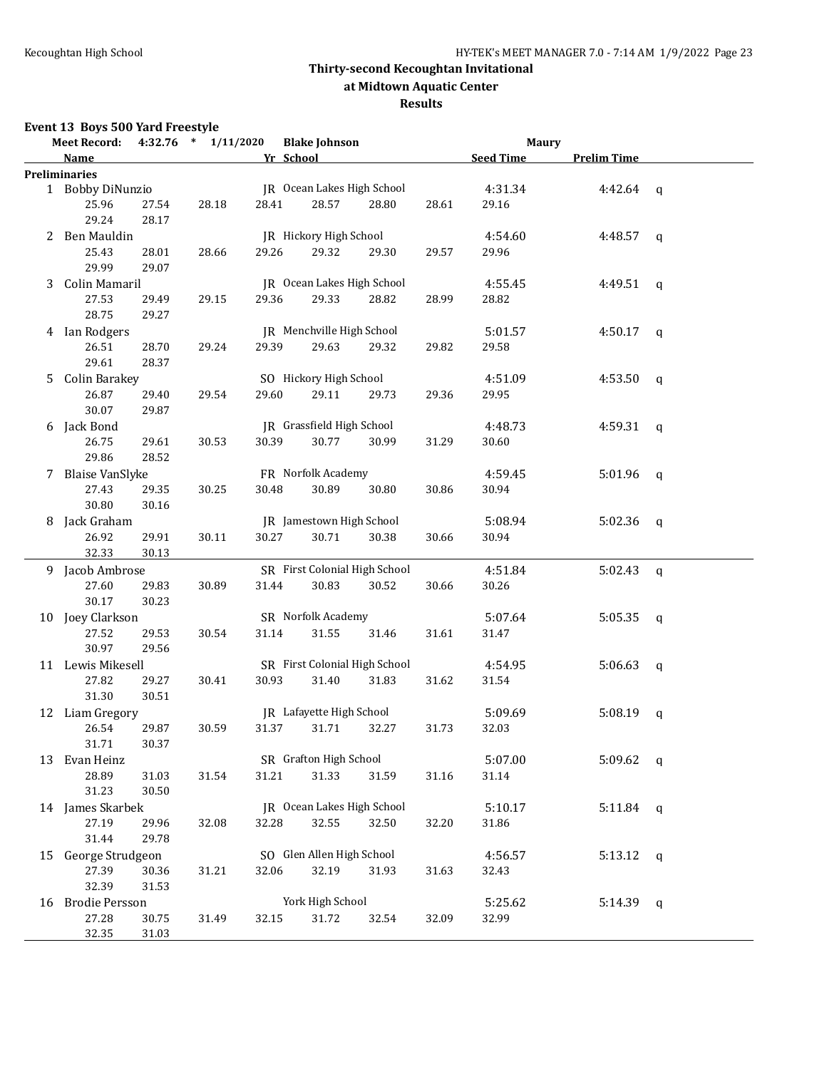# Thirty-second Kecoughtan Invitational

## at Midtown Aquatic Center

## Results

### Event 13 Boys 500 Yard Freestyle

**Meet Record:** 4:32.76 * 1/11/2020 **Blake Johnson** **Maury**

| | Name | Yr | School | Seed Time | Prelim Time | |
|---|---|---|---|---|---|---|
| **Preliminaries** | | | | | | |
| 1 | Bobby DiNunzio | JR | Ocean Lakes High School | 4:31.34 | 4:42.64 | q |
| | 25.96 27.54 28.18 28.41 28.57 28.80 28.61 29.16 29.24 28.17 | | | | | |
| 2 | Ben Mauldin | JR | Hickory High School | 4:54.60 | 4:48.57 | q |
| | 25.43 28.01 28.66 29.26 29.32 29.30 29.57 29.96 29.99 29.07 | | | | | |
| 3 | Colin Mamaril | JR | Ocean Lakes High School | 4:55.45 | 4:49.51 | q |
| | 27.53 29.49 29.15 29.36 29.33 28.82 28.99 28.82 28.75 29.27 | | | | | |
| 4 | Ian Rodgers | JR | Menchville High School | 5:01.57 | 4:50.17 | q |
| | 26.51 28.70 29.24 29.39 29.63 29.32 29.82 29.58 29.61 28.37 | | | | | |
| 5 | Colin Barakey | SO | Hickory High School | 4:51.09 | 4:53.50 | q |
| | 26.87 29.40 29.54 29.60 29.11 29.73 29.36 29.95 30.07 29.87 | | | | | |
| 6 | Jack Bond | JR | Grassfield High School | 4:48.73 | 4:59.31 | q |
| | 26.75 29.61 30.53 30.39 30.77 30.99 31.29 30.60 29.86 28.52 | | | | | |
| 7 | Blaise VanSlyke | FR | Norfolk Academy | 4:59.45 | 5:01.96 | q |
| | 27.43 29.35 30.25 30.48 30.89 30.80 30.86 30.94 30.80 30.16 | | | | | |
| 8 | Jack Graham | JR | Jamestown High School | 5:08.94 | 5:02.36 | q |
| | 26.92 29.91 30.11 30.27 30.71 30.38 30.66 30.94 32.33 30.13 | | | | | |
| 9 | Jacob Ambrose | SR | First Colonial High School | 4:51.84 | 5:02.43 | q |
| | 27.60 29.83 30.89 31.44 30.83 30.52 30.66 30.26 30.17 30.23 | | | | | |
| 10 | Joey Clarkson | SR | Norfolk Academy | 5:07.64 | 5:05.35 | q |
| | 27.52 29.53 30.54 31.14 31.55 31.46 31.61 31.47 30.97 29.56 | | | | | |
| 11 | Lewis Mikesell | SR | First Colonial High School | 4:54.95 | 5:06.63 | q |
| | 27.82 29.27 30.41 30.93 31.40 31.83 31.62 31.54 31.30 30.51 | | | | | |
| 12 | Liam Gregory | JR | Lafayette High School | 5:09.69 | 5:08.19 | q |
| | 26.54 29.87 30.59 31.37 31.71 32.27 31.73 32.03 31.71 30.37 | | | | | |
| 13 | Evan Heinz | SR | Grafton High School | 5:07.00 | 5:09.62 | q |
| | 28.89 31.03 31.54 31.21 31.33 31.59 31.16 31.14 31.23 30.50 | | | | | |
| 14 | James Skarbek | JR | Ocean Lakes High School | 5:10.17 | 5:11.84 | q |
| | 27.19 29.96 32.08 32.28 32.55 32.50 32.20 31.86 31.44 29.78 | | | | | |
| 15 | George Strudgeon | SO | Glen Allen High School | 4:56.57 | 5:13.12 | q |
| | 27.39 30.36 31.21 32.06 32.19 31.93 31.63 32.43 32.39 31.53 | | | | | |
| 16 | Brodie Persson | | York High School | 5:25.62 | 5:14.39 | q |
| | 27.28 30.75 31.49 32.15 31.72 32.54 32.09 32.99 32.35 31.03 | | | | | |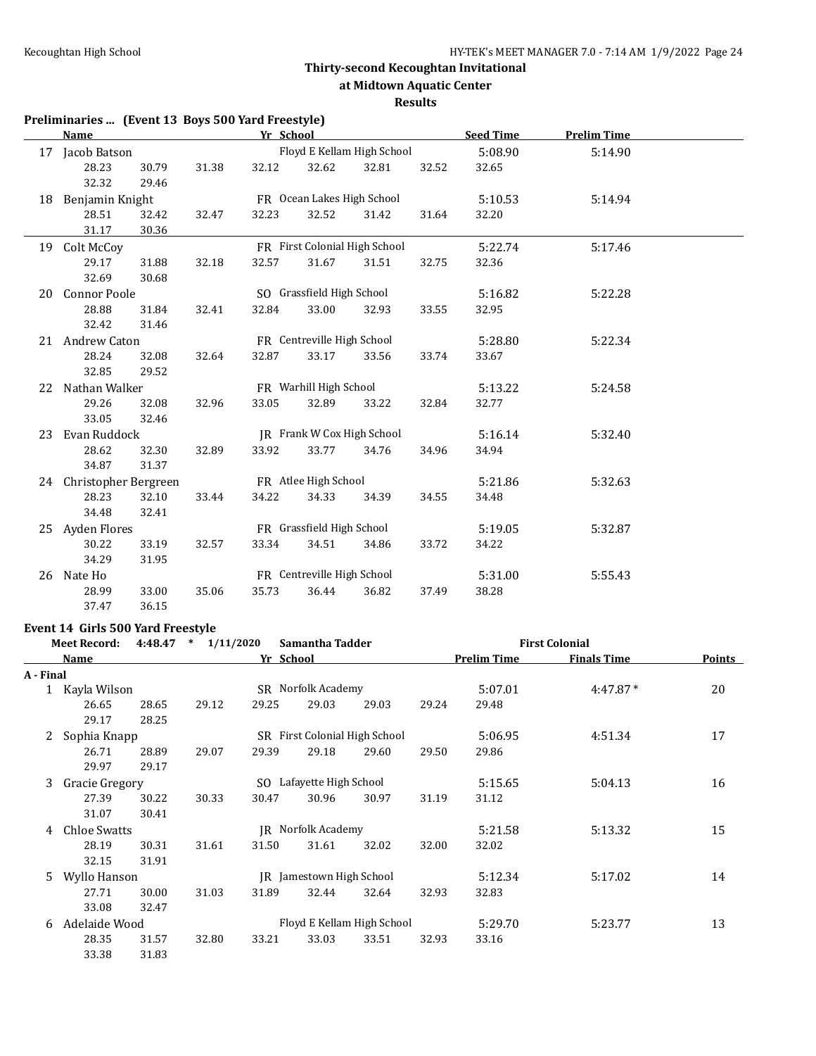## Thirty-second Kecoughtan Invitational

### at Midtown Aquatic Center

### Results

**Preliminaries ... (Event 13 Boys 500 Yard Freestyle)**

| | Name | Yr | School | Seed Time | Prelim Time |
|---|---|---|---|---|---|
| 17 | Jacob Batson | | Floyd E Kellam High School | 5:08.90 | 5:14.90 |
| | 28.23 30.79 31.38 32.12 32.62 32.81 32.52 32.65 32.32 29.46 | | | | |
| 18 | Benjamin Knight | FR | Ocean Lakes High School | 5:10.53 | 5:14.94 |
| | 28.51 32.42 32.47 32.23 32.52 31.42 31.64 32.20 31.17 30.36 | | | | |
| 19 | Colt McCoy | FR | First Colonial High School | 5:22.74 | 5:17.46 |
| | 29.17 31.88 32.18 32.57 31.67 31.51 32.75 32.36 32.69 30.68 | | | | |
| 20 | Connor Poole | SO | Grassfield High School | 5:16.82 | 5:22.28 |
| | 28.88 31.84 32.41 32.84 33.00 32.93 33.55 32.95 32.42 31.46 | | | | |
| 21 | Andrew Caton | FR | Centreville High School | 5:28.80 | 5:22.34 |
| | 28.24 32.08 32.64 32.87 33.17 33.56 33.74 33.67 32.85 29.52 | | | | |
| 22 | Nathan Walker | FR | Warhill High School | 5:13.22 | 5:24.58 |
| | 29.26 32.08 32.96 33.05 32.89 33.22 32.84 32.77 33.05 32.46 | | | | |
| 23 | Evan Ruddock | JR | Frank W Cox High School | 5:16.14 | 5:32.40 |
| | 28.62 32.30 32.89 33.92 33.77 34.76 34.96 34.94 34.87 31.37 | | | | |
| 24 | Christopher Bergreen | FR | Atlee High School | 5:21.86 | 5:32.63 |
| | 28.23 32.10 33.44 34.22 34.33 34.39 34.55 34.48 34.48 32.41 | | | | |
| 25 | Ayden Flores | FR | Grassfield High School | 5:19.05 | 5:32.87 |
| | 30.22 33.19 32.57 33.34 34.51 34.86 33.72 34.22 34.29 31.95 | | | | |
| 26 | Nate Ho | FR | Centreville High School | 5:31.00 | 5:55.43 |
| | 28.99 33.00 35.06 35.73 36.44 36.82 37.49 38.28 37.47 36.15 | | | | |

**Event 14 Girls 500 Yard Freestyle**

**Meet Record: 4:48.47 * 1/11/2020 Samantha Tadder First Colonial**

| | Name | Yr | School | Prelim Time | Finals Time | Points |
|---|---|---|---|---|---|---|
| **A - Final** | | | | | | |
| 1 | Kayla Wilson | SR | Norfolk Academy | 5:07.01 | 4:47.87 * | 20 |
| | 26.65 28.65 29.12 29.25 29.03 29.03 29.24 29.48 29.17 28.25 | | | | | |
| 2 | Sophia Knapp | SR | First Colonial High School | 5:06.95 | 4:51.34 | 17 |
| | 26.71 28.89 29.07 29.39 29.18 29.60 29.50 29.86 29.97 29.17 | | | | | |
| 3 | Gracie Gregory | SO | Lafayette High School | 5:15.65 | 5:04.13 | 16 |
| | 27.39 30.22 30.33 30.47 30.96 30.97 31.19 31.12 31.07 30.41 | | | | | |
| 4 | Chloe Swatts | JR | Norfolk Academy | 5:21.58 | 5:13.32 | 15 |
| | 28.19 30.31 31.61 31.50 31.61 32.02 32.00 32.02 32.15 31.91 | | | | | |
| 5 | Wyllo Hanson | JR | Jamestown High School | 5:12.34 | 5:17.02 | 14 |
| | 27.71 30.00 31.03 31.89 32.44 32.64 32.93 32.83 33.08 32.47 | | | | | |
| 6 | Adelaide Wood | | Floyd E Kellam High School | 5:29.70 | 5:23.77 | 13 |
| | 28.35 31.57 32.80 33.21 33.03 33.51 32.93 33.16 33.38 31.83 | | | | | |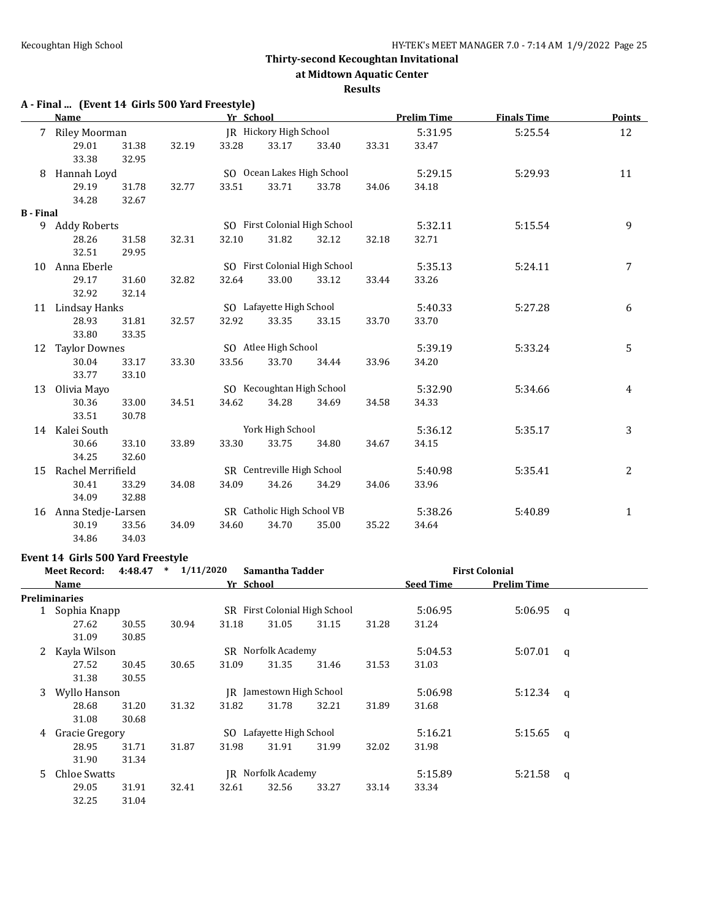Thirty-second Kecoughtan Invitational

at Midtown Aquatic Center

Results

### A - Final ... (Event 14 Girls 500 Yard Freestyle)

| | Name | Yr | School | Prelim Time | Finals Time | Points |
|---|---|---|---|---|---|---|
| 7 | Riley Moorman | JR | Hickory High School | 5:31.95 | 5:25.54 | 12 |
| | 29.01 31.38 32.19 33.28 33.17 33.40 33.31 33.47 33.38 32.95 | | | | | |
| 8 | Hannah Loyd | SO | Ocean Lakes High School | 5:29.15 | 5:29.93 | 11 |
| | 29.19 31.78 32.77 33.51 33.71 33.78 34.06 34.18 34.28 32.67 | | | | | |
| **B - Final** | | | | | | |
| 9 | Addy Roberts | SO | First Colonial High School | 5:32.11 | 5:15.54 | 9 |
| | 28.26 31.58 32.31 32.10 31.82 32.12 32.18 32.71 32.51 29.95 | | | | | |
| 10 | Anna Eberle | SO | First Colonial High School | 5:35.13 | 5:24.11 | 7 |
| | 29.17 31.60 32.82 32.64 33.00 33.12 33.44 33.26 32.92 32.14 | | | | | |
| 11 | Lindsay Hanks | SO | Lafayette High School | 5:40.33 | 5:27.28 | 6 |
| | 28.93 31.81 32.57 32.92 33.35 33.15 33.70 33.70 33.80 33.35 | | | | | |
| 12 | Taylor Downes | SO | Atlee High School | 5:39.19 | 5:33.24 | 5 |
| | 30.04 33.17 33.30 33.56 33.70 34.44 33.96 34.20 33.77 33.10 | | | | | |
| 13 | Olivia Mayo | SO | Kecoughtan High School | 5:32.90 | 5:34.66 | 4 |
| | 30.36 33.00 34.51 34.62 34.28 34.69 34.58 34.33 33.51 30.78 | | | | | |
| 14 | Kalei South | | York High School | 5:36.12 | 5:35.17 | 3 |
| | 30.66 33.10 33.89 33.30 33.75 34.80 34.67 34.15 34.25 32.60 | | | | | |
| 15 | Rachel Merrifield | SR | Centreville High School | 5:40.98 | 5:35.41 | 2 |
| | 30.41 33.29 34.08 34.09 34.26 34.29 34.06 33.96 34.09 32.88 | | | | | |
| 16 | Anna Stedje-Larsen | SR | Catholic High School VB | 5:38.26 | 5:40.89 | 1 |
| | 30.19 33.56 34.09 34.60 34.70 35.00 35.22 34.64 34.86 34.03 | | | | | |

### Event 14 Girls 500 Yard Freestyle

Meet Record: 4:48.47 * 1/11/2020 Samantha Tadder First Colonial

| | Name | Yr | School | Seed Time | Prelim Time | |
|---|---|---|---|---|---|---|
| **Preliminaries** | | | | | | |
| 1 | Sophia Knapp | SR | First Colonial High School | 5:06.95 | 5:06.95 | q |
| | 27.62 30.55 30.94 31.18 31.05 31.15 31.28 31.24 31.09 30.85 | | | | | |
| 2 | Kayla Wilson | SR | Norfolk Academy | 5:04.53 | 5:07.01 | q |
| | 27.52 30.45 30.65 31.09 31.35 31.46 31.53 31.03 31.38 30.55 | | | | | |
| 3 | Wyllo Hanson | JR | Jamestown High School | 5:06.98 | 5:12.34 | q |
| | 28.68 31.20 31.32 31.82 31.78 32.21 31.89 31.68 31.08 30.68 | | | | | |
| 4 | Gracie Gregory | SO | Lafayette High School | 5:16.21 | 5:15.65 | q |
| | 28.95 31.71 31.87 31.98 31.91 31.99 32.02 31.98 31.90 31.34 | | | | | |
| 5 | Chloe Swatts | JR | Norfolk Academy | 5:15.89 | 5:21.58 | q |
| | 29.05 31.91 32.41 32.61 32.56 33.27 33.14 33.34 32.25 31.04 | | | | | |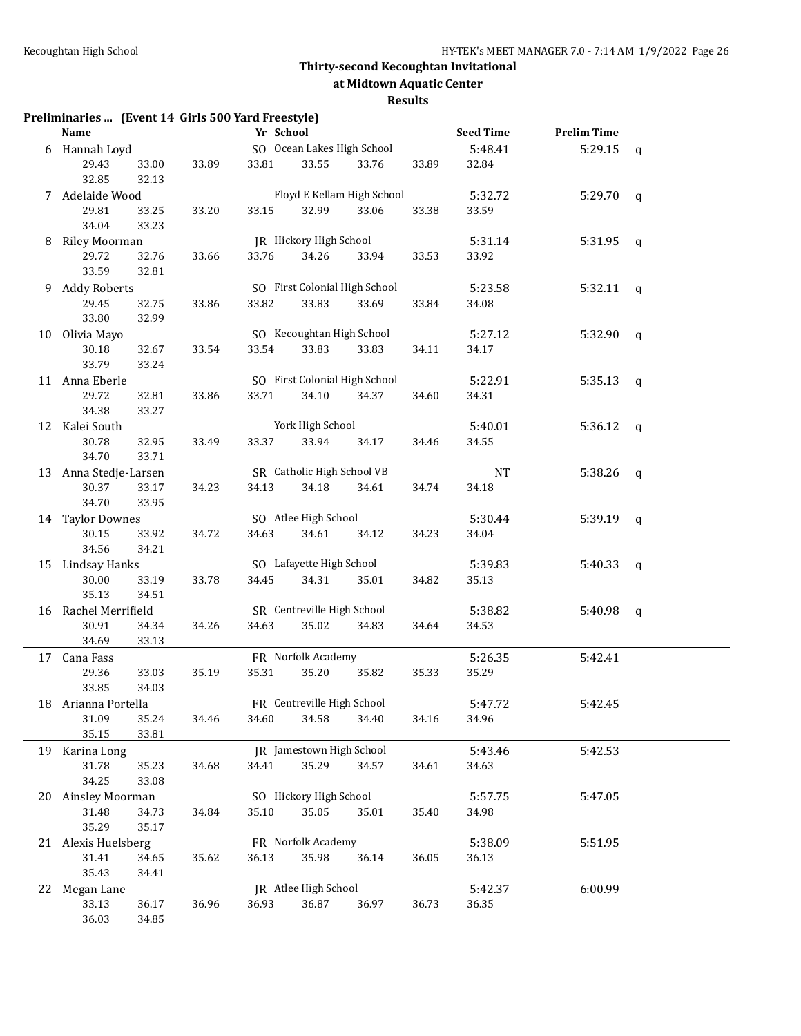## Thirty-second Kecoughtan Invitational

### at Midtown Aquatic Center

### Results

**Preliminaries ... (Event 14 Girls 500 Yard Freestyle)**

| | Name | Yr | School | Seed Time | Prelim Time | |
|---|---|---|---|---|---|---|
| 6 | Hannah Loyd | SO | Ocean Lakes High School | 5:48.41 | 5:29.15 | q |
| | 29.43 33.00 33.89 33.81 33.55 33.76 33.89 32.84 32.85 32.13 | | | | | |
| 7 | Adelaide Wood | | Floyd E Kellam High School | 5:32.72 | 5:29.70 | q |
| | 29.81 33.25 33.20 33.15 32.99 33.06 33.38 33.59 34.04 33.23 | | | | | |
| 8 | Riley Moorman | JR | Hickory High School | 5:31.14 | 5:31.95 | q |
| | 29.72 32.76 33.66 33.76 34.26 33.94 33.53 33.92 33.59 32.81 | | | | | |
| 9 | Addy Roberts | SO | First Colonial High School | 5:23.58 | 5:32.11 | q |
| | 29.45 32.75 33.86 33.82 33.83 33.69 33.84 34.08 33.80 32.99 | | | | | |
| 10 | Olivia Mayo | SO | Kecoughtan High School | 5:27.12 | 5:32.90 | q |
| | 30.18 32.67 33.54 33.54 33.83 33.83 34.11 34.17 33.79 33.24 | | | | | |
| 11 | Anna Eberle | SO | First Colonial High School | 5:22.91 | 5:35.13 | q |
| | 29.72 32.81 33.86 33.71 34.10 34.37 34.60 34.31 34.38 33.27 | | | | | |
| 12 | Kalei South | | York High School | 5:40.01 | 5:36.12 | q |
| | 30.78 32.95 33.49 33.37 33.94 34.17 34.46 34.55 34.70 33.71 | | | | | |
| 13 | Anna Stedje-Larsen | SR | Catholic High School VB | NT | 5:38.26 | q |
| | 30.37 33.17 34.23 34.13 34.18 34.61 34.74 34.18 34.70 33.95 | | | | | |
| 14 | Taylor Downes | SO | Atlee High School | 5:30.44 | 5:39.19 | q |
| | 30.15 33.92 34.72 34.63 34.61 34.12 34.23 34.04 34.56 34.21 | | | | | |
| 15 | Lindsay Hanks | SO | Lafayette High School | 5:39.83 | 5:40.33 | q |
| | 30.00 33.19 33.78 34.45 34.31 35.01 34.82 35.13 35.13 34.51 | | | | | |
| 16 | Rachel Merrifield | SR | Centreville High School | 5:38.82 | 5:40.98 | q |
| | 30.91 34.34 34.26 34.63 35.02 34.83 34.64 34.53 34.69 33.13 | | | | | |
| 17 | Cana Fass | FR | Norfolk Academy | 5:26.35 | 5:42.41 | |
| | 29.36 33.03 35.19 35.31 35.20 35.82 35.33 35.29 33.85 34.03 | | | | | |
| 18 | Arianna Portella | FR | Centreville High School | 5:47.72 | 5:42.45 | |
| | 31.09 35.24 34.46 34.60 34.58 34.40 34.16 34.96 35.15 33.81 | | | | | |
| 19 | Karina Long | JR | Jamestown High School | 5:43.46 | 5:42.53 | |
| | 31.78 35.23 34.68 34.41 35.29 34.57 34.61 34.63 34.25 33.08 | | | | | |
| 20 | Ainsley Moorman | SO | Hickory High School | 5:57.75 | 5:47.05 | |
| | 31.48 34.73 34.84 35.10 35.05 35.01 35.40 34.98 35.29 35.17 | | | | | |
| 21 | Alexis Huelsberg | FR | Norfolk Academy | 5:38.09 | 5:51.95 | |
| | 31.41 34.65 35.62 36.13 35.98 36.14 36.05 36.13 35.43 34.41 | | | | | |
| 22 | Megan Lane | JR | Atlee High School | 5:42.37 | 6:00.99 | |
| | 33.13 36.17 36.96 36.93 36.87 36.97 36.73 36.35 36.03 34.85 | | | | | |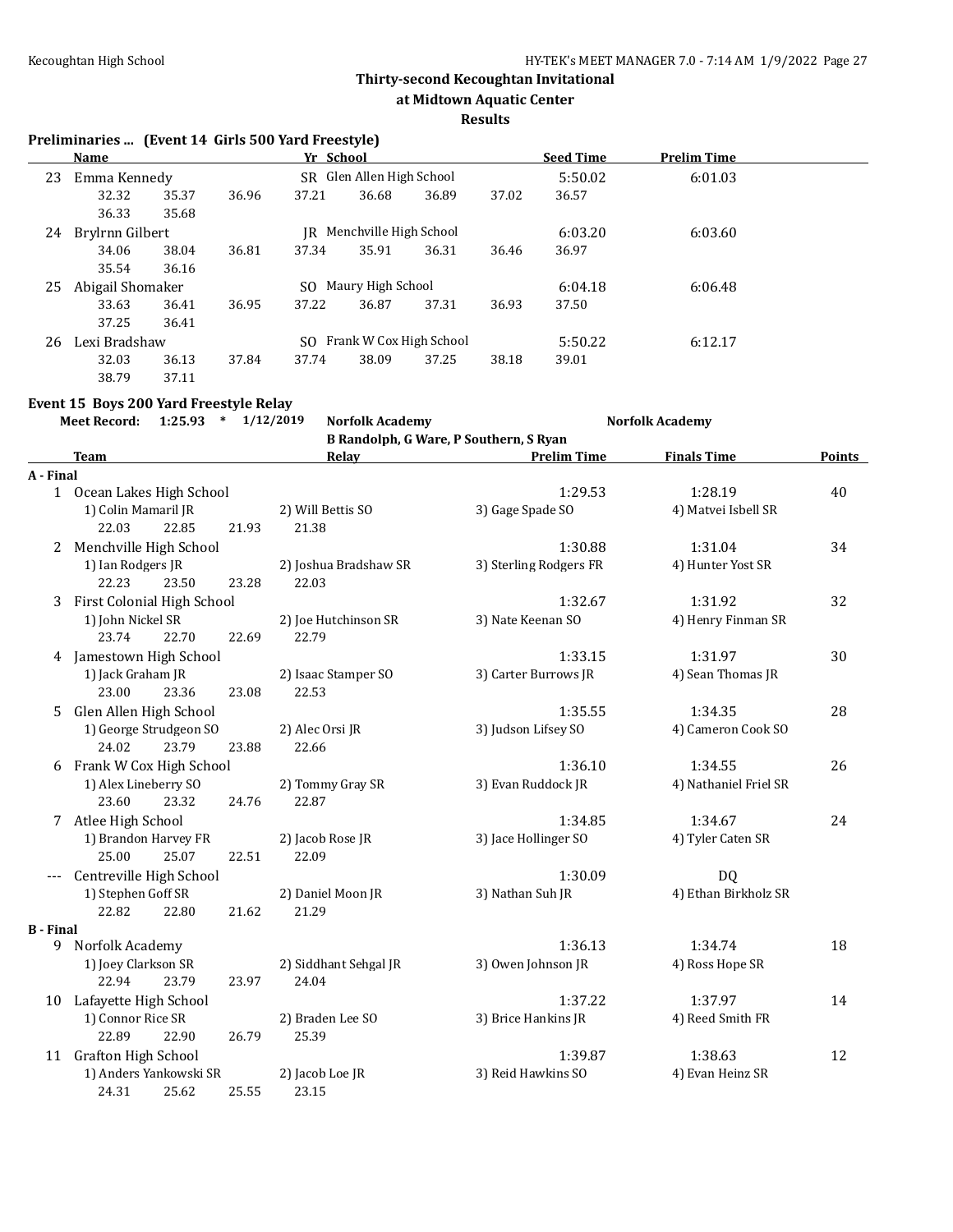# Thirty-second Kecoughtan Invitational

## at Midtown Aquatic Center

### Results

### Preliminaries ... (Event 14 Girls 500 Yard Freestyle)

| | Name | Yr | School | Seed Time | Prelim Time |
|---|---|---|---|---|---|
| 23 | Emma Kennedy | SR | Glen Allen High School | 5:50.02 | 6:01.03 |
| | 32.32 35.37 36.96 37.21 36.68 36.89 37.02 36.57 36.33 35.68 | | | | |
| 24 | Brylrnn Gilbert | JR | Menchville High School | 6:03.20 | 6:03.60 |
| | 34.06 38.04 36.81 37.34 35.91 36.31 36.46 36.97 35.54 36.16 | | | | |
| 25 | Abigail Shomaker | SO | Maury High School | 6:04.18 | 6:06.48 |
| | 33.63 36.41 36.95 37.22 36.87 37.31 36.93 37.50 37.25 36.41 | | | | |
| 26 | Lexi Bradshaw | SO | Frank W Cox High School | 5:50.22 | 6:12.17 |
| | 32.03 36.13 37.84 37.74 38.09 37.25 38.18 39.01 38.79 37.11 | | | | |

### Event 15 Boys 200 Yard Freestyle Relay

**Meet Record:** 1:25.93 * 1/12/2019 Norfolk Academy — Norfolk Academy
B Randolph, G Ware, P Southern, S Ryan

| | Team | Relay | Prelim Time | Finals Time | Points |
|---|---|---|---|---|---|
| **A - Final** | | | | | |
| 1 | Ocean Lakes High School | | 1:29.53 | 1:28.19 | 40 |
| | 1) Colin Mamaril JR; 2) Will Bettis SO; 3) Gage Spade SO; 4) Matvei Isbell SR | | | | |
| | 22.03 22.85 21.93 21.38 | | | | |
| 2 | Menchville High School | | 1:30.88 | 1:31.04 | 34 |
| | 1) Ian Rodgers JR; 2) Joshua Bradshaw SR; 3) Sterling Rodgers FR; 4) Hunter Yost SR | | | | |
| | 22.23 23.50 23.28 22.03 | | | | |
| 3 | First Colonial High School | | 1:32.67 | 1:31.92 | 32 |
| | 1) John Nickel SR; 2) Joe Hutchinson SR; 3) Nate Keenan SO; 4) Henry Finman SR | | | | |
| | 23.74 22.70 22.69 22.79 | | | | |
| 4 | Jamestown High School | | 1:33.15 | 1:31.97 | 30 |
| | 1) Jack Graham JR; 2) Isaac Stamper SO; 3) Carter Burrows JR; 4) Sean Thomas JR | | | | |
| | 23.00 23.36 23.08 22.53 | | | | |
| 5 | Glen Allen High School | | 1:35.55 | 1:34.35 | 28 |
| | 1) George Strudgeon SO; 2) Alec Orsi JR; 3) Judson Lifsey SO; 4) Cameron Cook SO | | | | |
| | 24.02 23.79 23.88 22.66 | | | | |
| 6 | Frank W Cox High School | | 1:36.10 | 1:34.55 | 26 |
| | 1) Alex Lineberry SO; 2) Tommy Gray SR; 3) Evan Ruddock JR; 4) Nathaniel Friel SR | | | | |
| | 23.60 23.32 24.76 22.87 | | | | |
| 7 | Atlee High School | | 1:34.85 | 1:34.67 | 24 |
| | 1) Brandon Harvey FR; 2) Jacob Rose JR; 3) Jace Hollinger SO; 4) Tyler Caten SR | | | | |
| | 25.00 25.07 22.51 22.09 | | | | |
| --- | Centreville High School | | 1:30.09 | DQ | |
| | 1) Stephen Goff SR; 2) Daniel Moon JR; 3) Nathan Suh JR; 4) Ethan Birkholz SR | | | | |
| | 22.82 22.80 21.62 21.29 | | | | |
| **B - Final** | | | | | |
| 9 | Norfolk Academy | | 1:36.13 | 1:34.74 | 18 |
| | 1) Joey Clarkson SR; 2) Siddhant Sehgal JR; 3) Owen Johnson JR; 4) Ross Hope SR | | | | |
| | 22.94 23.79 23.97 24.04 | | | | |
| 10 | Lafayette High School | | 1:37.22 | 1:37.97 | 14 |
| | 1) Connor Rice SR; 2) Braden Lee SO; 3) Brice Hankins JR; 4) Reed Smith FR | | | | |
| | 22.89 22.90 26.79 25.39 | | | | |
| 11 | Grafton High School | | 1:39.87 | 1:38.63 | 12 |
| | 1) Anders Yankowski SR; 2) Jacob Loe JR; 3) Reid Hawkins SO; 4) Evan Heinz SR | | | | |
| | 24.31 25.62 25.55 23.15 | | | | |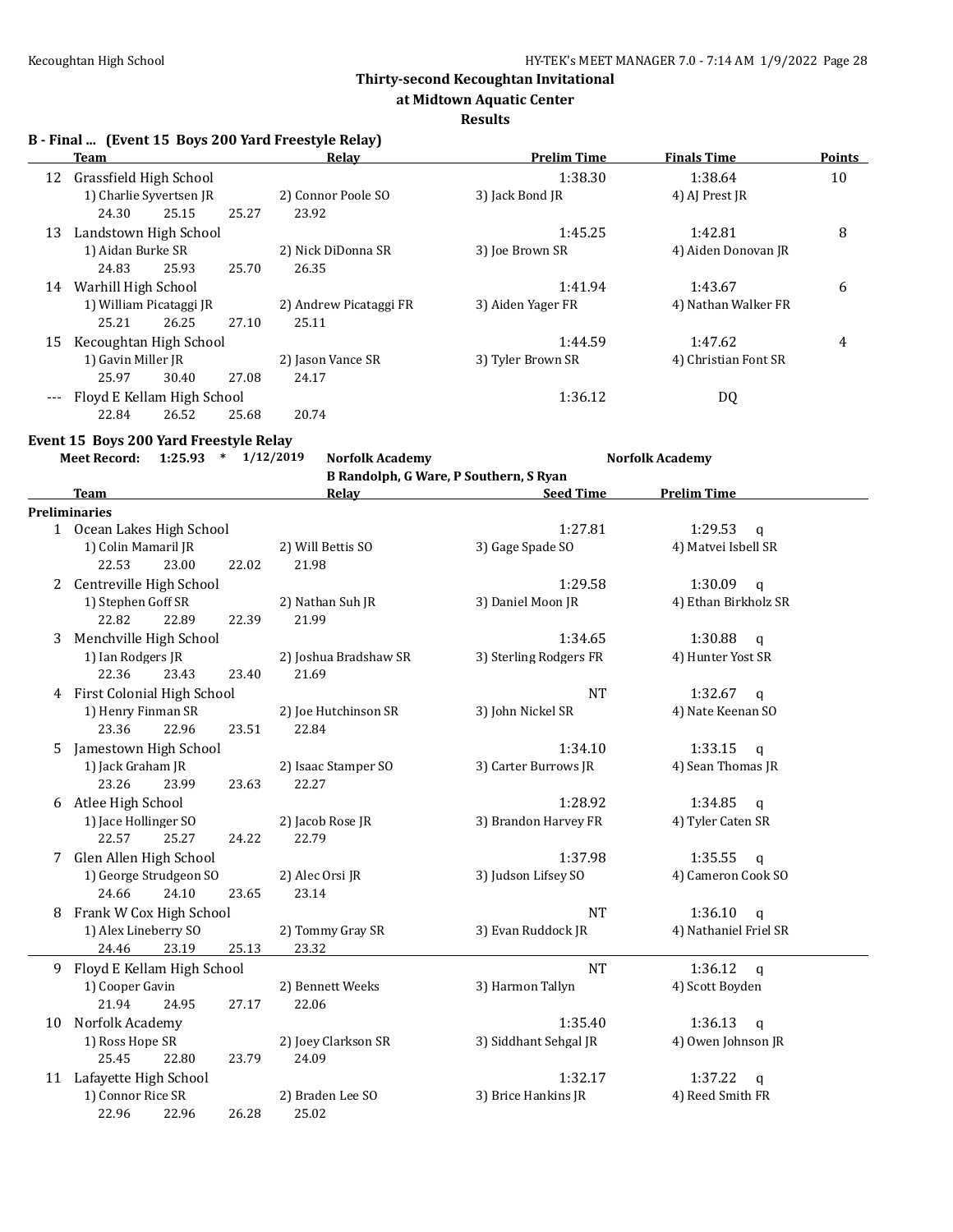# Thirty-second Kecoughtan Invitational

## at Midtown Aquatic Center

### Results

**B - Final ... (Event 15 Boys 200 Yard Freestyle Relay)**

| | Team | Relay | Prelim Time | Finals Time | Points |
|---|---|---|---|---|---|
| 12 | Grassfield High School | | 1:38.30 | 1:38.64 | 10 |
| | 1) Charlie Syvertsen JR | 2) Connor Poole SO | 3) Jack Bond JR | 4) AJ Prest JR | |
| | 24.30 25.15 25.27 | 23.92 | | | |
| 13 | Landstown High School | | 1:45.25 | 1:42.81 | 8 |
| | 1) Aidan Burke SR | 2) Nick DiDonna SR | 3) Joe Brown SR | 4) Aiden Donovan JR | |
| | 24.83 25.93 25.70 | 26.35 | | | |
| 14 | Warhill High School | | 1:41.94 | 1:43.67 | 6 |
| | 1) William Picataggi JR | 2) Andrew Picataggi FR | 3) Aiden Yager FR | 4) Nathan Walker FR | |
| | 25.21 26.25 27.10 | 25.11 | | | |
| 15 | Kecoughtan High School | | 1:44.59 | 1:47.62 | 4 |
| | 1) Gavin Miller JR | 2) Jason Vance SR | 3) Tyler Brown SR | 4) Christian Font SR | |
| | 25.97 30.40 27.08 | 24.17 | | | |
| --- | Floyd E Kellam High School | | 1:36.12 | DQ | |
| | 22.84 26.52 25.68 | 20.74 | | | |

**Event 15 Boys 200 Yard Freestyle Relay**

Meet Record: 1:25.93 * 1/12/2019 Norfolk Academy — Norfolk Academy
B Randolph, G Ware, P Southern, S Ryan

| | Team | Relay | Seed Time | Prelim Time |
|---|---|---|---|---|
| **Preliminaries** | | | | |
| 1 | Ocean Lakes High School | | 1:27.81 | 1:29.53 q |
| | 1) Colin Mamaril JR | 2) Will Bettis SO | 3) Gage Spade SO | 4) Matvei Isbell SR |
| | 22.53 23.00 22.02 | 21.98 | | |
| 2 | Centreville High School | | 1:29.58 | 1:30.09 q |
| | 1) Stephen Goff SR | 2) Nathan Suh JR | 3) Daniel Moon JR | 4) Ethan Birkholz SR |
| | 22.82 22.89 22.39 | 21.99 | | |
| 3 | Menchville High School | | 1:34.65 | 1:30.88 q |
| | 1) Ian Rodgers JR | 2) Joshua Bradshaw SR | 3) Sterling Rodgers FR | 4) Hunter Yost SR |
| | 22.36 23.43 23.40 | 21.69 | | |
| 4 | First Colonial High School | | NT | 1:32.67 q |
| | 1) Henry Finman SR | 2) Joe Hutchinson SR | 3) John Nickel SR | 4) Nate Keenan SO |
| | 23.36 22.96 23.51 | 22.84 | | |
| 5 | Jamestown High School | | 1:34.10 | 1:33.15 q |
| | 1) Jack Graham JR | 2) Isaac Stamper SO | 3) Carter Burrows JR | 4) Sean Thomas JR |
| | 23.26 23.99 23.63 | 22.27 | | |
| 6 | Atlee High School | | 1:28.92 | 1:34.85 q |
| | 1) Jace Hollinger SO | 2) Jacob Rose JR | 3) Brandon Harvey FR | 4) Tyler Caten SR |
| | 22.57 25.27 24.22 | 22.79 | | |
| 7 | Glen Allen High School | | 1:37.98 | 1:35.55 q |
| | 1) George Strudgeon SO | 2) Alec Orsi JR | 3) Judson Lifsey SO | 4) Cameron Cook SO |
| | 24.66 24.10 23.65 | 23.14 | | |
| 8 | Frank W Cox High School | | NT | 1:36.10 q |
| | 1) Alex Lineberry SO | 2) Tommy Gray SR | 3) Evan Ruddock JR | 4) Nathaniel Friel SR |
| | 24.46 23.19 25.13 | 23.32 | | |
| 9 | Floyd E Kellam High School | | NT | 1:36.12 q |
| | 1) Cooper Gavin | 2) Bennett Weeks | 3) Harmon Tallyn | 4) Scott Boyden |
| | 21.94 24.95 27.17 | 22.06 | | |
| 10 | Norfolk Academy | | 1:35.40 | 1:36.13 q |
| | 1) Ross Hope SR | 2) Joey Clarkson SR | 3) Siddhant Sehgal JR | 4) Owen Johnson JR |
| | 25.45 22.80 23.79 | 24.09 | | |
| 11 | Lafayette High School | | 1:32.17 | 1:37.22 q |
| | 1) Connor Rice SR | 2) Braden Lee SO | 3) Brice Hankins JR | 4) Reed Smith FR |
| | 22.96 22.96 26.28 | 25.02 | | |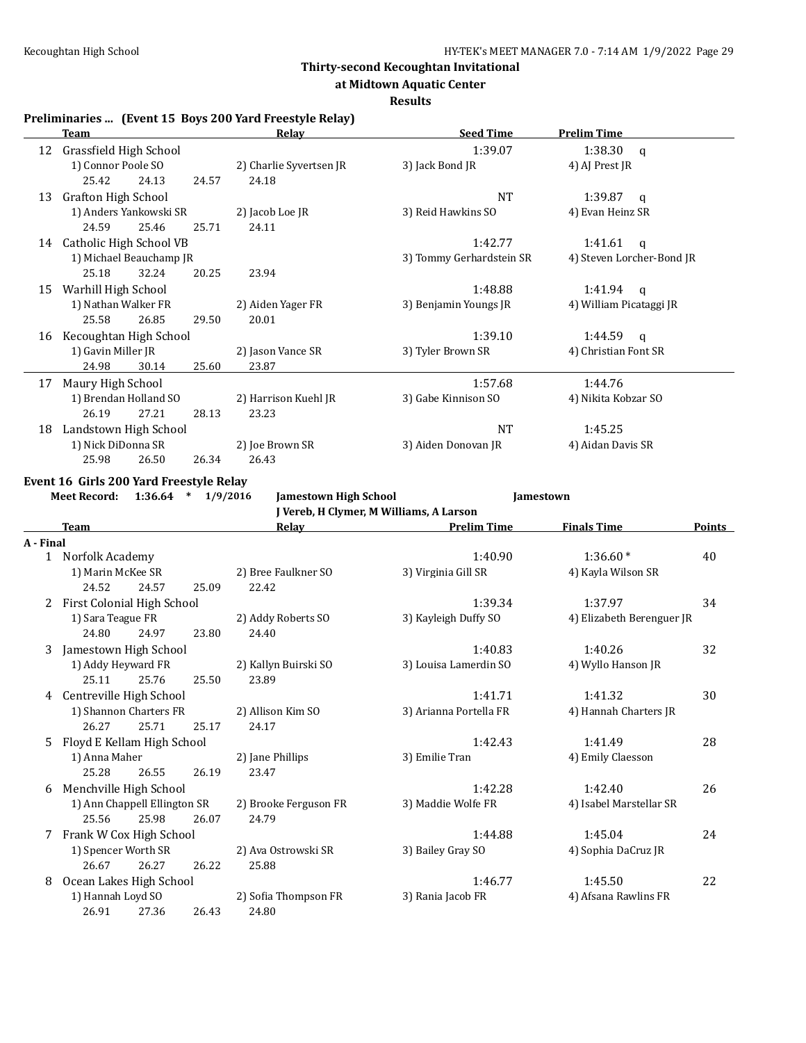# Thirty-second Kecoughtan Invitational

## at Midtown Aquatic Center

### Results

**Preliminaries ... (Event 15 Boys 200 Yard Freestyle Relay)**

| | Team | Relay | | Seed Time | Prelim Time |
|---|---|---|---|---|---|
| 12 | Grassfield High School | | | 1:39.07 | 1:38.30 q |
| | 1) Connor Poole SO | 2) Charlie Syvertsen JR | 3) Jack Bond JR | 4) AJ Prest JR | |
| | 25.42 24.13 24.57 24.18 | | | | |
| 13 | Grafton High School | | | NT | 1:39.87 q |
| | 1) Anders Yankowski SR | 2) Jacob Loe JR | 3) Reid Hawkins SO | 4) Evan Heinz SR | |
| | 24.59 25.46 25.71 24.11 | | | | |
| 14 | Catholic High School VB | | | 1:42.77 | 1:41.61 q |
| | 1) Michael Beauchamp JR | | 3) Tommy Gerhardstein SR | 4) Steven Lorcher-Bond JR | |
| | 25.18 32.24 20.25 23.94 | | | | |
| 15 | Warhill High School | | | 1:48.88 | 1:41.94 q |
| | 1) Nathan Walker FR | 2) Aiden Yager FR | 3) Benjamin Youngs JR | 4) William Picataggi JR | |
| | 25.58 26.85 29.50 20.01 | | | | |
| 16 | Kecoughtan High School | | | 1:39.10 | 1:44.59 q |
| | 1) Gavin Miller JR | 2) Jason Vance SR | 3) Tyler Brown SR | 4) Christian Font SR | |
| | 24.98 30.14 25.60 23.87 | | | | |
| 17 | Maury High School | | | 1:57.68 | 1:44.76 |
| | 1) Brendan Holland SO | 2) Harrison Kuehl JR | 3) Gabe Kinnison SO | 4) Nikita Kobzar SO | |
| | 26.19 27.21 28.13 23.23 | | | | |
| 18 | Landstown High School | | | NT | 1:45.25 |
| | 1) Nick DiDonna SR | 2) Joe Brown SR | 3) Aiden Donovan JR | 4) Aidan Davis SR | |
| | 25.98 26.50 26.34 26.43 | | | | |

**Event 16 Girls 200 Yard Freestyle Relay**

**Meet Record: 1:36.64 * 1/9/2016 Jamestown High School Jamestown**
**J Vereb, H Clymer, M Williams, A Larson**

| | Team | Relay | | Prelim Time | Finals Time | Points |
|---|---|---|---|---|---|---|
| **A - Final** | | | | | | |
| 1 | Norfolk Academy | | | 1:40.90 | 1:36.60* | 40 |
| | 1) Marin McKee SR | 2) Bree Faulkner SO | 3) Virginia Gill SR | 4) Kayla Wilson SR | | |
| | 24.52 24.57 25.09 22.42 | | | | | |
| 2 | First Colonial High School | | | 1:39.34 | 1:37.97 | 34 |
| | 1) Sara Teague FR | 2) Addy Roberts SO | 3) Kayleigh Duffy SO | 4) Elizabeth Berenguer JR | | |
| | 24.80 24.97 23.80 24.40 | | | | | |
| 3 | Jamestown High School | | | 1:40.83 | 1:40.26 | 32 |
| | 1) Addy Heyward FR | 2) Kallyn Buirski SO | 3) Louisa Lamerdin SO | 4) Wyllo Hanson JR | | |
| | 25.11 25.76 25.50 23.89 | | | | | |
| 4 | Centreville High School | | | 1:41.71 | 1:41.32 | 30 |
| | 1) Shannon Charters FR | 2) Allison Kim SO | 3) Arianna Portella FR | 4) Hannah Charters JR | | |
| | 26.27 25.71 25.17 24.17 | | | | | |
| 5 | Floyd E Kellam High School | | | 1:42.43 | 1:41.49 | 28 |
| | 1) Anna Maher | 2) Jane Phillips | 3) Emilie Tran | 4) Emily Claesson | | |
| | 25.28 26.55 26.19 23.47 | | | | | |
| 6 | Menchville High School | | | 1:42.28 | 1:42.40 | 26 |
| | 1) Ann Chappell Ellington SR | 2) Brooke Ferguson FR | 3) Maddie Wolfe FR | 4) Isabel Marstellar SR | | |
| | 25.56 25.98 26.07 24.79 | | | | | |
| 7 | Frank W Cox High School | | | 1:44.88 | 1:45.04 | 24 |
| | 1) Spencer Worth SR | 2) Ava Ostrowski SR | 3) Bailey Gray SO | 4) Sophia DaCruz JR | | |
| | 26.67 26.27 26.22 25.88 | | | | | |
| 8 | Ocean Lakes High School | | | 1:46.77 | 1:45.50 | 22 |
| | 1) Hannah Loyd SO | 2) Sofia Thompson FR | 3) Rania Jacob FR | 4) Afsana Rawlins FR | | |
| | 26.91 27.36 26.43 24.80 | | | | | |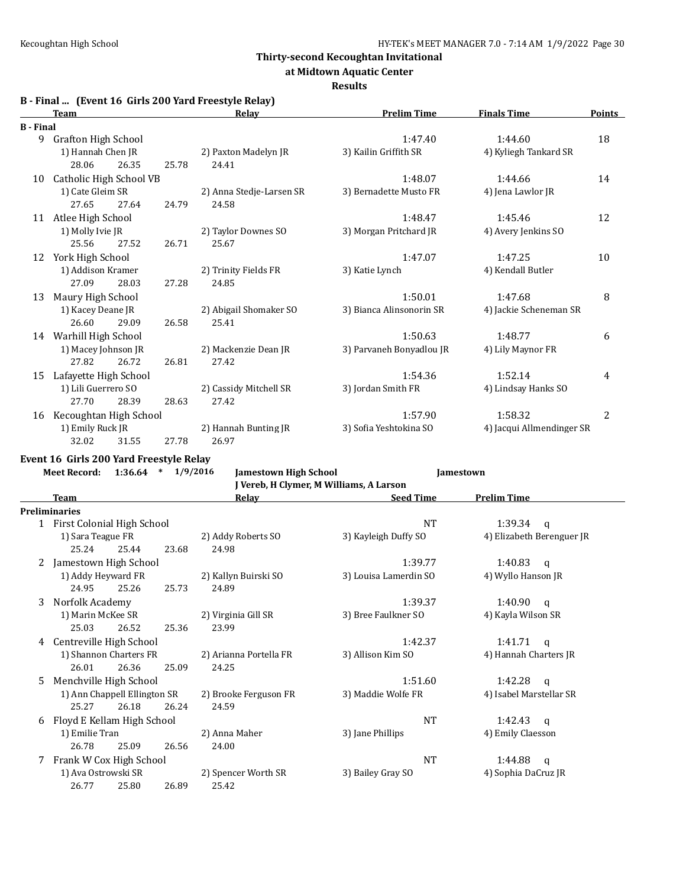# Thirty-second Kecoughtan Invitational

## at Midtown Aquatic Center

### Results

**B - Final ... (Event 16 Girls 200 Yard Freestyle Relay)**

| | Team | Relay | Prelim Time | Finals Time | Points |
|---|---|---|---|---|---|
| **B - Final** | | | | | |
| 9 | Grafton High School | | 1:47.40 | 1:44.60 | 18 |
| | 1) Hannah Chen JR | 2) Paxton Madelyn JR | 3) Kailin Griffith SR | 4) Kyliegh Tankard SR | |
| | 28.06  26.35  25.78 | 24.41 | | | |
| 10 | Catholic High School VB | | 1:48.07 | 1:44.66 | 14 |
| | 1) Cate Gleim SR | 2) Anna Stedje-Larsen SR | 3) Bernadette Musto FR | 4) Jena Lawlor JR | |
| | 27.65  27.64  24.79 | 24.58 | | | |
| 11 | Atlee High School | | 1:48.47 | 1:45.46 | 12 |
| | 1) Molly Ivie JR | 2) Taylor Downes SO | 3) Morgan Pritchard JR | 4) Avery Jenkins SO | |
| | 25.56  27.52  26.71 | 25.67 | | | |
| 12 | York High School | | 1:47.07 | 1:47.25 | 10 |
| | 1) Addison Kramer | 2) Trinity Fields FR | 3) Katie Lynch | 4) Kendall Butler | |
| | 27.09  28.03  27.28 | 24.85 | | | |
| 13 | Maury High School | | 1:50.01 | 1:47.68 | 8 |
| | 1) Kacey Deane JR | 2) Abigail Shomaker SO | 3) Bianca Alinsonorin SR | 4) Jackie Scheneman SR | |
| | 26.60  29.09  26.58 | 25.41 | | | |
| 14 | Warhill High School | | 1:50.63 | 1:48.77 | 6 |
| | 1) Macey Johnson JR | 2) Mackenzie Dean JR | 3) Parvaneh Bonyadlou JR | 4) Lily Maynor FR | |
| | 27.82  26.72  26.81 | 27.42 | | | |
| 15 | Lafayette High School | | 1:54.36 | 1:52.14 | 4 |
| | 1) Lili Guerrero SO | 2) Cassidy Mitchell SR | 3) Jordan Smith FR | 4) Lindsay Hanks SO | |
| | 27.70  28.39  28.63 | 27.42 | | | |
| 16 | Kecoughtan High School | | 1:57.90 | 1:58.32 | 2 |
| | 1) Emily Ruck JR | 2) Hannah Bunting JR | 3) Sofia Yeshtokina SO | 4) Jacqui Allmendinger SR | |
| | 32.02  31.55  27.78 | 26.97 | | | |

**Event 16 Girls 200 Yard Freestyle Relay**

**Meet Record: 1:36.64 * 1/9/2016 Jamestown High School — Jamestown**
**J Vereb, H Clymer, M Williams, A Larson**

| | Team | Relay | Seed Time | Prelim Time |
|---|---|---|---|---|
| **Preliminaries** | | | | |
| 1 | First Colonial High School | | NT | 1:39.34 q |
| | 1) Sara Teague FR | 2) Addy Roberts SO | 3) Kayleigh Duffy SO | 4) Elizabeth Berenguer JR |
| | 25.24  25.44  23.68 | 24.98 | | |
| 2 | Jamestown High School | | 1:39.77 | 1:40.83 q |
| | 1) Addy Heyward FR | 2) Kallyn Buirski SO | 3) Louisa Lamerdin SO | 4) Wyllo Hanson JR |
| | 24.95  25.26  25.73 | 24.89 | | |
| 3 | Norfolk Academy | | 1:39.37 | 1:40.90 q |
| | 1) Marin McKee SR | 2) Virginia Gill SR | 3) Bree Faulkner SO | 4) Kayla Wilson SR |
| | 25.03  26.52  25.36 | 23.99 | | |
| 4 | Centreville High School | | 1:42.37 | 1:41.71 q |
| | 1) Shannon Charters FR | 2) Arianna Portella FR | 3) Allison Kim SO | 4) Hannah Charters JR |
| | 26.01  26.36  25.09 | 24.25 | | |
| 5 | Menchville High School | | 1:51.60 | 1:42.28 q |
| | 1) Ann Chappell Ellington SR | 2) Brooke Ferguson FR | 3) Maddie Wolfe FR | 4) Isabel Marstellar SR |
| | 25.27  26.18  26.24 | 24.59 | | |
| 6 | Floyd E Kellam High School | | NT | 1:42.43 q |
| | 1) Emilie Tran | 2) Anna Maher | 3) Jane Phillips | 4) Emily Claesson |
| | 26.78  25.09  26.56 | 24.00 | | |
| 7 | Frank W Cox High School | | NT | 1:44.88 q |
| | 1) Ava Ostrowski SR | 2) Spencer Worth SR | 3) Bailey Gray SO | 4) Sophia DaCruz JR |
| | 26.77  25.80  26.89 | 25.42 | | |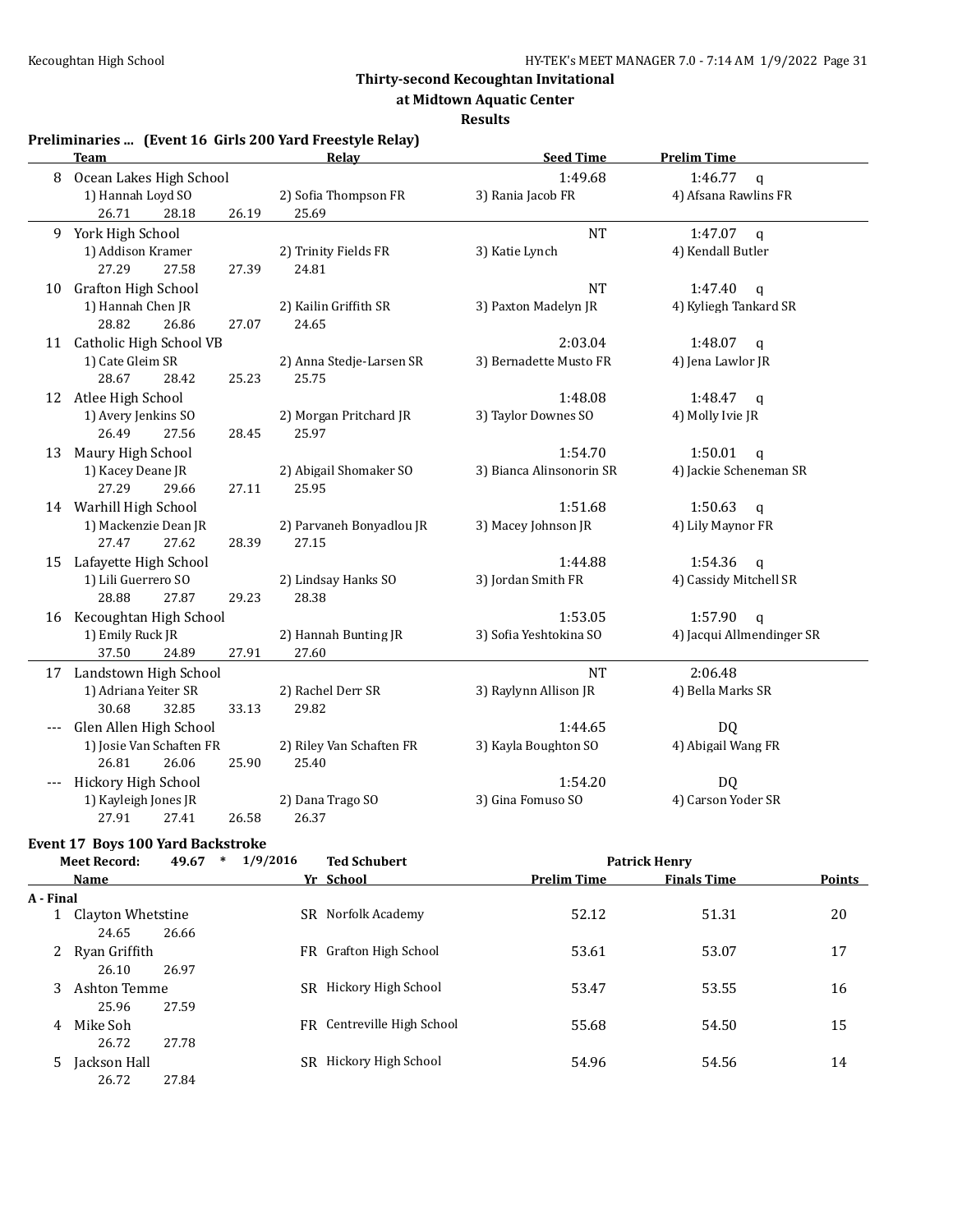## Thirty-second Kecoughtan Invitational

### at Midtown Aquatic Center

### Results

### Preliminaries ... (Event 16 Girls 200 Yard Freestyle Relay)

| | Team | Relay | | Seed Time | Prelim Time |
|---|---|---|---|---|---|
| 8 | Ocean Lakes High School | | | 1:49.68 | 1:46.77 q |
| | 1) Hannah Loyd SO | 2) Sofia Thompson FR | 3) Rania Jacob FR | 4) Afsana Rawlins FR | |
| | 26.71 28.18 26.19 | 25.69 | | | |
| 9 | York High School | | | NT | 1:47.07 q |
| | 1) Addison Kramer | 2) Trinity Fields FR | 3) Katie Lynch | 4) Kendall Butler | |
| | 27.29 27.58 27.39 | 24.81 | | | |
| 10 | Grafton High School | | | NT | 1:47.40 q |
| | 1) Hannah Chen JR | 2) Kailin Griffith SR | 3) Paxton Madelyn JR | 4) Kyliegh Tankard SR | |
| | 28.82 26.86 27.07 | 24.65 | | | |
| 11 | Catholic High School VB | | | 2:03.04 | 1:48.07 q |
| | 1) Cate Gleim SR | 2) Anna Stedje-Larsen SR | 3) Bernadette Musto FR | 4) Jena Lawlor JR | |
| | 28.67 28.42 25.23 | 25.75 | | | |
| 12 | Atlee High School | | | 1:48.08 | 1:48.47 q |
| | 1) Avery Jenkins SO | 2) Morgan Pritchard JR | 3) Taylor Downes SO | 4) Molly Ivie JR | |
| | 26.49 27.56 28.45 | 25.97 | | | |
| 13 | Maury High School | | | 1:54.70 | 1:50.01 q |
| | 1) Kacey Deane JR | 2) Abigail Shomaker SO | 3) Bianca Alinsonorin SR | 4) Jackie Scheneman SR | |
| | 27.29 29.66 27.11 | 25.95 | | | |
| 14 | Warhill High School | | | 1:51.68 | 1:50.63 q |
| | 1) Mackenzie Dean JR | 2) Parvaneh Bonyadlou JR | 3) Macey Johnson JR | 4) Lily Maynor FR | |
| | 27.47 27.62 28.39 | 27.15 | | | |
| 15 | Lafayette High School | | | 1:44.88 | 1:54.36 q |
| | 1) Lili Guerrero SO | 2) Lindsay Hanks SO | 3) Jordan Smith FR | 4) Cassidy Mitchell SR | |
| | 28.88 27.87 29.23 | 28.38 | | | |
| 16 | Kecoughtan High School | | | 1:53.05 | 1:57.90 q |
| | 1) Emily Ruck JR | 2) Hannah Bunting JR | 3) Sofia Yeshtokina SO | 4) Jacqui Allmendinger SR | |
| | 37.50 24.89 27.91 | 27.60 | | | |
| 17 | Landstown High School | | | NT | 2:06.48 |
| | 1) Adriana Yeiter SR | 2) Rachel Derr SR | 3) Raylynn Allison JR | 4) Bella Marks SR | |
| | 30.68 32.85 33.13 | 29.82 | | | |
| --- | Glen Allen High School | | | 1:44.65 | DQ |
| | 1) Josie Van Schaften FR | 2) Riley Van Schaften FR | 3) Kayla Boughton SO | 4) Abigail Wang FR | |
| | 26.81 26.06 25.90 | 25.40 | | | |
| --- | Hickory High School | | | 1:54.20 | DQ |
| | 1) Kayleigh Jones JR | 2) Dana Trago SO | 3) Gina Fomuso SO | 4) Carson Yoder SR | |
| | 27.91 27.41 26.58 | 26.37 | | | |

### Event 17 Boys 100 Yard Backstroke

Meet Record: 49.67 * 1/9/2016 Ted Schubert Patrick Henry

| | Name | Yr | School | Prelim Time | Finals Time | Points |
|---|---|---|---|---|---|---|
| **A - Final** | | | | | | |
| 1 | Clayton Whetstine | SR | Norfolk Academy | 52.12 | 51.31 | 20 |
| | 24.65 26.66 | | | | | |
| 2 | Ryan Griffith | FR | Grafton High School | 53.61 | 53.07 | 17 |
| | 26.10 26.97 | | | | | |
| 3 | Ashton Temme | SR | Hickory High School | 53.47 | 53.55 | 16 |
| | 25.96 27.59 | | | | | |
| 4 | Mike Soh | FR | Centreville High School | 55.68 | 54.50 | 15 |
| | 26.72 27.78 | | | | | |
| 5 | Jackson Hall | SR | Hickory High School | 54.96 | 54.56 | 14 |
| | 26.72 27.84 | | | | | |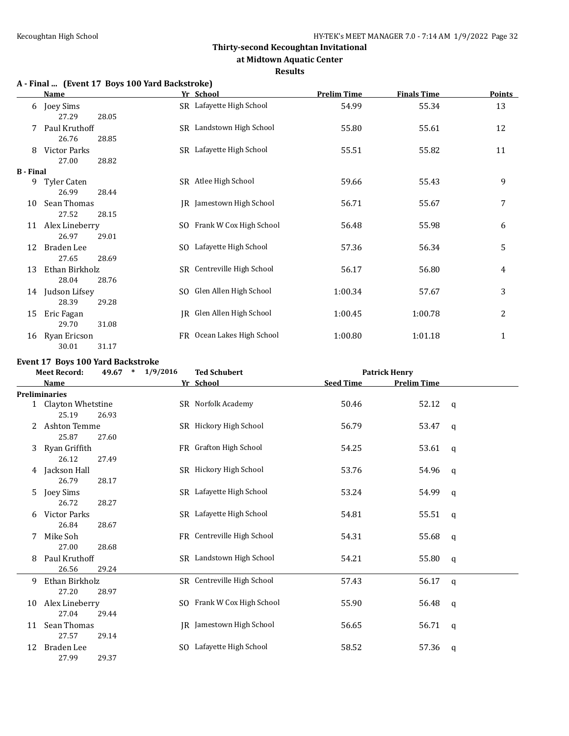## Thirty-second Kecoughtan Invitational
### at Midtown Aquatic Center
### Results

**A - Final ... (Event 17 Boys 100 Yard Backstroke)**

| | Name | Yr | School | Prelim Time | Finals Time | Points |
|---|---|---|---|---|---|---|
| 6 | Joey Sims | SR | Lafayette High School | 54.99 | 55.34 | 13 |
| | 27.29 28.05 | | | | | |
| 7 | Paul Kruthoff | SR | Landstown High School | 55.80 | 55.61 | 12 |
| | 26.76 28.85 | | | | | |
| 8 | Victor Parks | SR | Lafayette High School | 55.51 | 55.82 | 11 |
| | 27.00 28.82 | | | | | |
| **B - Final** | | | | | | |
| 9 | Tyler Caten | SR | Atlee High School | 59.66 | 55.43 | 9 |
| | 26.99 28.44 | | | | | |
| 10 | Sean Thomas | JR | Jamestown High School | 56.71 | 55.67 | 7 |
| | 27.52 28.15 | | | | | |
| 11 | Alex Lineberry | SO | Frank W Cox High School | 56.48 | 55.98 | 6 |
| | 26.97 29.01 | | | | | |
| 12 | Braden Lee | SO | Lafayette High School | 57.36 | 56.34 | 5 |
| | 27.65 28.69 | | | | | |
| 13 | Ethan Birkholz | SR | Centreville High School | 56.17 | 56.80 | 4 |
| | 28.04 28.76 | | | | | |
| 14 | Judson Lifsey | SO | Glen Allen High School | 1:00.34 | 57.67 | 3 |
| | 28.39 29.28 | | | | | |
| 15 | Eric Fagan | JR | Glen Allen High School | 1:00.45 | 1:00.78 | 2 |
| | 29.70 31.08 | | | | | |
| 16 | Ryan Ericson | FR | Ocean Lakes High School | 1:00.80 | 1:01.18 | 1 |
| | 30.01 31.17 | | | | | |

**Event 17 Boys 100 Yard Backstroke**

Meet Record: 49.67 * 1/9/2016 Ted Schubert Patrick Henry

| | Name | Yr | School | Seed Time | Prelim Time | |
|---|---|---|---|---|---|---|
| **Preliminaries** | | | | | | |
| 1 | Clayton Whetstine | SR | Norfolk Academy | 50.46 | 52.12 | q |
| | 25.19 26.93 | | | | | |
| 2 | Ashton Temme | SR | Hickory High School | 56.79 | 53.47 | q |
| | 25.87 27.60 | | | | | |
| 3 | Ryan Griffith | FR | Grafton High School | 54.25 | 53.61 | q |
| | 26.12 27.49 | | | | | |
| 4 | Jackson Hall | SR | Hickory High School | 53.76 | 54.96 | q |
| | 26.79 28.17 | | | | | |
| 5 | Joey Sims | SR | Lafayette High School | 53.24 | 54.99 | q |
| | 26.72 28.27 | | | | | |
| 6 | Victor Parks | SR | Lafayette High School | 54.81 | 55.51 | q |
| | 26.84 28.67 | | | | | |
| 7 | Mike Soh | FR | Centreville High School | 54.31 | 55.68 | q |
| | 27.00 28.68 | | | | | |
| 8 | Paul Kruthoff | SR | Landstown High School | 54.21 | 55.80 | q |
| | 26.56 29.24 | | | | | |
| 9 | Ethan Birkholz | SR | Centreville High School | 57.43 | 56.17 | q |
| | 27.20 28.97 | | | | | |
| 10 | Alex Lineberry | SO | Frank W Cox High School | 55.90 | 56.48 | q |
| | 27.04 29.44 | | | | | |
| 11 | Sean Thomas | JR | Jamestown High School | 56.65 | 56.71 | q |
| | 27.57 29.14 | | | | | |
| 12 | Braden Lee | SO | Lafayette High School | 58.52 | 57.36 | q |
| | 27.99 29.37 | | | | | |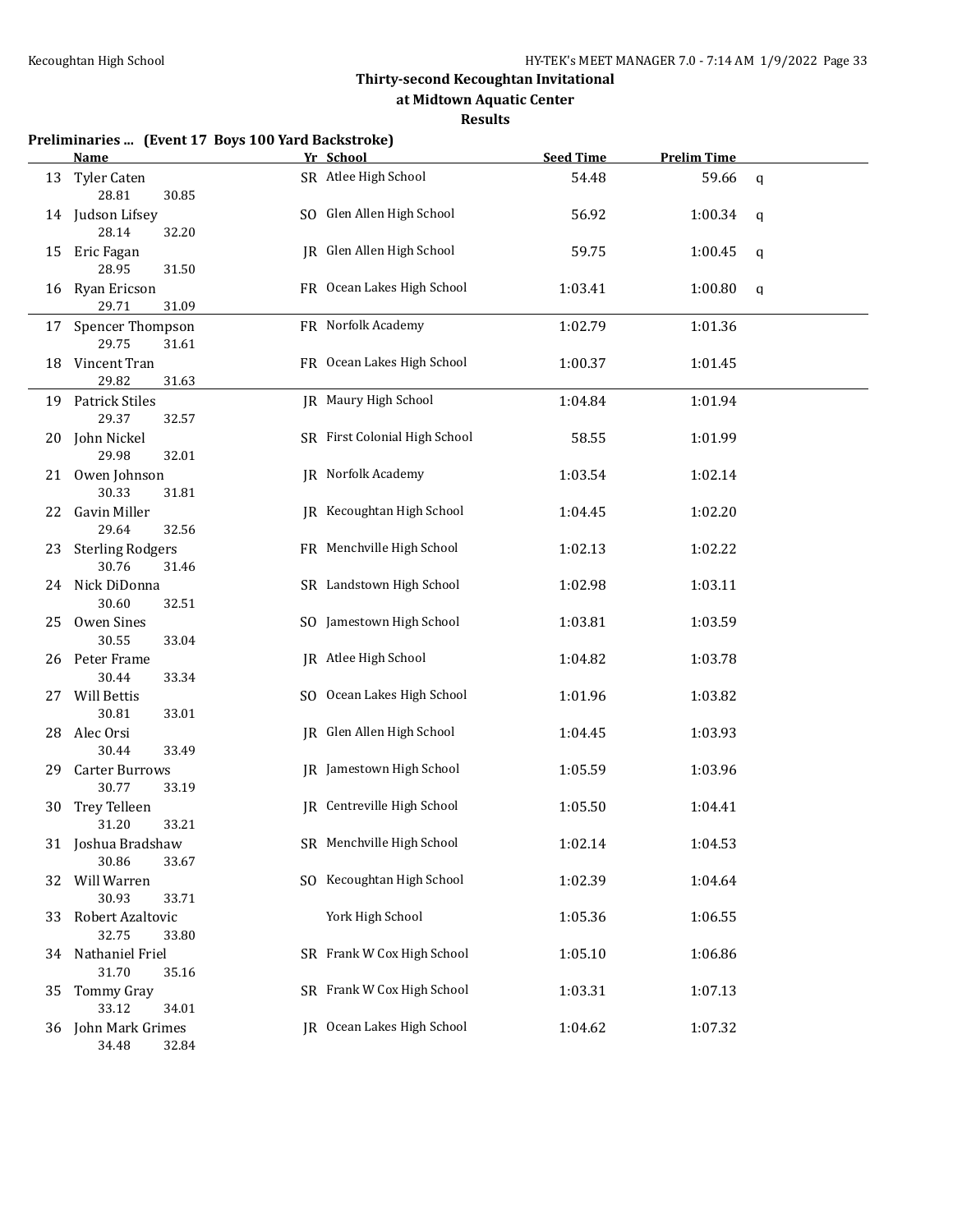## Thirty-second Kecoughtan Invitational

### at Midtown Aquatic Center

### Results

**Preliminaries ... (Event 17 Boys 100 Yard Backstroke)**

| | Name | Yr | School | Seed Time | Prelim Time | |
|---|---|---|---|---|---|---|
| 13 | Tyler Caten | SR | Atlee High School | 54.48 | 59.66 | q |
| | 28.81 30.85 | | | | | |
| 14 | Judson Lifsey | SO | Glen Allen High School | 56.92 | 1:00.34 | q |
| | 28.14 32.20 | | | | | |
| 15 | Eric Fagan | JR | Glen Allen High School | 59.75 | 1:00.45 | q |
| | 28.95 31.50 | | | | | |
| 16 | Ryan Ericson | FR | Ocean Lakes High School | 1:03.41 | 1:00.80 | q |
| | 29.71 31.09 | | | | | |
| 17 | Spencer Thompson | FR | Norfolk Academy | 1:02.79 | 1:01.36 | |
| | 29.75 31.61 | | | | | |
| 18 | Vincent Tran | FR | Ocean Lakes High School | 1:00.37 | 1:01.45 | |
| | 29.82 31.63 | | | | | |
| 19 | Patrick Stiles | JR | Maury High School | 1:04.84 | 1:01.94 | |
| | 29.37 32.57 | | | | | |
| 20 | John Nickel | SR | First Colonial High School | 58.55 | 1:01.99 | |
| | 29.98 32.01 | | | | | |
| 21 | Owen Johnson | JR | Norfolk Academy | 1:03.54 | 1:02.14 | |
| | 30.33 31.81 | | | | | |
| 22 | Gavin Miller | JR | Kecoughtan High School | 1:04.45 | 1:02.20 | |
| | 29.64 32.56 | | | | | |
| 23 | Sterling Rodgers | FR | Menchville High School | 1:02.13 | 1:02.22 | |
| | 30.76 31.46 | | | | | |
| 24 | Nick DiDonna | SR | Landstown High School | 1:02.98 | 1:03.11 | |
| | 30.60 32.51 | | | | | |
| 25 | Owen Sines | SO | Jamestown High School | 1:03.81 | 1:03.59 | |
| | 30.55 33.04 | | | | | |
| 26 | Peter Frame | JR | Atlee High School | 1:04.82 | 1:03.78 | |
| | 30.44 33.34 | | | | | |
| 27 | Will Bettis | SO | Ocean Lakes High School | 1:01.96 | 1:03.82 | |
| | 30.81 33.01 | | | | | |
| 28 | Alec Orsi | JR | Glen Allen High School | 1:04.45 | 1:03.93 | |
| | 30.44 33.49 | | | | | |
| 29 | Carter Burrows | JR | Jamestown High School | 1:05.59 | 1:03.96 | |
| | 30.77 33.19 | | | | | |
| 30 | Trey Telleen | JR | Centreville High School | 1:05.50 | 1:04.41 | |
| | 31.20 33.21 | | | | | |
| 31 | Joshua Bradshaw | SR | Menchville High School | 1:02.14 | 1:04.53 | |
| | 30.86 33.67 | | | | | |
| 32 | Will Warren | SO | Kecoughtan High School | 1:02.39 | 1:04.64 | |
| | 30.93 33.71 | | | | | |
| 33 | Robert Azaltovic | | York High School | 1:05.36 | 1:06.55 | |
| | 32.75 33.80 | | | | | |
| 34 | Nathaniel Friel | SR | Frank W Cox High School | 1:05.10 | 1:06.86 | |
| | 31.70 35.16 | | | | | |
| 35 | Tommy Gray | SR | Frank W Cox High School | 1:03.31 | 1:07.13 | |
| | 33.12 34.01 | | | | | |
| 36 | John Mark Grimes | JR | Ocean Lakes High School | 1:04.62 | 1:07.32 | |
| | 34.48 32.84 | | | | | |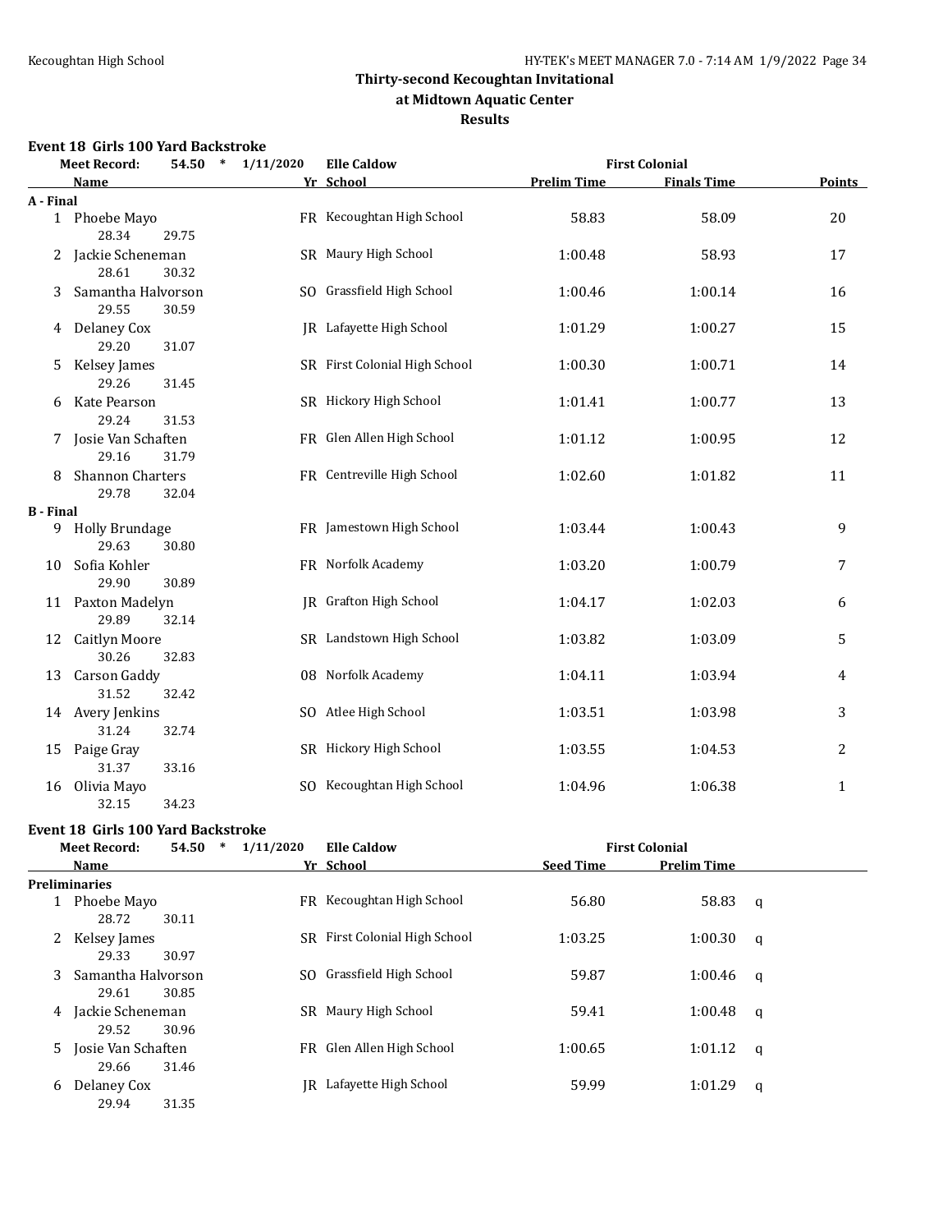**Thirty-second Kecoughtan Invitational**
**at Midtown Aquatic Center**
**Results**

### Event 18 Girls 100 Yard Backstroke

Meet Record: 54.50 * 1/11/2020 Elle Caldow First Colonial

| | Name | Yr | School | Prelim Time | Finals Time | Points |
|---|---|---|---|---|---|---|
| **A - Final** | | | | | | |
| 1 | Phoebe Mayo | FR | Kecoughtan High School | 58.83 | 58.09 | 20 |
| | 28.34 29.75 | | | | | |
| 2 | Jackie Scheneman | SR | Maury High School | 1:00.48 | 58.93 | 17 |
| | 28.61 30.32 | | | | | |
| 3 | Samantha Halvorson | SO | Grassfield High School | 1:00.46 | 1:00.14 | 16 |
| | 29.55 30.59 | | | | | |
| 4 | Delaney Cox | JR | Lafayette High School | 1:01.29 | 1:00.27 | 15 |
| | 29.20 31.07 | | | | | |
| 5 | Kelsey James | SR | First Colonial High School | 1:00.30 | 1:00.71 | 14 |
| | 29.26 31.45 | | | | | |
| 6 | Kate Pearson | SR | Hickory High School | 1:01.41 | 1:00.77 | 13 |
| | 29.24 31.53 | | | | | |
| 7 | Josie Van Schaften | FR | Glen Allen High School | 1:01.12 | 1:00.95 | 12 |
| | 29.16 31.79 | | | | | |
| 8 | Shannon Charters | FR | Centreville High School | 1:02.60 | 1:01.82 | 11 |
| | 29.78 32.04 | | | | | |
| **B - Final** | | | | | | |
| 9 | Holly Brundage | FR | Jamestown High School | 1:03.44 | 1:00.43 | 9 |
| | 29.63 30.80 | | | | | |
| 10 | Sofia Kohler | FR | Norfolk Academy | 1:03.20 | 1:00.79 | 7 |
| | 29.90 30.89 | | | | | |
| 11 | Paxton Madelyn | JR | Grafton High School | 1:04.17 | 1:02.03 | 6 |
| | 29.89 32.14 | | | | | |
| 12 | Caitlyn Moore | SR | Landstown High School | 1:03.82 | 1:03.09 | 5 |
| | 30.26 32.83 | | | | | |
| 13 | Carson Gaddy | 08 | Norfolk Academy | 1:04.11 | 1:03.94 | 4 |
| | 31.52 32.42 | | | | | |
| 14 | Avery Jenkins | SO | Atlee High School | 1:03.51 | 1:03.98 | 3 |
| | 31.24 32.74 | | | | | |
| 15 | Paige Gray | SR | Hickory High School | 1:03.55 | 1:04.53 | 2 |
| | 31.37 33.16 | | | | | |
| 16 | Olivia Mayo | SO | Kecoughtan High School | 1:04.96 | 1:06.38 | 1 |
| | 32.15 34.23 | | | | | |

### Event 18 Girls 100 Yard Backstroke

Meet Record: 54.50 * 1/11/2020 Elle Caldow First Colonial

| | Name | Yr | School | Seed Time | Prelim Time | |
|---|---|---|---|---|---|---|
| **Preliminaries** | | | | | | |
| 1 | Phoebe Mayo | FR | Kecoughtan High School | 56.80 | 58.83 | q |
| | 28.72 30.11 | | | | | |
| 2 | Kelsey James | SR | First Colonial High School | 1:03.25 | 1:00.30 | q |
| | 29.33 30.97 | | | | | |
| 3 | Samantha Halvorson | SO | Grassfield High School | 59.87 | 1:00.46 | q |
| | 29.61 30.85 | | | | | |
| 4 | Jackie Scheneman | SR | Maury High School | 59.41 | 1:00.48 | q |
| | 29.52 30.96 | | | | | |
| 5 | Josie Van Schaften | FR | Glen Allen High School | 1:00.65 | 1:01.12 | q |
| | 29.66 31.46 | | | | | |
| 6 | Delaney Cox | JR | Lafayette High School | 59.99 | 1:01.29 | q |
| | 29.94 31.35 | | | | | |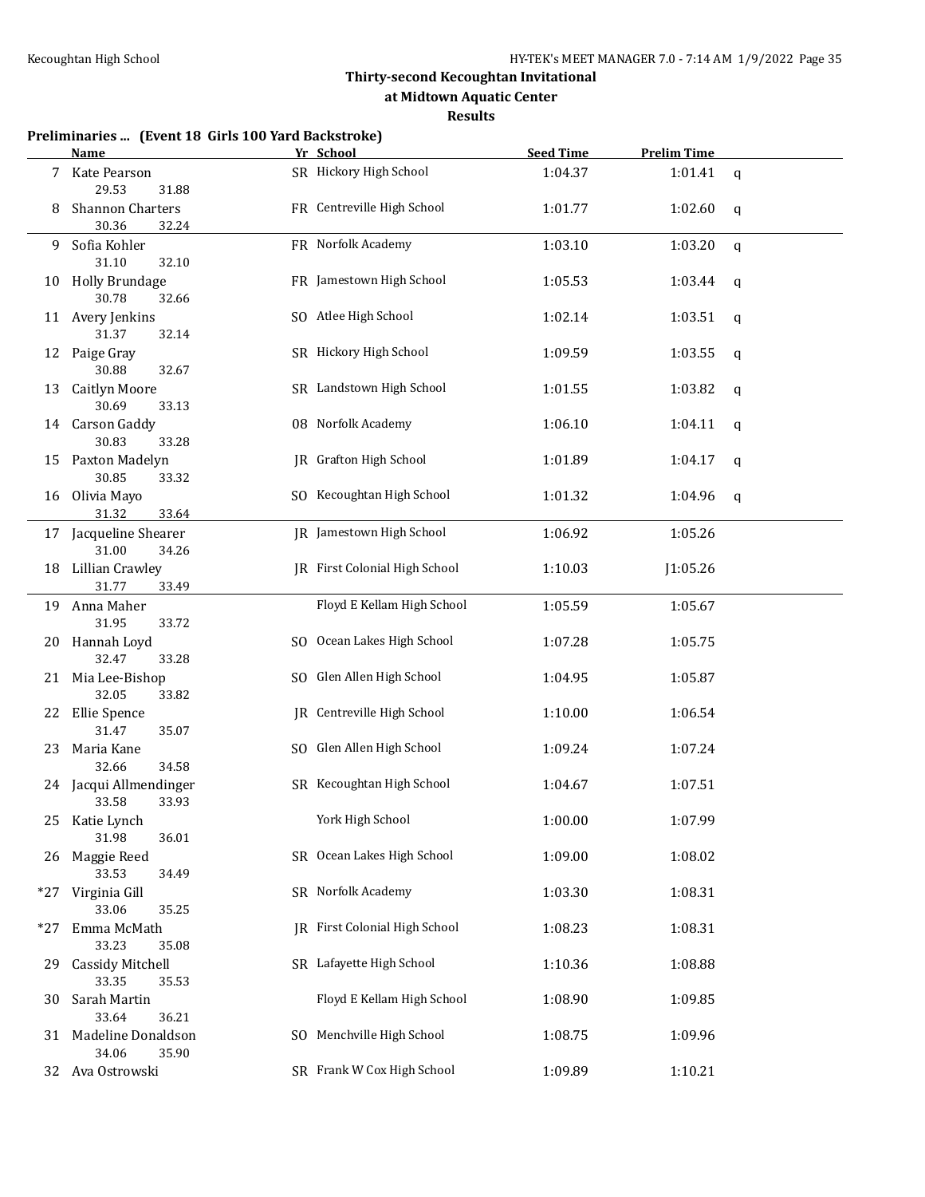# Thirty-second Kecoughtan Invitational

## at Midtown Aquatic Center

### Results

**Preliminaries ... (Event 18 Girls 100 Yard Backstroke)**

| | Name | Yr | School | Seed Time | Prelim Time | |
|---|---|---|---|---|---|---|
| 7 | Kate Pearson | SR | Hickory High School | 1:04.37 | 1:01.41 | q |
| | 29.53 31.88 | | | | | |
| 8 | Shannon Charters | FR | Centreville High School | 1:01.77 | 1:02.60 | q |
| | 30.36 32.24 | | | | | |
| 9 | Sofia Kohler | FR | Norfolk Academy | 1:03.10 | 1:03.20 | q |
| | 31.10 32.10 | | | | | |
| 10 | Holly Brundage | FR | Jamestown High School | 1:05.53 | 1:03.44 | q |
| | 30.78 32.66 | | | | | |
| 11 | Avery Jenkins | SO | Atlee High School | 1:02.14 | 1:03.51 | q |
| | 31.37 32.14 | | | | | |
| 12 | Paige Gray | SR | Hickory High School | 1:09.59 | 1:03.55 | q |
| | 30.88 32.67 | | | | | |
| 13 | Caitlyn Moore | SR | Landstown High School | 1:01.55 | 1:03.82 | q |
| | 30.69 33.13 | | | | | |
| 14 | Carson Gaddy | 08 | Norfolk Academy | 1:06.10 | 1:04.11 | q |
| | 30.83 33.28 | | | | | |
| 15 | Paxton Madelyn | JR | Grafton High School | 1:01.89 | 1:04.17 | q |
| | 30.85 33.32 | | | | | |
| 16 | Olivia Mayo | SO | Kecoughtan High School | 1:01.32 | 1:04.96 | q |
| | 31.32 33.64 | | | | | |
| 17 | Jacqueline Shearer | JR | Jamestown High School | 1:06.92 | 1:05.26 | |
| | 31.00 34.26 | | | | | |
| 18 | Lillian Crawley | JR | First Colonial High School | 1:10.03 | J1:05.26 | |
| | 31.77 33.49 | | | | | |
| 19 | Anna Maher | | Floyd E Kellam High School | 1:05.59 | 1:05.67 | |
| | 31.95 33.72 | | | | | |
| 20 | Hannah Loyd | SO | Ocean Lakes High School | 1:07.28 | 1:05.75 | |
| | 32.47 33.28 | | | | | |
| 21 | Mia Lee-Bishop | SO | Glen Allen High School | 1:04.95 | 1:05.87 | |
| | 32.05 33.82 | | | | | |
| 22 | Ellie Spence | JR | Centreville High School | 1:10.00 | 1:06.54 | |
| | 31.47 35.07 | | | | | |
| 23 | Maria Kane | SO | Glen Allen High School | 1:09.24 | 1:07.24 | |
| | 32.66 34.58 | | | | | |
| 24 | Jacqui Allmendinger | SR | Kecoughtan High School | 1:04.67 | 1:07.51 | |
| | 33.58 33.93 | | | | | |
| 25 | Katie Lynch | | York High School | 1:00.00 | 1:07.99 | |
| | 31.98 36.01 | | | | | |
| 26 | Maggie Reed | SR | Ocean Lakes High School | 1:09.00 | 1:08.02 | |
| | 33.53 34.49 | | | | | |
| *27 | Virginia Gill | SR | Norfolk Academy | 1:03.30 | 1:08.31 | |
| | 33.06 35.25 | | | | | |
| *27 | Emma McMath | JR | First Colonial High School | 1:08.23 | 1:08.31 | |
| | 33.23 35.08 | | | | | |
| 29 | Cassidy Mitchell | SR | Lafayette High School | 1:10.36 | 1:08.88 | |
| | 33.35 35.53 | | | | | |
| 30 | Sarah Martin | | Floyd E Kellam High School | 1:08.90 | 1:09.85 | |
| | 33.64 36.21 | | | | | |
| 31 | Madeline Donaldson | SO | Menchville High School | 1:08.75 | 1:09.96 | |
| | 34.06 35.90 | | | | | |
| 32 | Ava Ostrowski | SR | Frank W Cox High School | 1:09.89 | 1:10.21 | |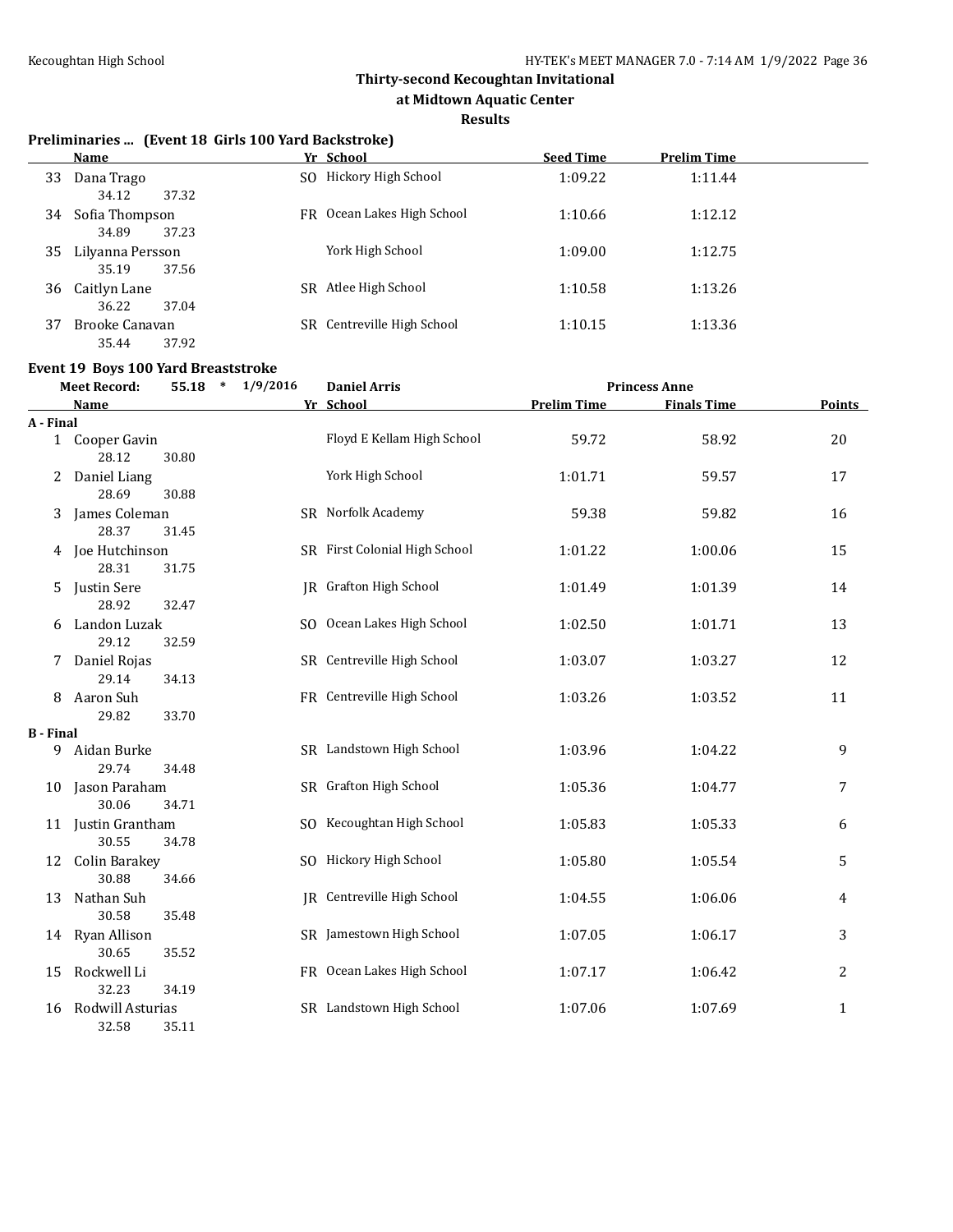# Thirty-second Kecoughtan Invitational

## at Midtown Aquatic Center

### Results

**Preliminaries ... (Event 18 Girls 100 Yard Backstroke)**

| | Name | Yr | School | Seed Time | Prelim Time |
|---|---|---|---|---|---|
| 33 | Dana Trago | SO | Hickory High School | 1:09.22 | 1:11.44 |
| | 34.12 37.32 | | | | |
| 34 | Sofia Thompson | FR | Ocean Lakes High School | 1:10.66 | 1:12.12 |
| | 34.89 37.23 | | | | |
| 35 | Lilyanna Persson | | York High School | 1:09.00 | 1:12.75 |
| | 35.19 37.56 | | | | |
| 36 | Caitlyn Lane | SR | Atlee High School | 1:10.58 | 1:13.26 |
| | 36.22 37.04 | | | | |
| 37 | Brooke Canavan | SR | Centreville High School | 1:10.15 | 1:13.36 |
| | 35.44 37.92 | | | | |

**Event 19 Boys 100 Yard Breaststroke**

Meet Record: 55.18 * 1/9/2016 Daniel Arris Princess Anne

| | Name | Yr | School | Prelim Time | Finals Time | Points |
|---|---|---|---|---|---|---|
| **A - Final** | | | | | | |
| 1 | Cooper Gavin | | Floyd E Kellam High School | 59.72 | 58.92 | 20 |
| | 28.12 30.80 | | | | | |
| 2 | Daniel Liang | | York High School | 1:01.71 | 59.57 | 17 |
| | 28.69 30.88 | | | | | |
| 3 | James Coleman | SR | Norfolk Academy | 59.38 | 59.82 | 16 |
| | 28.37 31.45 | | | | | |
| 4 | Joe Hutchinson | SR | First Colonial High School | 1:01.22 | 1:00.06 | 15 |
| | 28.31 31.75 | | | | | |
| 5 | Justin Sere | JR | Grafton High School | 1:01.49 | 1:01.39 | 14 |
| | 28.92 32.47 | | | | | |
| 6 | Landon Luzak | SO | Ocean Lakes High School | 1:02.50 | 1:01.71 | 13 |
| | 29.12 32.59 | | | | | |
| 7 | Daniel Rojas | SR | Centreville High School | 1:03.07 | 1:03.27 | 12 |
| | 29.14 34.13 | | | | | |
| 8 | Aaron Suh | FR | Centreville High School | 1:03.26 | 1:03.52 | 11 |
| | 29.82 33.70 | | | | | |
| **B - Final** | | | | | | |
| 9 | Aidan Burke | SR | Landstown High School | 1:03.96 | 1:04.22 | 9 |
| | 29.74 34.48 | | | | | |
| 10 | Jason Paraham | SR | Grafton High School | 1:05.36 | 1:04.77 | 7 |
| | 30.06 34.71 | | | | | |
| 11 | Justin Grantham | SO | Kecoughtan High School | 1:05.83 | 1:05.33 | 6 |
| | 30.55 34.78 | | | | | |
| 12 | Colin Barakey | SO | Hickory High School | 1:05.80 | 1:05.54 | 5 |
| | 30.88 34.66 | | | | | |
| 13 | Nathan Suh | JR | Centreville High School | 1:04.55 | 1:06.06 | 4 |
| | 30.58 35.48 | | | | | |
| 14 | Ryan Allison | SR | Jamestown High School | 1:07.05 | 1:06.17 | 3 |
| | 30.65 35.52 | | | | | |
| 15 | Rockwell Li | FR | Ocean Lakes High School | 1:07.17 | 1:06.42 | 2 |
| | 32.23 34.19 | | | | | |
| 16 | Rodwill Asturias | SR | Landstown High School | 1:07.06 | 1:07.69 | 1 |
| | 32.58 35.11 | | | | | |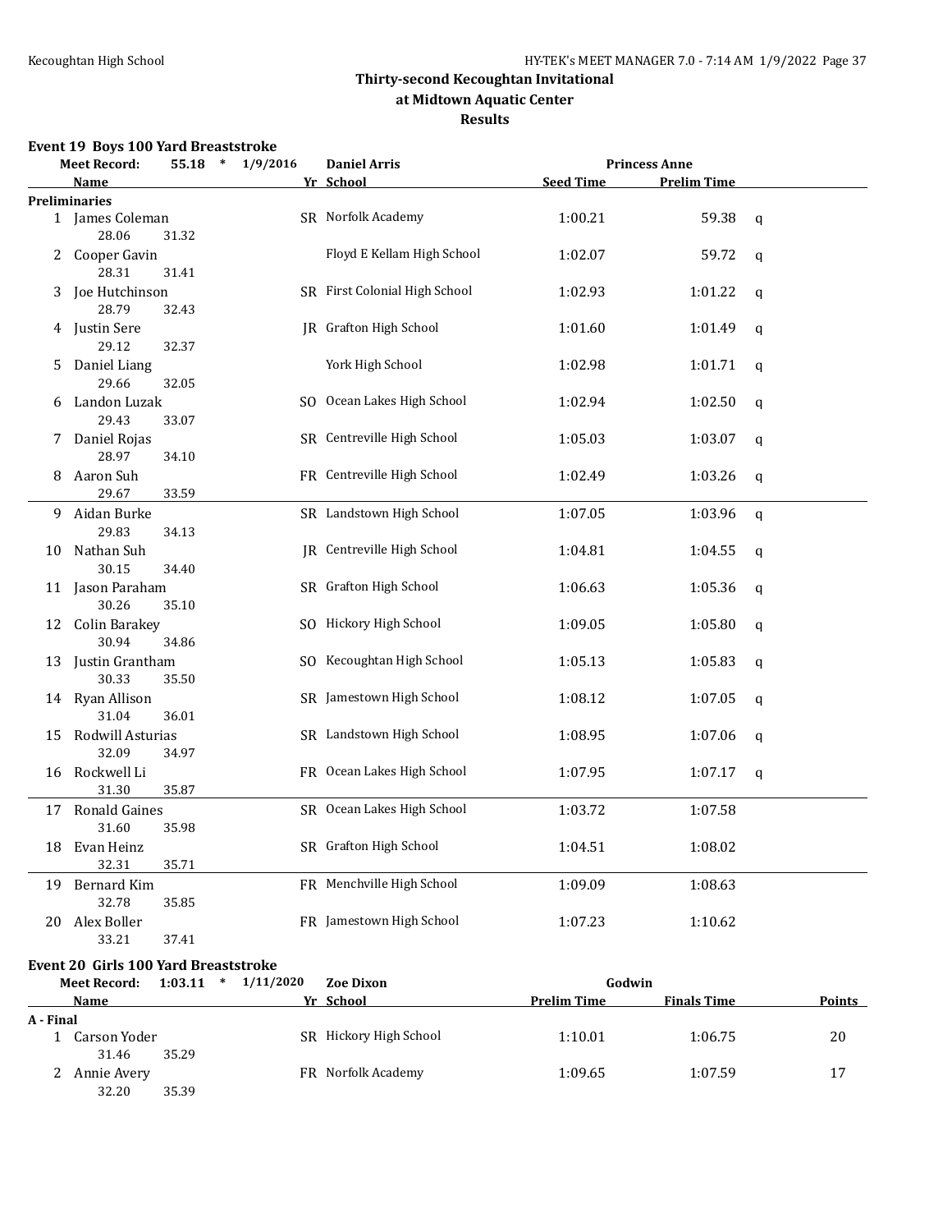# Thirty-second Kecoughtan Invitational

## at Midtown Aquatic Center

## Results

### Event 19 Boys 100 Yard Breaststroke

**Meet Record:** 55.18 * 1/9/2016 Daniel Arris Princess Anne

| | Name | Yr | School | Seed Time | Prelim Time | |
|---|---|---|---|---|---|---|
| **Preliminaries** | | | | | | |
| 1 | James Coleman | SR | Norfolk Academy | 1:00.21 | 59.38 | q |
| | 28.06 31.32 | | | | | |
| 2 | Cooper Gavin | | Floyd E Kellam High School | 1:02.07 | 59.72 | q |
| | 28.31 31.41 | | | | | |
| 3 | Joe Hutchinson | SR | First Colonial High School | 1:02.93 | 1:01.22 | q |
| | 28.79 32.43 | | | | | |
| 4 | Justin Sere | JR | Grafton High School | 1:01.60 | 1:01.49 | q |
| | 29.12 32.37 | | | | | |
| 5 | Daniel Liang | | York High School | 1:02.98 | 1:01.71 | q |
| | 29.66 32.05 | | | | | |
| 6 | Landon Luzak | SO | Ocean Lakes High School | 1:02.94 | 1:02.50 | q |
| | 29.43 33.07 | | | | | |
| 7 | Daniel Rojas | SR | Centreville High School | 1:05.03 | 1:03.07 | q |
| | 28.97 34.10 | | | | | |
| 8 | Aaron Suh | FR | Centreville High School | 1:02.49 | 1:03.26 | q |
| | 29.67 33.59 | | | | | |
| 9 | Aidan Burke | SR | Landstown High School | 1:07.05 | 1:03.96 | q |
| | 29.83 34.13 | | | | | |
| 10 | Nathan Suh | JR | Centreville High School | 1:04.81 | 1:04.55 | q |
| | 30.15 34.40 | | | | | |
| 11 | Jason Paraham | SR | Grafton High School | 1:06.63 | 1:05.36 | q |
| | 30.26 35.10 | | | | | |
| 12 | Colin Barakey | SO | Hickory High School | 1:09.05 | 1:05.80 | q |
| | 30.94 34.86 | | | | | |
| 13 | Justin Grantham | SO | Kecoughtan High School | 1:05.13 | 1:05.83 | q |
| | 30.33 35.50 | | | | | |
| 14 | Ryan Allison | SR | Jamestown High School | 1:08.12 | 1:07.05 | q |
| | 31.04 36.01 | | | | | |
| 15 | Rodwill Asturias | SR | Landstown High School | 1:08.95 | 1:07.06 | q |
| | 32.09 34.97 | | | | | |
| 16 | Rockwell Li | FR | Ocean Lakes High School | 1:07.95 | 1:07.17 | q |
| | 31.30 35.87 | | | | | |
| 17 | Ronald Gaines | SR | Ocean Lakes High School | 1:03.72 | 1:07.58 | |
| | 31.60 35.98 | | | | | |
| 18 | Evan Heinz | SR | Grafton High School | 1:04.51 | 1:08.02 | |
| | 32.31 35.71 | | | | | |
| 19 | Bernard Kim | FR | Menchville High School | 1:09.09 | 1:08.63 | |
| | 32.78 35.85 | | | | | |
| 20 | Alex Boller | FR | Jamestown High School | 1:07.23 | 1:10.62 | |
| | 33.21 37.41 | | | | | |

### Event 20 Girls 100 Yard Breaststroke

**Meet Record:** 1:03.11 * 1/11/2020 Zoe Dixon Godwin

| | Name | Yr | School | Prelim Time | Finals Time | Points |
|---|---|---|---|---|---|---|
| **A - Final** | | | | | | |
| 1 | Carson Yoder | SR | Hickory High School | 1:10.01 | 1:06.75 | 20 |
| | 31.46 35.29 | | | | | |
| 2 | Annie Avery | FR | Norfolk Academy | 1:09.65 | 1:07.59 | 17 |
| | 32.20 35.39 | | | | | |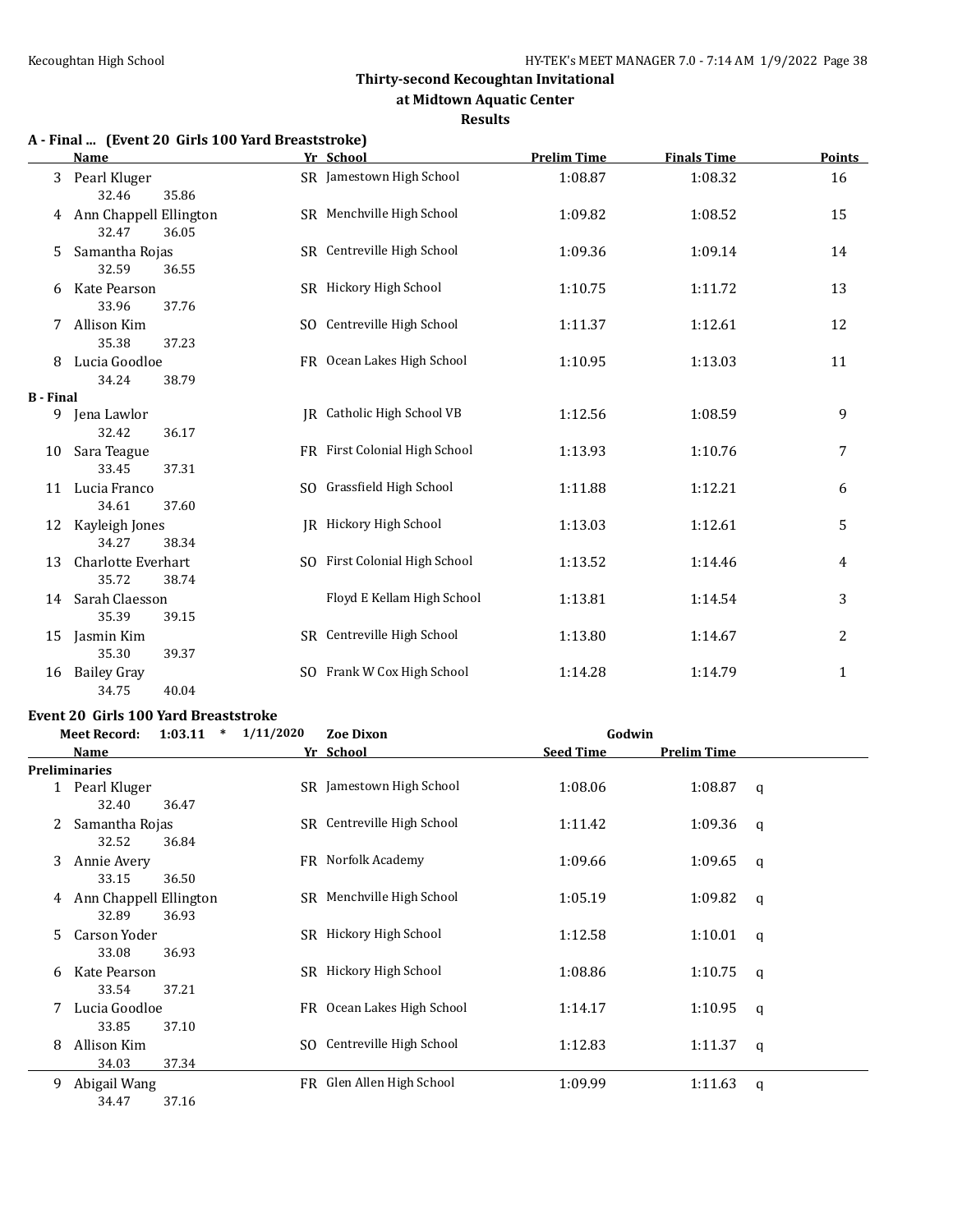## Thirty-second Kecoughtan Invitational
### at Midtown Aquatic Center
### Results

**A - Final ... (Event 20 Girls 100 Yard Breaststroke)**

| | Name | Yr | School | Prelim Time | Finals Time | Points |
|---|---|---|---|---|---|---|
| 3 | Pearl Kluger | SR | Jamestown High School | 1:08.87 | 1:08.32 | 16 |
| | 32.46 35.86 | | | | | |
| 4 | Ann Chappell Ellington | SR | Menchville High School | 1:09.82 | 1:08.52 | 15 |
| | 32.47 36.05 | | | | | |
| 5 | Samantha Rojas | SR | Centreville High School | 1:09.36 | 1:09.14 | 14 |
| | 32.59 36.55 | | | | | |
| 6 | Kate Pearson | SR | Hickory High School | 1:10.75 | 1:11.72 | 13 |
| | 33.96 37.76 | | | | | |
| 7 | Allison Kim | SO | Centreville High School | 1:11.37 | 1:12.61 | 12 |
| | 35.38 37.23 | | | | | |
| 8 | Lucia Goodloe | FR | Ocean Lakes High School | 1:10.95 | 1:13.03 | 11 |
| | 34.24 38.79 | | | | | |
| **B - Final** | | | | | | |
| 9 | Jena Lawlor | JR | Catholic High School VB | 1:12.56 | 1:08.59 | 9 |
| | 32.42 36.17 | | | | | |
| 10 | Sara Teague | FR | First Colonial High School | 1:13.93 | 1:10.76 | 7 |
| | 33.45 37.31 | | | | | |
| 11 | Lucia Franco | SO | Grassfield High School | 1:11.88 | 1:12.21 | 6 |
| | 34.61 37.60 | | | | | |
| 12 | Kayleigh Jones | JR | Hickory High School | 1:13.03 | 1:12.61 | 5 |
| | 34.27 38.34 | | | | | |
| 13 | Charlotte Everhart | SO | First Colonial High School | 1:13.52 | 1:14.46 | 4 |
| | 35.72 38.74 | | | | | |
| 14 | Sarah Claesson | | Floyd E Kellam High School | 1:13.81 | 1:14.54 | 3 |
| | 35.39 39.15 | | | | | |
| 15 | Jasmin Kim | SR | Centreville High School | 1:13.80 | 1:14.67 | 2 |
| | 35.30 39.37 | | | | | |
| 16 | Bailey Gray | SO | Frank W Cox High School | 1:14.28 | 1:14.79 | 1 |
| | 34.75 40.04 | | | | | |

**Event 20 Girls 100 Yard Breaststroke**

Meet Record: 1:03.11 * 1/11/2020 Zoe Dixon Godwin

| | Name | Yr | School | Seed Time | Prelim Time | |
|---|---|---|---|---|---|---|
| **Preliminaries** | | | | | | |
| 1 | Pearl Kluger | SR | Jamestown High School | 1:08.06 | 1:08.87 | q |
| | 32.40 36.47 | | | | | |
| 2 | Samantha Rojas | SR | Centreville High School | 1:11.42 | 1:09.36 | q |
| | 32.52 36.84 | | | | | |
| 3 | Annie Avery | FR | Norfolk Academy | 1:09.66 | 1:09.65 | q |
| | 33.15 36.50 | | | | | |
| 4 | Ann Chappell Ellington | SR | Menchville High School | 1:05.19 | 1:09.82 | q |
| | 32.89 36.93 | | | | | |
| 5 | Carson Yoder | SR | Hickory High School | 1:12.58 | 1:10.01 | q |
| | 33.08 36.93 | | | | | |
| 6 | Kate Pearson | SR | Hickory High School | 1:08.86 | 1:10.75 | q |
| | 33.54 37.21 | | | | | |
| 7 | Lucia Goodloe | FR | Ocean Lakes High School | 1:14.17 | 1:10.95 | q |
| | 33.85 37.10 | | | | | |
| 8 | Allison Kim | SO | Centreville High School | 1:12.83 | 1:11.37 | q |
| | 34.03 37.34 | | | | | |
| 9 | Abigail Wang | FR | Glen Allen High School | 1:09.99 | 1:11.63 | q |
| | 34.47 37.16 | | | | | |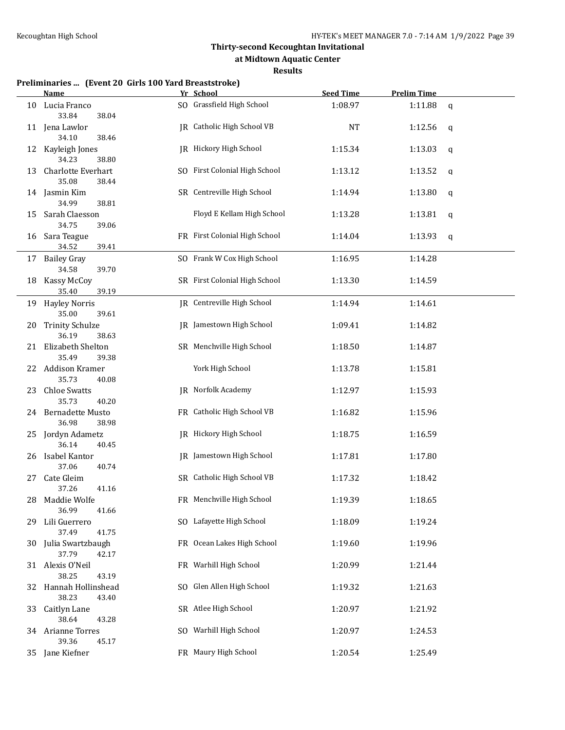## Thirty-second Kecoughtan Invitational
## at Midtown Aquatic Center
## Results

### Preliminaries ... (Event 20 Girls 100 Yard Breaststroke)

| | Name | Yr | School | Seed Time | Prelim Time | |
|---|---|---|---|---|---|---|
| 10 | Lucia Franco | SO | Grassfield High School | 1:08.97 | 1:11.88 | q |
| | 33.84 38.04 | | | | | |
| 11 | Jena Lawlor | JR | Catholic High School VB | NT | 1:12.56 | q |
| | 34.10 38.46 | | | | | |
| 12 | Kayleigh Jones | JR | Hickory High School | 1:15.34 | 1:13.03 | q |
| | 34.23 38.80 | | | | | |
| 13 | Charlotte Everhart | SO | First Colonial High School | 1:13.12 | 1:13.52 | q |
| | 35.08 38.44 | | | | | |
| 14 | Jasmin Kim | SR | Centreville High School | 1:14.94 | 1:13.80 | q |
| | 34.99 38.81 | | | | | |
| 15 | Sarah Claesson | | Floyd E Kellam High School | 1:13.28 | 1:13.81 | q |
| | 34.75 39.06 | | | | | |
| 16 | Sara Teague | FR | First Colonial High School | 1:14.04 | 1:13.93 | q |
| | 34.52 39.41 | | | | | |
| 17 | Bailey Gray | SO | Frank W Cox High School | 1:16.95 | 1:14.28 | |
| | 34.58 39.70 | | | | | |
| 18 | Kassy McCoy | SR | First Colonial High School | 1:13.30 | 1:14.59 | |
| | 35.40 39.19 | | | | | |
| 19 | Hayley Norris | JR | Centreville High School | 1:14.94 | 1:14.61 | |
| | 35.00 39.61 | | | | | |
| 20 | Trinity Schulze | JR | Jamestown High School | 1:09.41 | 1:14.82 | |
| | 36.19 38.63 | | | | | |
| 21 | Elizabeth Shelton | SR | Menchville High School | 1:18.50 | 1:14.87 | |
| | 35.49 39.38 | | | | | |
| 22 | Addison Kramer | | York High School | 1:13.78 | 1:15.81 | |
| | 35.73 40.08 | | | | | |
| 23 | Chloe Swatts | JR | Norfolk Academy | 1:12.97 | 1:15.93 | |
| | 35.73 40.20 | | | | | |
| 24 | Bernadette Musto | FR | Catholic High School VB | 1:16.82 | 1:15.96 | |
| | 36.98 38.98 | | | | | |
| 25 | Jordyn Adametz | JR | Hickory High School | 1:18.75 | 1:16.59 | |
| | 36.14 40.45 | | | | | |
| 26 | Isabel Kantor | JR | Jamestown High School | 1:17.81 | 1:17.80 | |
| | 37.06 40.74 | | | | | |
| 27 | Cate Gleim | SR | Catholic High School VB | 1:17.32 | 1:18.42 | |
| | 37.26 41.16 | | | | | |
| 28 | Maddie Wolfe | FR | Menchville High School | 1:19.39 | 1:18.65 | |
| | 36.99 41.66 | | | | | |
| 29 | Lili Guerrero | SO | Lafayette High School | 1:18.09 | 1:19.24 | |
| | 37.49 41.75 | | | | | |
| 30 | Julia Swartzbaugh | FR | Ocean Lakes High School | 1:19.60 | 1:19.96 | |
| | 37.79 42.17 | | | | | |
| 31 | Alexis O'Neil | FR | Warhill High School | 1:20.99 | 1:21.44 | |
| | 38.25 43.19 | | | | | |
| 32 | Hannah Hollinshead | SO | Glen Allen High School | 1:19.32 | 1:21.63 | |
| | 38.23 43.40 | | | | | |
| 33 | Caitlyn Lane | SR | Atlee High School | 1:20.97 | 1:21.92 | |
| | 38.64 43.28 | | | | | |
| 34 | Arianne Torres | SO | Warhill High School | 1:20.97 | 1:24.53 | |
| | 39.36 45.17 | | | | | |
| 35 | Jane Kiefner | FR | Maury High School | 1:20.54 | 1:25.49 | |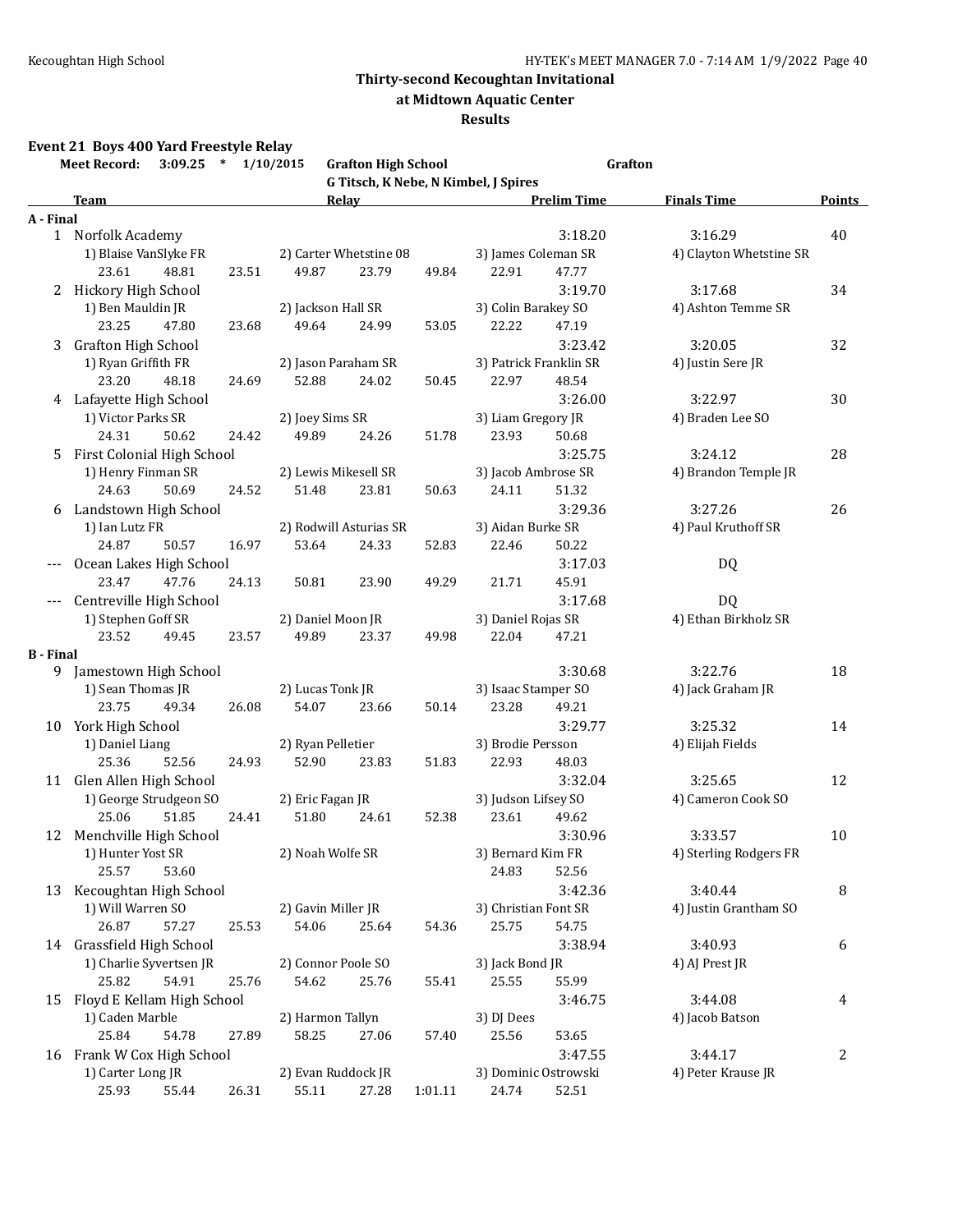## Thirty-second Kecoughtan Invitational
### at Midtown Aquatic Center
### Results

**Event 21 Boys 400 Yard Freestyle Relay**

Meet Record: 3:09.25 * 1/10/2015 Grafton High School, Grafton
G Titsch, K Nebe, N Kimbel, J Spires

| | Team | Relay | Prelim Time | Finals Time | Points |
|---|---|---|---|---|---|
| **A - Final** | | | | | |
| 1 | Norfolk Academy | | 3:18.20 | 3:16.29 | 40 |
| | 1) Blaise VanSlyke FR; 2) Carter Whetstine 08; 3) James Coleman SR; 4) Clayton Whetstine SR | | | | |
| | 23.61 48.81 23.51 49.87 23.79 49.84 22.91 47.77 | | | | |
| 2 | Hickory High School | | 3:19.70 | 3:17.68 | 34 |
| | 1) Ben Mauldin JR; 2) Jackson Hall SR; 3) Colin Barakey SO; 4) Ashton Temme SR | | | | |
| | 23.25 47.80 23.68 49.64 24.99 53.05 22.22 47.19 | | | | |
| 3 | Grafton High School | | 3:23.42 | 3:20.05 | 32 |
| | 1) Ryan Griffith FR; 2) Jason Paraham SR; 3) Patrick Franklin SR; 4) Justin Sere JR | | | | |
| | 23.20 48.18 24.69 52.88 24.02 50.45 22.97 48.54 | | | | |
| 4 | Lafayette High School | | 3:26.00 | 3:22.97 | 30 |
| | 1) Victor Parks SR; 2) Joey Sims SR; 3) Liam Gregory JR; 4) Braden Lee SO | | | | |
| | 24.31 50.62 24.42 49.89 24.26 51.78 23.93 50.68 | | | | |
| 5 | First Colonial High School | | 3:25.75 | 3:24.12 | 28 |
| | 1) Henry Finman SR; 2) Lewis Mikesell SR; 3) Jacob Ambrose SR; 4) Brandon Temple JR | | | | |
| | 24.63 50.69 24.52 51.48 23.81 50.63 24.11 51.32 | | | | |
| 6 | Landstown High School | | 3:29.36 | 3:27.26 | 26 |
| | 1) Ian Lutz FR; 2) Rodwill Asturias SR; 3) Aidan Burke SR; 4) Paul Kruthoff SR | | | | |
| | 24.87 50.57 16.97 53.64 24.33 52.83 22.46 50.22 | | | | |
| --- | Ocean Lakes High School | | 3:17.03 | DQ | |
| | 23.47 47.76 24.13 50.81 23.90 49.29 21.71 45.91 | | | | |
| --- | Centreville High School | | 3:17.68 | DQ | |
| | 1) Stephen Goff SR; 2) Daniel Moon JR; 3) Daniel Rojas SR; 4) Ethan Birkholz SR | | | | |
| | 23.52 49.45 23.57 49.89 23.37 49.98 22.04 47.21 | | | | |
| **B - Final** | | | | | |
| 9 | Jamestown High School | | 3:30.68 | 3:22.76 | 18 |
| | 1) Sean Thomas JR; 2) Lucas Tonk JR; 3) Isaac Stamper SO; 4) Jack Graham JR | | | | |
| | 23.75 49.34 26.08 54.07 23.66 50.14 23.28 49.21 | | | | |
| 10 | York High School | | 3:29.77 | 3:25.32 | 14 |
| | 1) Daniel Liang; 2) Ryan Pelletier; 3) Brodie Persson; 4) Elijah Fields | | | | |
| | 25.36 52.56 24.93 52.90 23.83 51.83 22.93 48.03 | | | | |
| 11 | Glen Allen High School | | 3:32.04 | 3:25.65 | 12 |
| | 1) George Strudgeon SO; 2) Eric Fagan JR; 3) Judson Lifsey SO; 4) Cameron Cook SO | | | | |
| | 25.06 51.85 24.41 51.80 24.61 52.38 23.61 49.62 | | | | |
| 12 | Menchville High School | | 3:30.96 | 3:33.57 | 10 |
| | 1) Hunter Yost SR; 2) Noah Wolfe SR; 3) Bernard Kim FR; 4) Sterling Rodgers FR | | | | |
| | 25.57 53.60 24.83 52.56 | | | | |
| 13 | Kecoughtan High School | | 3:42.36 | 3:40.44 | 8 |
| | 1) Will Warren SO; 2) Gavin Miller JR; 3) Christian Font SR; 4) Justin Grantham SO | | | | |
| | 26.87 57.27 25.53 54.06 25.64 54.36 25.75 54.75 | | | | |
| 14 | Grassfield High School | | 3:38.94 | 3:40.93 | 6 |
| | 1) Charlie Syvertsen JR; 2) Connor Poole SO; 3) Jack Bond JR; 4) AJ Prest JR | | | | |
| | 25.82 54.91 25.76 54.62 25.76 55.41 25.55 55.99 | | | | |
| 15 | Floyd E Kellam High School | | 3:46.75 | 3:44.08 | 4 |
| | 1) Caden Marble; 2) Harmon Tallyn; 3) DJ Dees; 4) Jacob Batson | | | | |
| | 25.84 54.78 27.89 58.25 27.06 57.40 25.56 53.65 | | | | |
| 16 | Frank W Cox High School | | 3:47.55 | 3:44.17 | 2 |
| | 1) Carter Long JR; 2) Evan Ruddock JR; 3) Dominic Ostrowski; 4) Peter Krause JR | | | | |
| | 25.93 55.44 26.31 55.11 27.28 1:01.11 24.74 52.51 | | | | |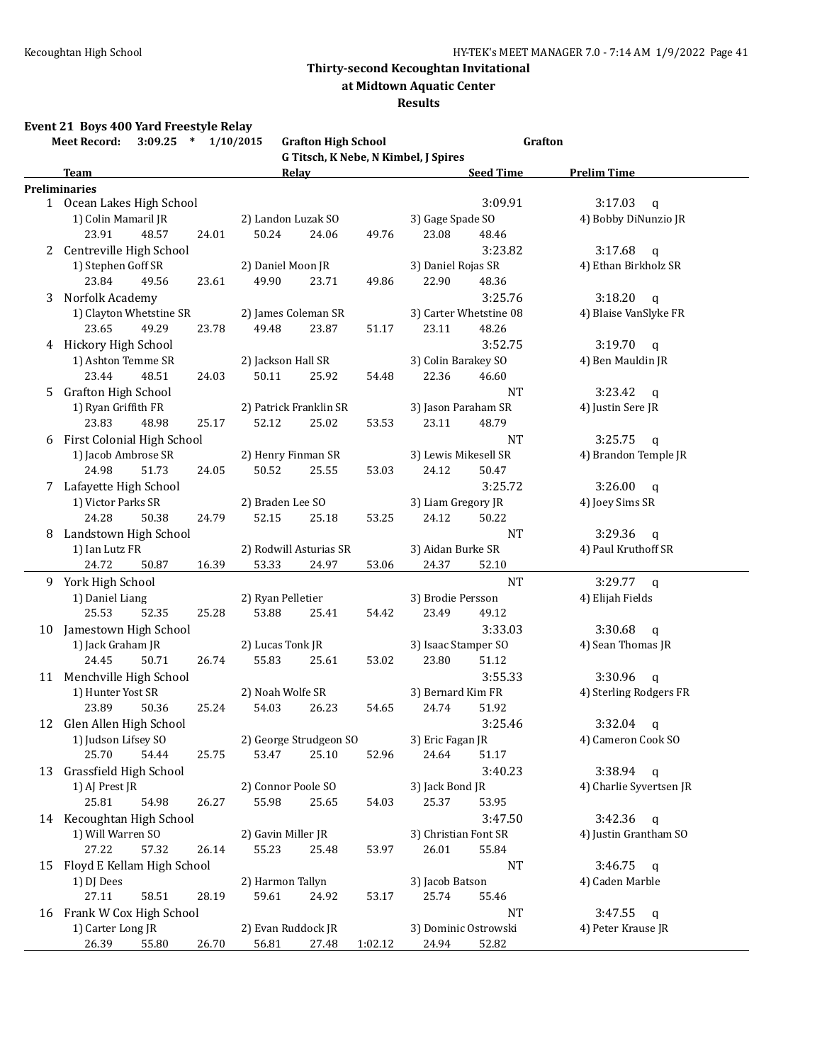# Thirty-second Kecoughtan Invitational

## at Midtown Aquatic Center

### Results

**Event 21 Boys 400 Yard Freestyle Relay**

**Meet Record: 3:09.25 * 1/10/2015 Grafton High School — Grafton**
**G Titsch, K Nebe, N Kimbel, J Spires**

| | Team | Relay | Seed Time | Prelim Time |
|---|---|---|---|---|
| **Preliminaries** | | | | |
| 1 | Ocean Lakes High School | | 3:09.91 | 3:17.03 q |
| | 1) Colin Mamaril JR | 2) Landon Luzak SO | 3) Gage Spade SO | 4) Bobby DiNunzio JR |
| | 23.91 48.57 | 24.01 50.24 24.06 49.76 | 23.08 48.46 | |
| 2 | Centreville High School | | 3:23.82 | 3:17.68 q |
| | 1) Stephen Goff SR | 2) Daniel Moon JR | 3) Daniel Rojas SR | 4) Ethan Birkholz SR |
| | 23.84 49.56 | 23.61 49.90 23.71 49.86 | 22.90 48.36 | |
| 3 | Norfolk Academy | | 3:25.76 | 3:18.20 q |
| | 1) Clayton Whetstine SR | 2) James Coleman SR | 3) Carter Whetstine 08 | 4) Blaise VanSlyke FR |
| | 23.65 49.29 | 23.78 49.48 23.87 51.17 | 23.11 48.26 | |
| 4 | Hickory High School | | 3:52.75 | 3:19.70 q |
| | 1) Ashton Temme SR | 2) Jackson Hall SR | 3) Colin Barakey SO | 4) Ben Mauldin JR |
| | 23.44 48.51 | 24.03 50.11 25.92 54.48 | 22.36 46.60 | |
| 5 | Grafton High School | | NT | 3:23.42 q |
| | 1) Ryan Griffith FR | 2) Patrick Franklin SR | 3) Jason Paraham SR | 4) Justin Sere JR |
| | 23.83 48.98 | 25.17 52.12 25.02 53.53 | 23.11 48.79 | |
| 6 | First Colonial High School | | NT | 3:25.75 q |
| | 1) Jacob Ambrose SR | 2) Henry Finman SR | 3) Lewis Mikesell SR | 4) Brandon Temple JR |
| | 24.98 51.73 | 24.05 50.52 25.55 53.03 | 24.12 50.47 | |
| 7 | Lafayette High School | | 3:25.72 | 3:26.00 q |
| | 1) Victor Parks SR | 2) Braden Lee SO | 3) Liam Gregory JR | 4) Joey Sims SR |
| | 24.28 50.38 | 24.79 52.15 25.18 53.25 | 24.12 50.22 | |
| 8 | Landstown High School | | NT | 3:29.36 q |
| | 1) Ian Lutz FR | 2) Rodwill Asturias SR | 3) Aidan Burke SR | 4) Paul Kruthoff SR |
| | 24.72 50.87 | 16.39 53.33 24.97 53.06 | 24.37 52.10 | |
| 9 | York High School | | NT | 3:29.77 q |
| | 1) Daniel Liang | 2) Ryan Pelletier | 3) Brodie Persson | 4) Elijah Fields |
| | 25.53 52.35 | 25.28 53.88 25.41 54.42 | 23.49 49.12 | |
| 10 | Jamestown High School | | 3:33.03 | 3:30.68 q |
| | 1) Jack Graham JR | 2) Lucas Tonk JR | 3) Isaac Stamper SO | 4) Sean Thomas JR |
| | 24.45 50.71 | 26.74 55.83 25.61 53.02 | 23.80 51.12 | |
| 11 | Menchville High School | | 3:55.33 | 3:30.96 q |
| | 1) Hunter Yost SR | 2) Noah Wolfe SR | 3) Bernard Kim FR | 4) Sterling Rodgers FR |
| | 23.89 50.36 | 25.24 54.03 26.23 54.65 | 24.74 51.92 | |
| 12 | Glen Allen High School | | 3:25.46 | 3:32.04 q |
| | 1) Judson Lifsey SO | 2) George Strudgeon SO | 3) Eric Fagan JR | 4) Cameron Cook SO |
| | 25.70 54.44 | 25.75 53.47 25.10 52.96 | 24.64 51.17 | |
| 13 | Grassfield High School | | 3:40.23 | 3:38.94 q |
| | 1) AJ Prest JR | 2) Connor Poole SO | 3) Jack Bond JR | 4) Charlie Syvertsen JR |
| | 25.81 54.98 | 26.27 55.98 25.65 54.03 | 25.37 53.95 | |
| 14 | Kecoughtan High School | | 3:47.50 | 3:42.36 q |
| | 1) Will Warren SO | 2) Gavin Miller JR | 3) Christian Font SR | 4) Justin Grantham SO |
| | 27.22 57.32 | 26.14 55.23 25.48 53.97 | 26.01 55.84 | |
| 15 | Floyd E Kellam High School | | NT | 3:46.75 q |
| | 1) DJ Dees | 2) Harmon Tallyn | 3) Jacob Batson | 4) Caden Marble |
| | 27.11 58.51 | 28.19 59.61 24.92 53.17 | 25.74 55.46 | |
| 16 | Frank W Cox High School | | NT | 3:47.55 q |
| | 1) Carter Long JR | 2) Evan Ruddock JR | 3) Dominic Ostrowski | 4) Peter Krause JR |
| | 26.39 55.80 | 26.70 56.81 27.48 1:02.12 | 24.94 52.82 | |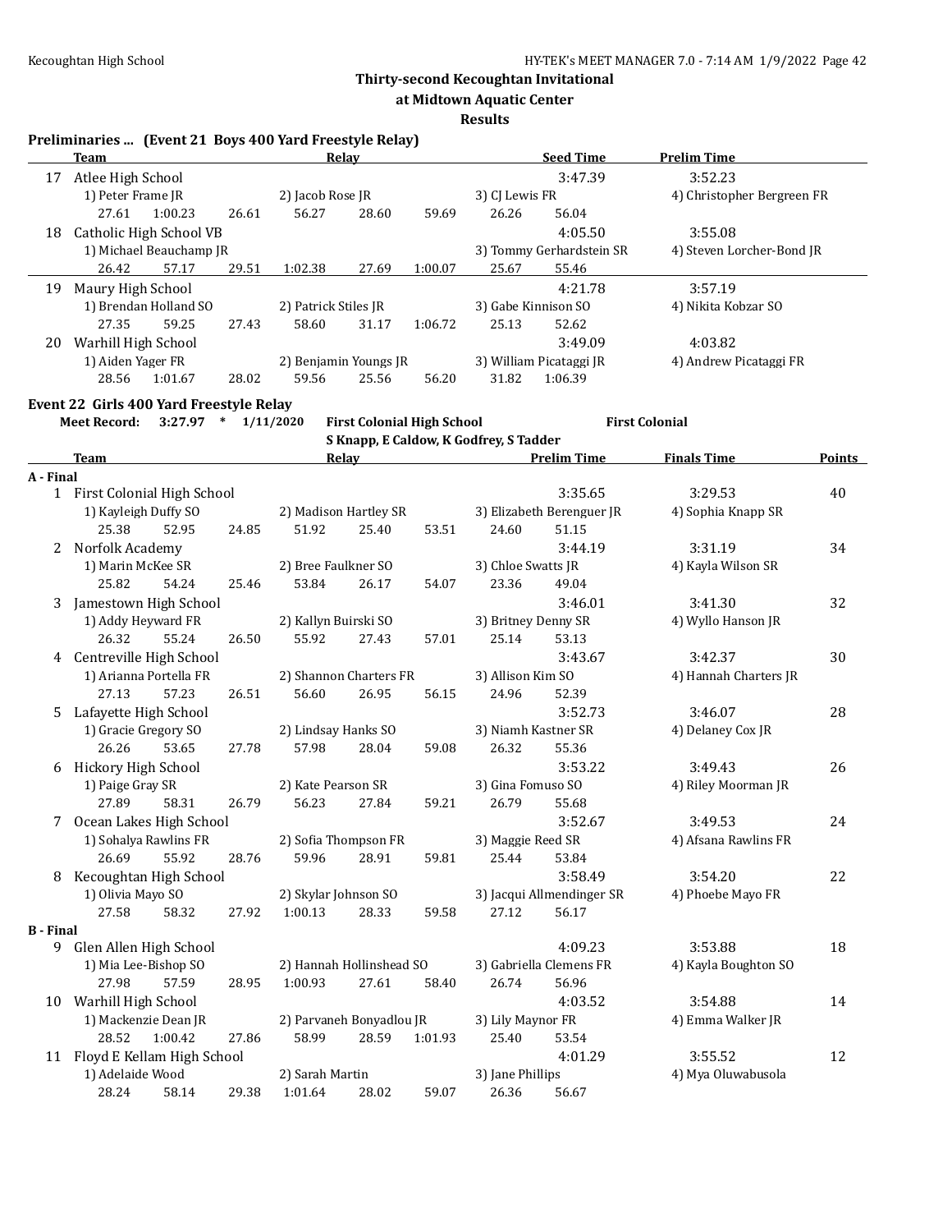## Thirty-second Kecoughtan Invitational

### at Midtown Aquatic Center

### Results

**Preliminaries ... (Event 21 Boys 400 Yard Freestyle Relay)**

| | Team | Relay | | | | Seed Time | Prelim Time |
|---|---|---|---|---|---|---|---|
| 17 | Atlee High School | | | | | 3:47.39 | 3:52.23 |
| | 1) Peter Frame JR | 2) Jacob Rose JR | | 3) CJ Lewis FR | | 4) Christopher Bergreen FR | |
| | 27.61 1:00.23 | 26.61 56.27 | 28.60 59.69 | 26.26 56.04 | | | |
| 18 | Catholic High School VB | | | | | 4:05.50 | 3:55.08 |
| | 1) Michael Beauchamp JR | | | 3) Tommy Gerhardstein SR | | 4) Steven Lorcher-Bond JR | |
| | 26.42 57.17 | 29.51 1:02.38 | 27.69 1:00.07 | 25.67 55.46 | | | |
| 19 | Maury High School | | | | | 4:21.78 | 3:57.19 |
| | 1) Brendan Holland SO | 2) Patrick Stiles JR | | 3) Gabe Kinnison SO | | 4) Nikita Kobzar SO | |
| | 27.35 59.25 | 27.43 58.60 | 31.17 1:06.72 | 25.13 52.62 | | | |
| 20 | Warhill High School | | | | | 3:49.09 | 4:03.82 |
| | 1) Aiden Yager FR | 2) Benjamin Youngs JR | | 3) William Picataggi JR | | 4) Andrew Picataggi FR | |
| | 28.56 1:01.67 | 28.02 59.56 | 25.56 56.20 | 31.82 1:06.39 | | | |

**Event 22 Girls 400 Yard Freestyle Relay**

Meet Record: 3:27.97 * 1/11/2020 First Colonial High School First Colonial
S Knapp, E Caldow, K Godfrey, S Tadder

| | Team | Relay | | | Prelim Time | Finals Time | Points |
|---|---|---|---|---|---|---|---|
| **A - Final** | | | | | | | |
| 1 | First Colonial High School | | | | 3:35.65 | 3:29.53 | 40 |
| | 1) Kayleigh Duffy SO | 2) Madison Hartley SR | 3) Elizabeth Berenguer JR | 4) Sophia Knapp SR | | | |
| | 25.38 52.95 | 24.85 51.92 | 25.40 53.51 | 24.60 51.15 | | | |
| 2 | Norfolk Academy | | | | 3:44.19 | 3:31.19 | 34 |
| | 1) Marin McKee SR | 2) Bree Faulkner SO | 3) Chloe Swatts JR | 4) Kayla Wilson SR | | | |
| | 25.82 54.24 | 25.46 53.84 | 26.17 54.07 | 23.36 49.04 | | | |
| 3 | Jamestown High School | | | | 3:46.01 | 3:41.30 | 32 |
| | 1) Addy Heyward FR | 2) Kallyn Buirski SO | 3) Britney Denny SR | 4) Wyllo Hanson JR | | | |
| | 26.32 55.24 | 26.50 55.92 | 27.43 57.01 | 25.14 53.13 | | | |
| 4 | Centreville High School | | | | 3:43.67 | 3:42.37 | 30 |
| | 1) Arianna Portella FR | 2) Shannon Charters FR | 3) Allison Kim SO | 4) Hannah Charters JR | | | |
| | 27.13 57.23 | 26.51 56.60 | 26.95 56.15 | 24.96 52.39 | | | |
| 5 | Lafayette High School | | | | 3:52.73 | 3:46.07 | 28 |
| | 1) Gracie Gregory SO | 2) Lindsay Hanks SO | 3) Niamh Kastner SR | 4) Delaney Cox JR | | | |
| | 26.26 53.65 | 27.78 57.98 | 28.04 59.08 | 26.32 55.36 | | | |
| 6 | Hickory High School | | | | 3:53.22 | 3:49.43 | 26 |
| | 1) Paige Gray SR | 2) Kate Pearson SR | 3) Gina Fomuso SO | 4) Riley Moorman JR | | | |
| | 27.89 58.31 | 26.79 56.23 | 27.84 59.21 | 26.79 55.68 | | | |
| 7 | Ocean Lakes High School | | | | 3:52.67 | 3:49.53 | 24 |
| | 1) Sohalya Rawlins FR | 2) Sofia Thompson FR | 3) Maggie Reed SR | 4) Afsana Rawlins FR | | | |
| | 26.69 55.92 | 28.76 59.96 | 28.91 59.81 | 25.44 53.84 | | | |
| 8 | Kecoughtan High School | | | | 3:58.49 | 3:54.20 | 22 |
| | 1) Olivia Mayo SO | 2) Skylar Johnson SO | 3) Jacqui Allmendinger SR | 4) Phoebe Mayo FR | | | |
| | 27.58 58.32 | 27.92 1:00.13 | 28.33 59.58 | 27.12 56.17 | | | |
| **B - Final** | | | | | | | |
| 9 | Glen Allen High School | | | | 4:09.23 | 3:53.88 | 18 |
| | 1) Mia Lee-Bishop SO | 2) Hannah Hollinshead SO | 3) Gabriella Clemens FR | 4) Kayla Boughton SO | | | |
| | 27.98 57.59 | 28.95 1:00.93 | 27.61 58.40 | 26.74 56.96 | | | |
| 10 | Warhill High School | | | | 4:03.52 | 3:54.88 | 14 |
| | 1) Mackenzie Dean JR | 2) Parvaneh Bonyadlou JR | 3) Lily Maynor FR | 4) Emma Walker JR | | | |
| | 28.52 1:00.42 | 27.86 58.99 | 28.59 1:01.93 | 25.40 53.54 | | | |
| 11 | Floyd E Kellam High School | | | | 4:01.29 | 3:55.52 | 12 |
| | 1) Adelaide Wood | 2) Sarah Martin | 3) Jane Phillips | 4) Mya Oluwabusola | | | |
| | 28.24 58.14 | 29.38 1:01.64 | 28.02 59.07 | 26.36 56.67 | | | |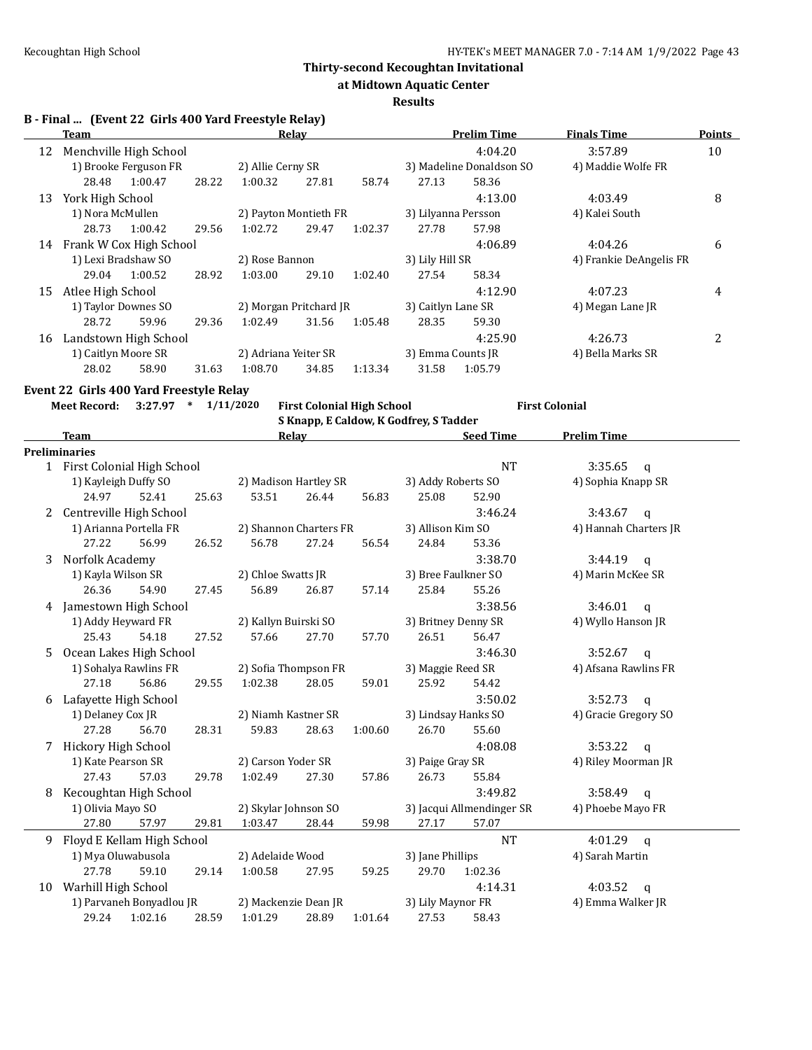## Thirty-second Kecoughtan Invitational

### at Midtown Aquatic Center

### Results

**B - Final ... (Event 22 Girls 400 Yard Freestyle Relay)**

| | Team | Relay | Prelim Time | Finals Time | Points |
|---|---|---|---|---|---|
| 12 | Menchville High School | | 4:04.20 | 3:57.89 | 10 |
| | 1) Brooke Ferguson FR | 2) Allie Cerny SR | 3) Madeline Donaldson SO | 4) Maddie Wolfe FR | |
| | 28.48 1:00.47 28.22 1:00.32 | 27.81 58.74 | 27.13 58.36 | | |
| 13 | York High School | | 4:13.00 | 4:03.49 | 8 |
| | 1) Nora McMullen | 2) Payton Montieth FR | 3) Lilyanna Persson | 4) Kalei South | |
| | 28.73 1:00.42 29.56 1:02.72 | 29.47 1:02.37 | 27.78 57.98 | | |
| 14 | Frank W Cox High School | | 4:06.89 | 4:04.26 | 6 |
| | 1) Lexi Bradshaw SO | 2) Rose Bannon | 3) Lily Hill SR | 4) Frankie DeAngelis FR | |
| | 29.04 1:00.52 28.92 1:03.00 | 29.10 1:02.40 | 27.54 58.34 | | |
| 15 | Atlee High School | | 4:12.90 | 4:07.23 | 4 |
| | 1) Taylor Downes SO | 2) Morgan Pritchard JR | 3) Caitlyn Lane SR | 4) Megan Lane JR | |
| | 28.72 59.96 29.36 1:02.49 | 31.56 1:05.48 | 28.35 59.30 | | |
| 16 | Landstown High School | | 4:25.90 | 4:26.73 | 2 |
| | 1) Caitlyn Moore SR | 2) Adriana Yeiter SR | 3) Emma Counts JR | 4) Bella Marks SR | |
| | 28.02 58.90 31.63 1:08.70 | 34.85 1:13.34 | 31.58 1:05.79 | | |

**Event 22 Girls 400 Yard Freestyle Relay**

Meet Record: 3:27.97 * 1/11/2020 First Colonial High School — First Colonial
S Knapp, E Caldow, K Godfrey, S Tadder

| | Team | Relay | Seed Time | Prelim Time |
|---|---|---|---|---|
| **Preliminaries** | | | | |
| 1 | First Colonial High School | | NT | 3:35.65 q |
| | 1) Kayleigh Duffy SO | 2) Madison Hartley SR | 3) Addy Roberts SO | 4) Sophia Knapp SR |
| | 24.97 52.41 25.63 53.51 | 26.44 56.83 | 25.08 52.90 | |
| 2 | Centreville High School | | 3:46.24 | 3:43.67 q |
| | 1) Arianna Portella FR | 2) Shannon Charters FR | 3) Allison Kim SO | 4) Hannah Charters JR |
| | 27.22 56.99 26.52 56.78 | 27.24 56.54 | 24.84 53.36 | |
| 3 | Norfolk Academy | | 3:38.70 | 3:44.19 q |
| | 1) Kayla Wilson SR | 2) Chloe Swatts JR | 3) Bree Faulkner SO | 4) Marin McKee SR |
| | 26.36 54.90 27.45 56.89 | 26.87 57.14 | 25.84 55.26 | |
| 4 | Jamestown High School | | 3:38.56 | 3:46.01 q |
| | 1) Addy Heyward FR | 2) Kallyn Buirski SO | 3) Britney Denny SR | 4) Wyllo Hanson JR |
| | 25.43 54.18 27.52 57.66 | 27.70 57.70 | 26.51 56.47 | |
| 5 | Ocean Lakes High School | | 3:46.30 | 3:52.67 q |
| | 1) Sohalya Rawlins FR | 2) Sofia Thompson FR | 3) Maggie Reed SR | 4) Afsana Rawlins FR |
| | 27.18 56.86 29.55 1:02.38 | 28.05 59.01 | 25.92 54.42 | |
| 6 | Lafayette High School | | 3:50.02 | 3:52.73 q |
| | 1) Delaney Cox JR | 2) Niamh Kastner SR | 3) Lindsay Hanks SO | 4) Gracie Gregory SO |
| | 27.28 56.70 28.31 59.83 | 28.63 1:00.60 | 26.70 55.60 | |
| 7 | Hickory High School | | 4:08.08 | 3:53.22 q |
| | 1) Kate Pearson SR | 2) Carson Yoder SR | 3) Paige Gray SR | 4) Riley Moorman JR |
| | 27.43 57.03 29.78 1:02.49 | 27.30 57.86 | 26.73 55.84 | |
| 8 | Kecoughtan High School | | 3:49.82 | 3:58.49 q |
| | 1) Olivia Mayo SO | 2) Skylar Johnson SO | 3) Jacqui Allmendinger SR | 4) Phoebe Mayo FR |
| | 27.80 57.97 29.81 1:03.47 | 28.44 59.98 | 27.17 57.07 | |
| 9 | Floyd E Kellam High School | | NT | 4:01.29 q |
| | 1) Mya Oluwabusola | 2) Adelaide Wood | 3) Jane Phillips | 4) Sarah Martin |
| | 27.78 59.10 29.14 1:00.58 | 27.95 59.25 | 29.70 1:02.36 | |
| 10 | Warhill High School | | 4:14.31 | 4:03.52 q |
| | 1) Parvaneh Bonyadlou JR | 2) Mackenzie Dean JR | 3) Lily Maynor FR | 4) Emma Walker JR |
| | 29.24 1:02.16 28.59 1:01.29 | 28.89 1:01.64 | 27.53 58.43 | |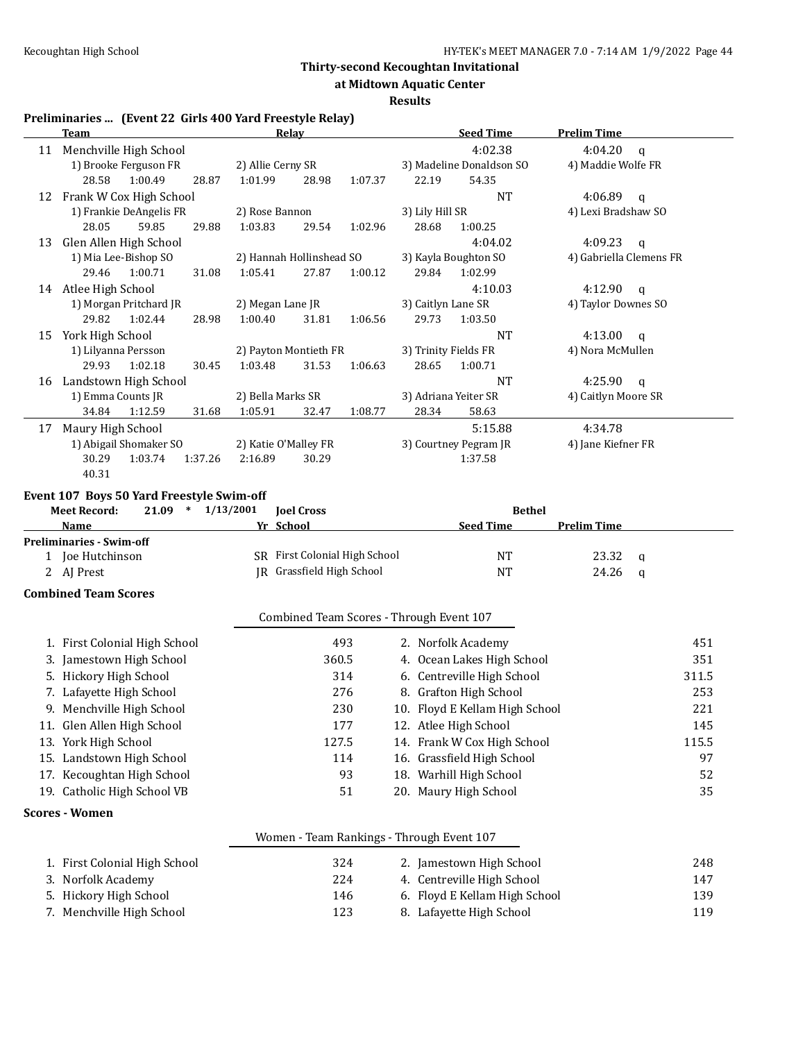## Thirty-second Kecoughtan Invitational

**at Midtown Aquatic Center**

**Results**

### Preliminaries ... (Event 22 Girls 400 Yard Freestyle Relay)

| | Team | Relay | Seed Time | Prelim Time |
|---|---|---|---|---|
| 11 | Menchville High School | | 4:02.38 | 4:04.20 q |
| | 1) Brooke Ferguson FR | 2) Allie Cerny SR | 3) Madeline Donaldson SO | 4) Maddie Wolfe FR |
| | 28.58 1:00.49 28.87 | 1:01.99 28.98 1:07.37 | 22.19 54.35 | |
| 12 | Frank W Cox High School | | NT | 4:06.89 q |
| | 1) Frankie DeAngelis FR | 2) Rose Bannon | 3) Lily Hill SR | 4) Lexi Bradshaw SO |
| | 28.05 59.85 29.88 | 1:03.83 29.54 1:02.96 | 28.68 1:00.25 | |
| 13 | Glen Allen High School | | 4:04.02 | 4:09.23 q |
| | 1) Mia Lee-Bishop SO | 2) Hannah Hollinshead SO | 3) Kayla Boughton SO | 4) Gabriella Clemens FR |
| | 29.46 1:00.71 31.08 | 1:05.41 27.87 1:00.12 | 29.84 1:02.99 | |
| 14 | Atlee High School | | 4:10.03 | 4:12.90 q |
| | 1) Morgan Pritchard JR | 2) Megan Lane JR | 3) Caitlyn Lane SR | 4) Taylor Downes SO |
| | 29.82 1:02.44 28.98 | 1:00.40 31.81 1:06.56 | 29.73 1:03.50 | |
| 15 | York High School | | NT | 4:13.00 q |
| | 1) Lilyanna Persson | 2) Payton Montieth FR | 3) Trinity Fields FR | 4) Nora McMullen |
| | 29.93 1:02.18 30.45 | 1:03.48 31.53 1:06.63 | 28.65 1:00.71 | |
| 16 | Landstown High School | | NT | 4:25.90 q |
| | 1) Emma Counts JR | 2) Bella Marks SR | 3) Adriana Yeiter SR | 4) Caitlyn Moore SR |
| | 34.84 1:12.59 31.68 | 1:05.91 32.47 1:08.77 | 28.34 58.63 | |
| 17 | Maury High School | | 5:15.88 | 4:34.78 |
| | 1) Abigail Shomaker SO | 2) Katie O'Malley FR | 3) Courtney Pegram JR | 4) Jane Kiefner FR |
| | 30.29 1:03.74 1:37.26 | 2:16.89 30.29 | 1:37.58 | |
| | 40.31 | | | |

### Event 107 Boys 50 Yard Freestyle Swim-off

Meet Record: 21.09 * 1/13/2001 Joel Cross Bethel

| | Name | Yr | School | Seed Time | Prelim Time |
|---|---|---|---|---|---|
| **Preliminaries - Swim-off** | | | | | |
| 1 | Joe Hutchinson | SR | First Colonial High School | NT | 23.32 q |
| 2 | AJ Prest | JR | Grassfield High School | NT | 24.26 q |

### Combined Team Scores

Combined Team Scores - Through Event 107

| | School | Points | | School | Points |
|---|---|---|---|---|---|
| 1. | First Colonial High School | 493 | 2. | Norfolk Academy | 451 |
| 3. | Jamestown High School | 360.5 | 4. | Ocean Lakes High School | 351 |
| 5. | Hickory High School | 314 | 6. | Centreville High School | 311.5 |
| 7. | Lafayette High School | 276 | 8. | Grafton High School | 253 |
| 9. | Menchville High School | 230 | 10. | Floyd E Kellam High School | 221 |
| 11. | Glen Allen High School | 177 | 12. | Atlee High School | 145 |
| 13. | York High School | 127.5 | 14. | Frank W Cox High School | 115.5 |
| 15. | Landstown High School | 114 | 16. | Grassfield High School | 97 |
| 17. | Kecoughtan High School | 93 | 18. | Warhill High School | 52 |
| 19. | Catholic High School VB | 51 | 20. | Maury High School | 35 |

### Scores - Women

Women - Team Rankings - Through Event 107

| | School | Points | | School | Points |
|---|---|---|---|---|---|
| 1. | First Colonial High School | 324 | 2. | Jamestown High School | 248 |
| 3. | Norfolk Academy | 224 | 4. | Centreville High School | 147 |
| 5. | Hickory High School | 146 | 6. | Floyd E Kellam High School | 139 |
| 7. | Menchville High School | 123 | 8. | Lafayette High School | 119 |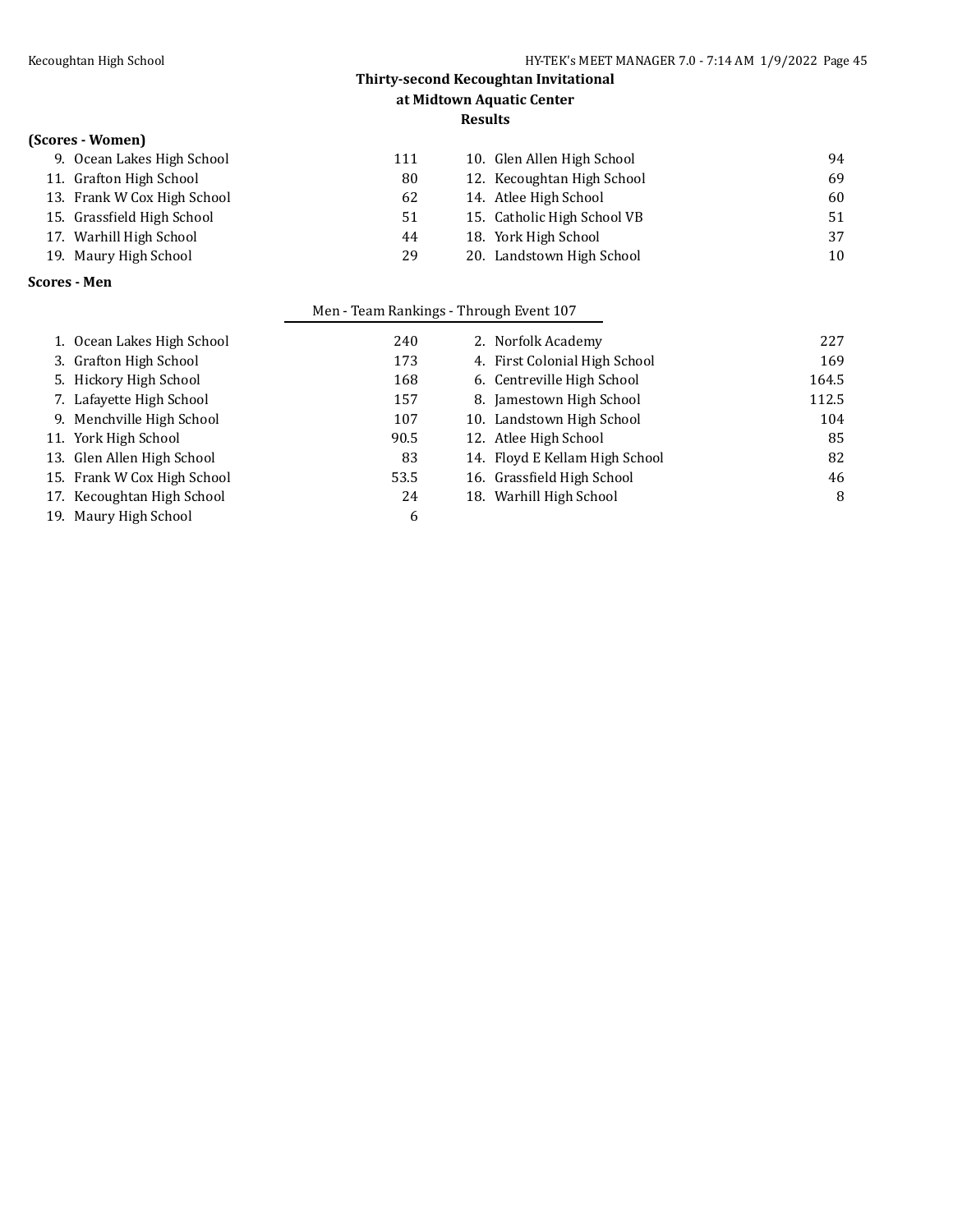**Thirty-second Kecoughtan Invitational**
**at Midtown Aquatic Center**
**Results**

**(Scores - Women)**

| | | | |
|---|---|---|---|
| 9. Ocean Lakes High School | 111 | 10. Glen Allen High School | 94 |
| 11. Grafton High School | 80 | 12. Kecoughtan High School | 69 |
| 13. Frank W Cox High School | 62 | 14. Atlee High School | 60 |
| 15. Grassfield High School | 51 | 15. Catholic High School VB | 51 |
| 17. Warhill High School | 44 | 18. York High School | 37 |
| 19. Maury High School | 29 | 20. Landstown High School | 10 |

**Scores - Men**

Men - Team Rankings - Through Event 107

| | | | |
|---|---|---|---|
| 1. Ocean Lakes High School | 240 | 2. Norfolk Academy | 227 |
| 3. Grafton High School | 173 | 4. First Colonial High School | 169 |
| 5. Hickory High School | 168 | 6. Centreville High School | 164.5 |
| 7. Lafayette High School | 157 | 8. Jamestown High School | 112.5 |
| 9. Menchville High School | 107 | 10. Landstown High School | 104 |
| 11. York High School | 90.5 | 12. Atlee High School | 85 |
| 13. Glen Allen High School | 83 | 14. Floyd E Kellam High School | 82 |
| 15. Frank W Cox High School | 53.5 | 16. Grassfield High School | 46 |
| 17. Kecoughtan High School | 24 | 18. Warhill High School | 8 |
| 19. Maury High School | 6 | | |